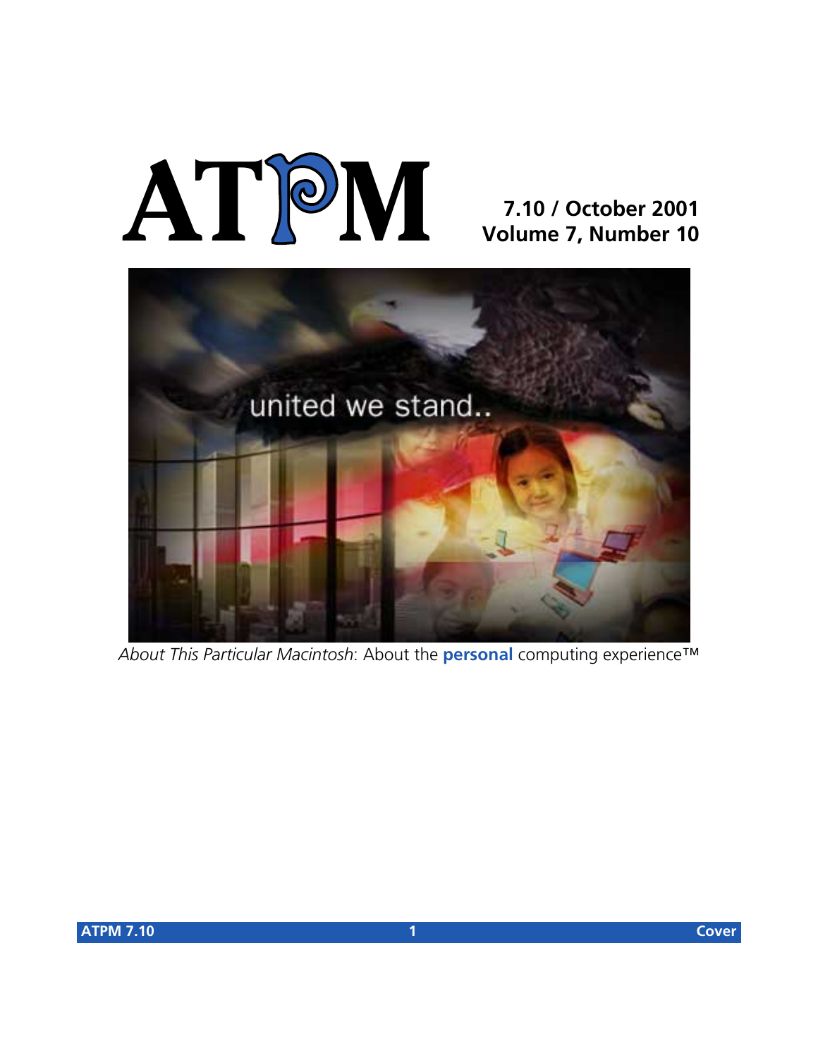# ATPM

**7.10 / October 2001**
**Volume 7, Number 10**

*About This Particular Macintosh*: About the **personal** computing experience™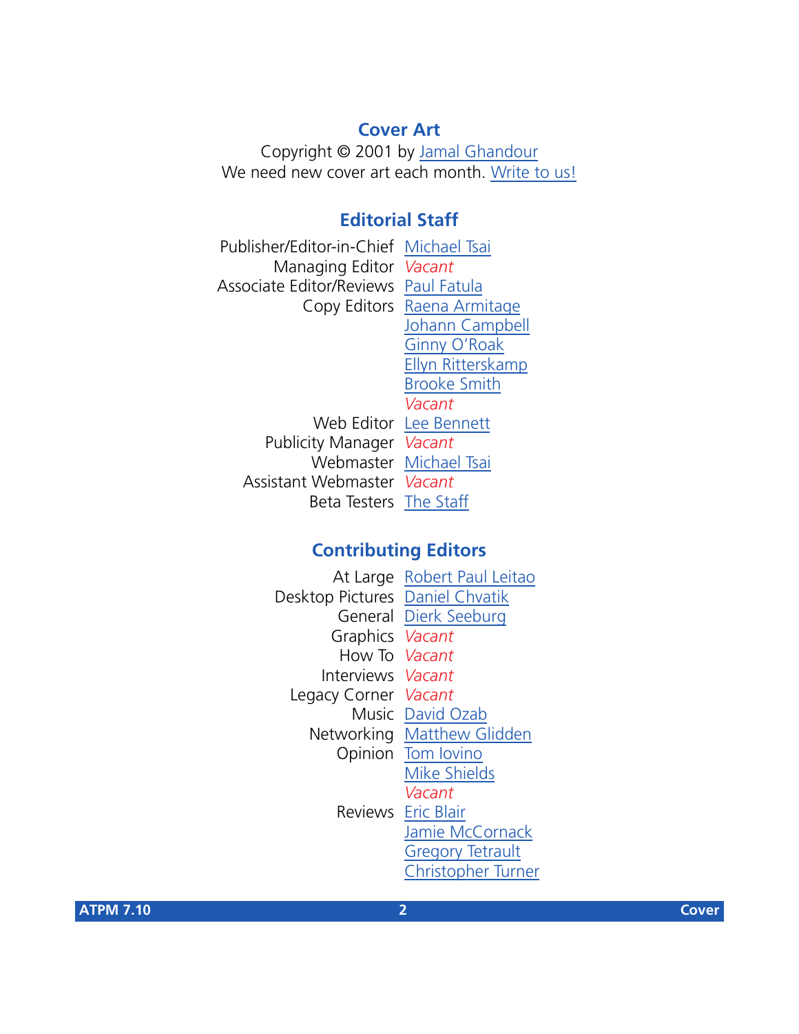## Cover Art

Copyright © 2001 by Jamal Ghandour
We need new cover art each month. Write to us!

## Editorial Staff

| | |
|---|---|
| Publisher/Editor-in-Chief | Michael Tsai |
| Managing Editor | *Vacant* |
| Associate Editor/Reviews | Paul Fatula |
| Copy Editors | Raena Armitage |
| | Johann Campbell |
| | Ginny O'Roak |
| | Ellyn Ritterskamp |
| | Brooke Smith |
| | *Vacant* |
| Web Editor | Lee Bennett |
| Publicity Manager | *Vacant* |
| Webmaster | Michael Tsai |
| Assistant Webmaster | *Vacant* |
| Beta Testers | The Staff |

## Contributing Editors

| | |
|---|---|
| At Large | Robert Paul Leitao |
| Desktop Pictures | Daniel Chvatik |
| General | Dierk Seeburg |
| Graphics | *Vacant* |
| How To | *Vacant* |
| Interviews | *Vacant* |
| Legacy Corner | *Vacant* |
| Music | David Ozab |
| Networking | Matthew Glidden |
| Opinion | Tom Iovino |
| | Mike Shields |
| | *Vacant* |
| Reviews | Eric Blair |
| | Jamie McCornack |
| | Gregory Tetrault |
| | Christopher Turner |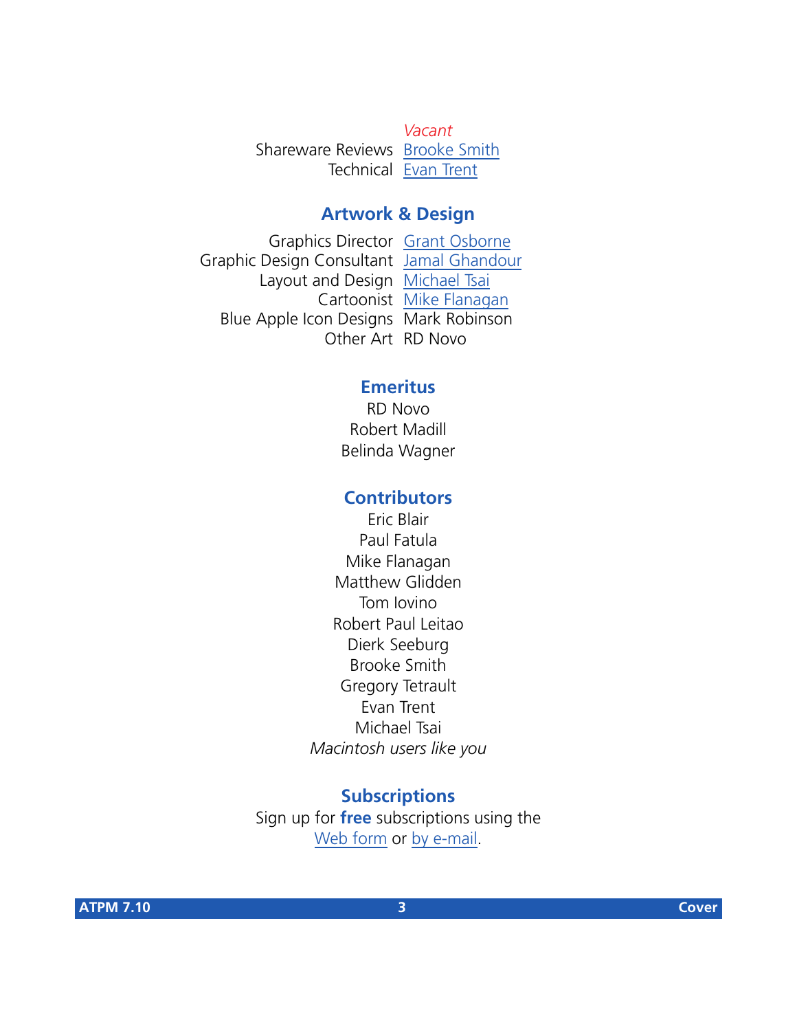| | |
|---|---|
| | *Vacant* |
| Shareware Reviews | [Brooke Smith] |
| Technical | [Evan Trent] |

## Artwork & Design

| | |
|---|---|
| Graphics Director | [Grant Osborne] |
| Graphic Design Consultant | [Jamal Ghandour] |
| Layout and Design | [Michael Tsai] |
| Cartoonist | [Mike Flanagan] |
| Blue Apple Icon Designs | Mark Robinson |
| Other Art | RD Novo |

## Emeritus

RD Novo
Robert Madill
Belinda Wagner

## Contributors

Eric Blair
Paul Fatula
Mike Flanagan
Matthew Glidden
Tom Iovino
Robert Paul Leitao
Dierk Seeburg
Brooke Smith
Gregory Tetrault
Evan Trent
Michael Tsai
*Macintosh users like you*

## Subscriptions

Sign up for **free** subscriptions using the Web form or by e-mail.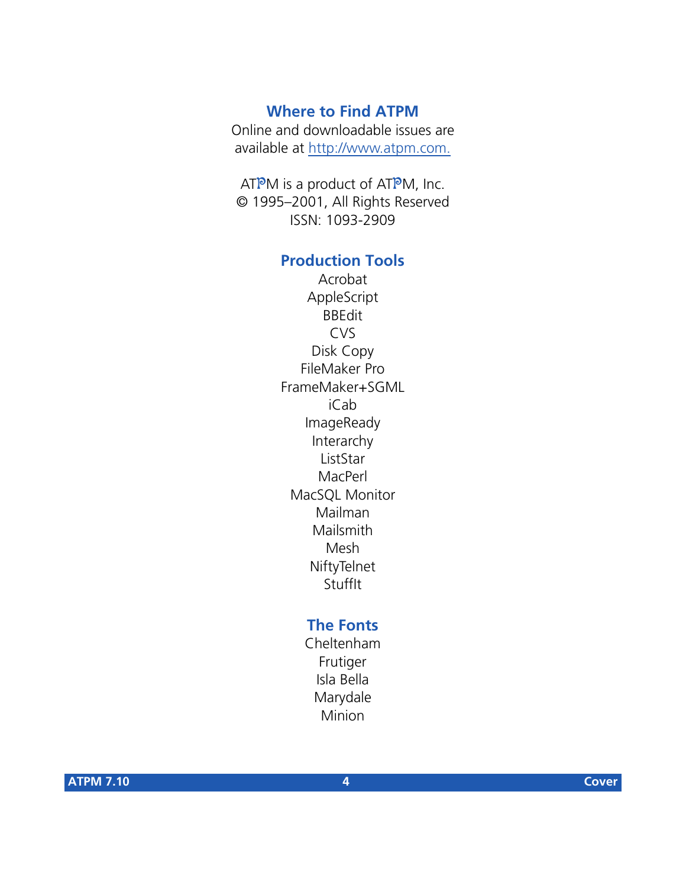## Where to Find ATPM

Online and downloadable issues are available at http://www.atpm.com.

ATPM is a product of ATPM, Inc.
© 1995–2001, All Rights Reserved
ISSN: 1093-2909

## Production Tools

Acrobat
AppleScript
BBEdit
CVS
Disk Copy
FileMaker Pro
FrameMaker+SGML
iCab
ImageReady
Interarchy
ListStar
MacPerl
MacSQL Monitor
Mailman
Mailsmith
Mesh
NiftyTelnet
StuffIt

## The Fonts

Cheltenham
Frutiger
Isla Bella
Marydale
Minion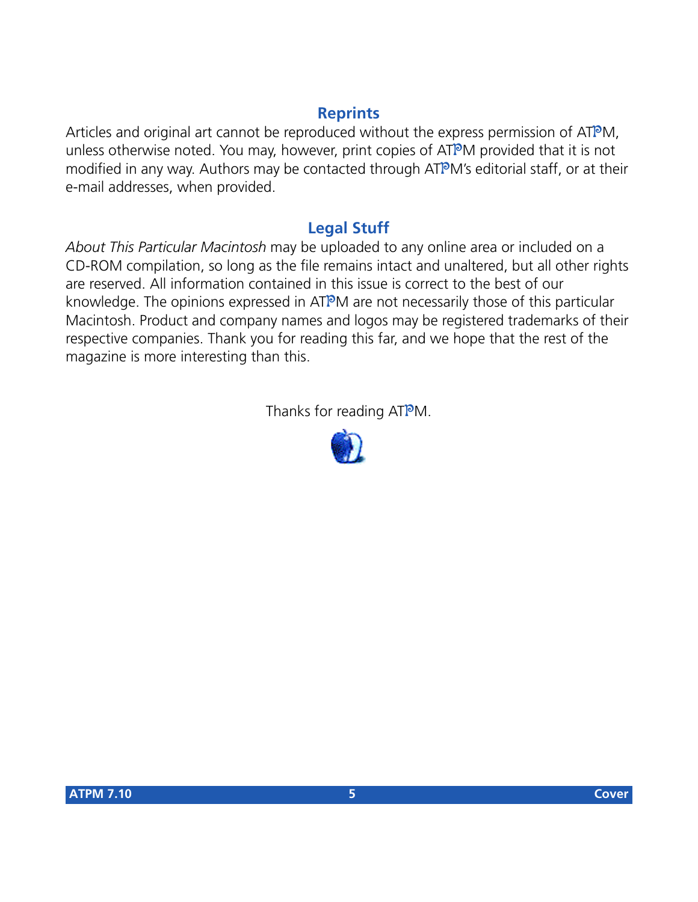## Reprints

Articles and original art cannot be reproduced without the express permission of ATPM, unless otherwise noted. You may, however, print copies of ATPM provided that it is not modified in any way. Authors may be contacted through ATPM's editorial staff, or at their e-mail addresses, when provided.

## Legal Stuff

*About This Particular Macintosh* may be uploaded to any online area or included on a CD-ROM compilation, so long as the file remains intact and unaltered, but all other rights are reserved. All information contained in this issue is correct to the best of our knowledge. The opinions expressed in ATPM are not necessarily those of this particular Macintosh. Product and company names and logos may be registered trademarks of their respective companies. Thank you for reading this far, and we hope that the rest of the magazine is more interesting than this.

Thanks for reading ATPM.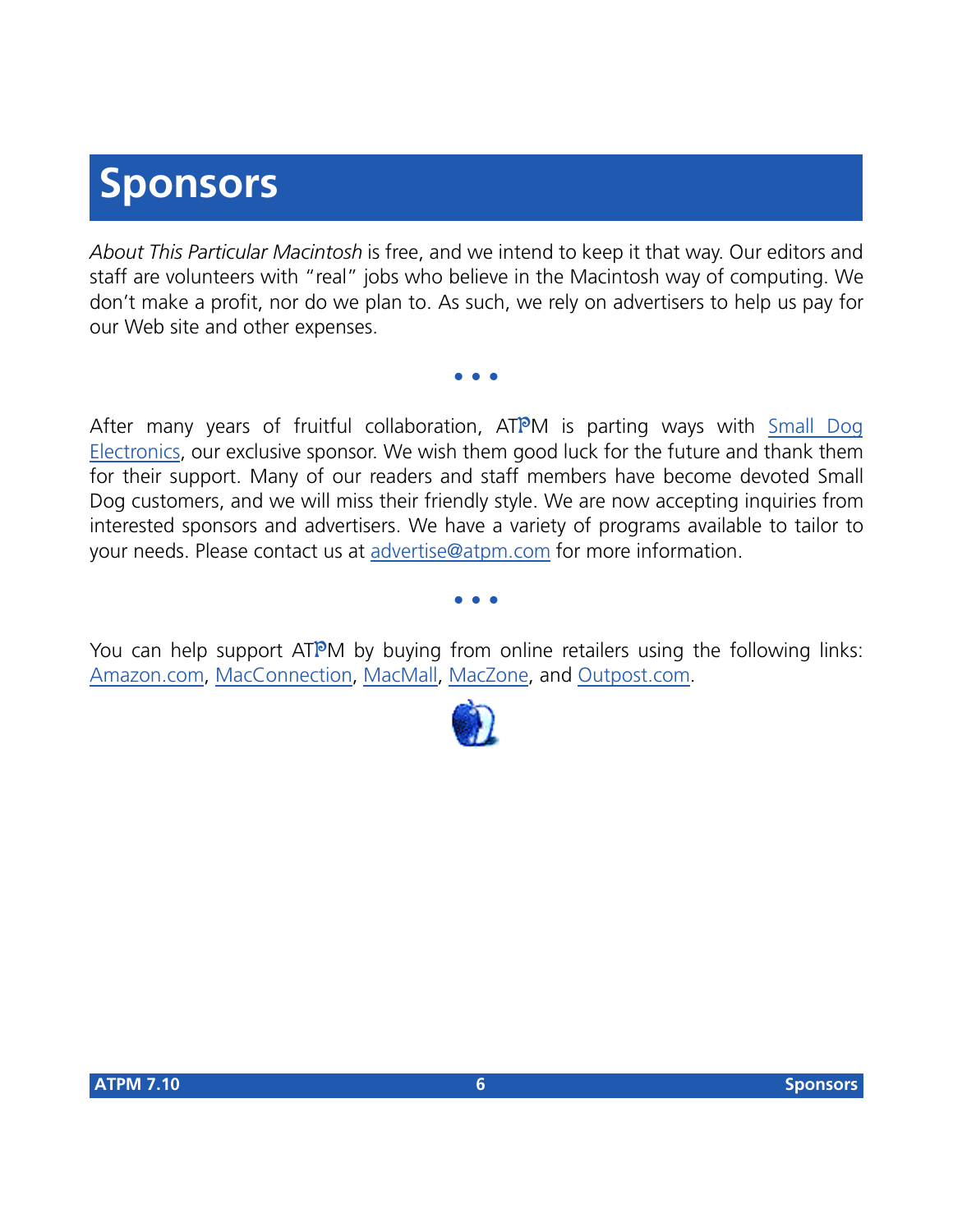# Sponsors

*About This Particular Macintosh* is free, and we intend to keep it that way. Our editors and staff are volunteers with "real" jobs who believe in the Macintosh way of computing. We don't make a profit, nor do we plan to. As such, we rely on advertisers to help us pay for our Web site and other expenses.

• • •

After many years of fruitful collaboration, ATPM is parting ways with Small Dog Electronics, our exclusive sponsor. We wish them good luck for the future and thank them for their support. Many of our readers and staff members have become devoted Small Dog customers, and we will miss their friendly style. We are now accepting inquiries from interested sponsors and advertisers. We have a variety of programs available to tailor to your needs. Please contact us at advertise@atpm.com for more information.

• • •

You can help support ATPM by buying from online retailers using the following links: Amazon.com, MacConnection, MacMall, MacZone, and Outpost.com.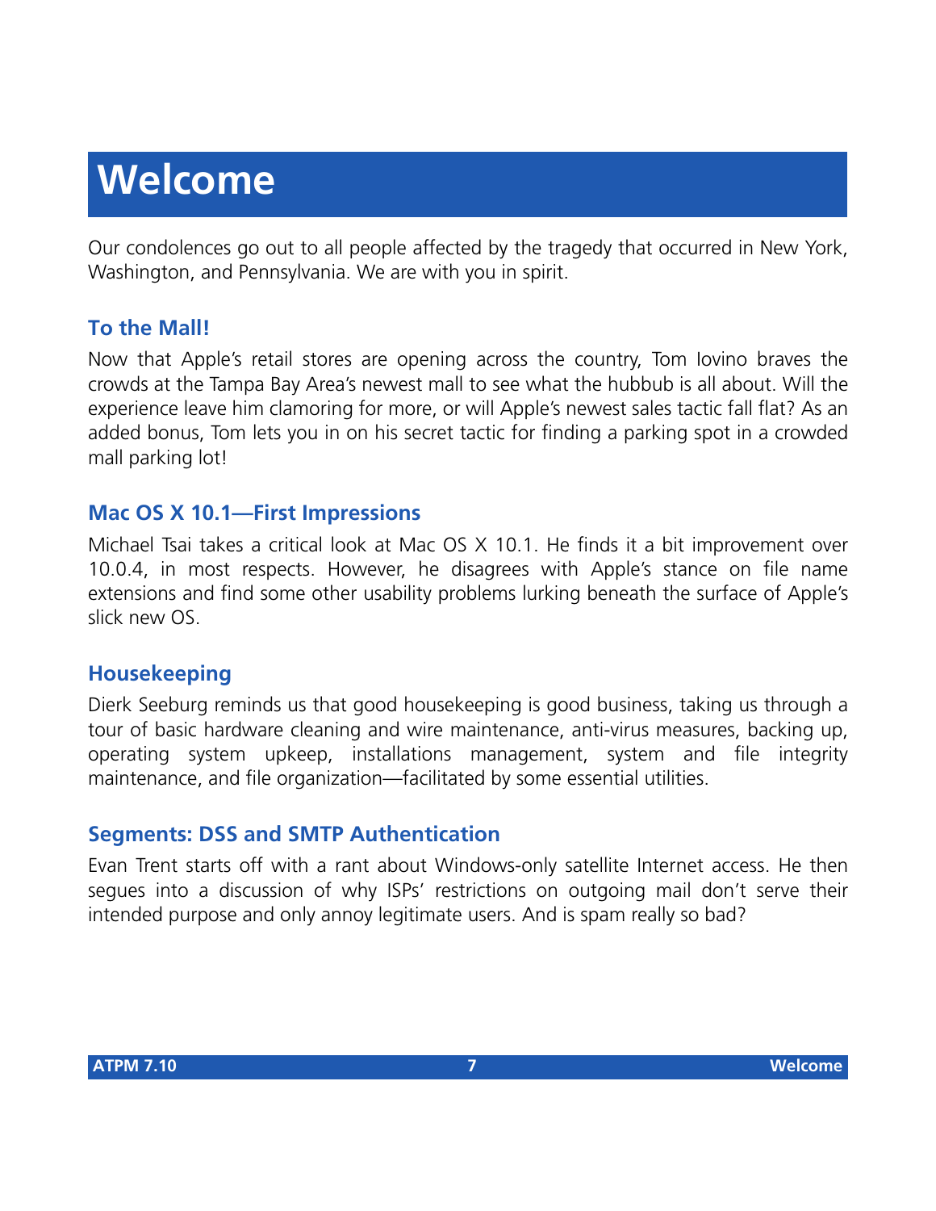# Welcome

Our condolences go out to all people affected by the tragedy that occurred in New York, Washington, and Pennsylvania. We are with you in spirit.

### To the Mall!

Now that Apple's retail stores are opening across the country, Tom Iovino braves the crowds at the Tampa Bay Area's newest mall to see what the hubbub is all about. Will the experience leave him clamoring for more, or will Apple's newest sales tactic fall flat? As an added bonus, Tom lets you in on his secret tactic for finding a parking spot in a crowded mall parking lot!

### Mac OS X 10.1—First Impressions

Michael Tsai takes a critical look at Mac OS X 10.1. He finds it a bit improvement over 10.0.4, in most respects. However, he disagrees with Apple's stance on file name extensions and find some other usability problems lurking beneath the surface of Apple's slick new OS.

### Housekeeping

Dierk Seeburg reminds us that good housekeeping is good business, taking us through a tour of basic hardware cleaning and wire maintenance, anti-virus measures, backing up, operating system upkeep, installations management, system and file integrity maintenance, and file organization—facilitated by some essential utilities.

### Segments: DSS and SMTP Authentication

Evan Trent starts off with a rant about Windows-only satellite Internet access. He then segues into a discussion of why ISPs' restrictions on outgoing mail don't serve their intended purpose and only annoy legitimate users. And is spam really so bad?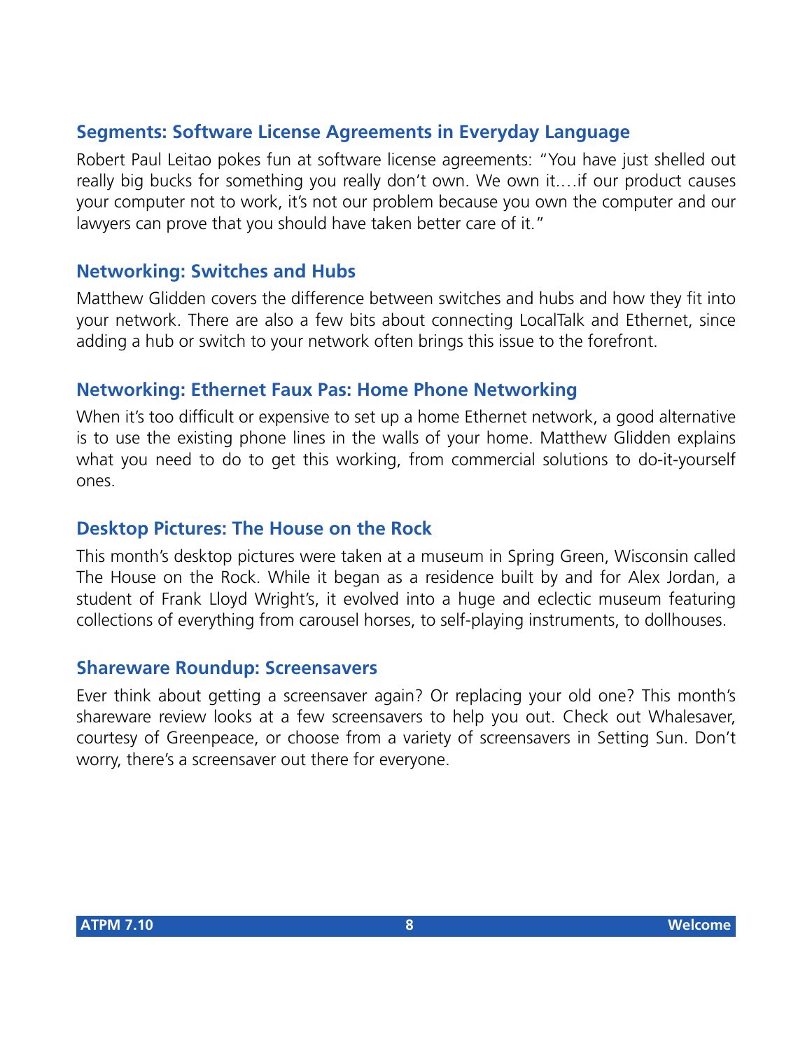### Segments: Software License Agreements in Everyday Language

Robert Paul Leitao pokes fun at software license agreements: "You have just shelled out really big bucks for something you really don't own. We own it.…if our product causes your computer not to work, it's not our problem because you own the computer and our lawyers can prove that you should have taken better care of it."

### Networking: Switches and Hubs

Matthew Glidden covers the difference between switches and hubs and how they fit into your network. There are also a few bits about connecting LocalTalk and Ethernet, since adding a hub or switch to your network often brings this issue to the forefront.

### Networking: Ethernet Faux Pas: Home Phone Networking

When it's too difficult or expensive to set up a home Ethernet network, a good alternative is to use the existing phone lines in the walls of your home. Matthew Glidden explains what you need to do to get this working, from commercial solutions to do-it-yourself ones.

### Desktop Pictures: The House on the Rock

This month's desktop pictures were taken at a museum in Spring Green, Wisconsin called The House on the Rock. While it began as a residence built by and for Alex Jordan, a student of Frank Lloyd Wright's, it evolved into a huge and eclectic museum featuring collections of everything from carousel horses, to self-playing instruments, to dollhouses.

### Shareware Roundup: Screensavers

Ever think about getting a screensaver again? Or replacing your old one? This month's shareware review looks at a few screensavers to help you out. Check out Whalesaver, courtesy of Greenpeace, or choose from a variety of screensavers in Setting Sun. Don't worry, there's a screensaver out there for everyone.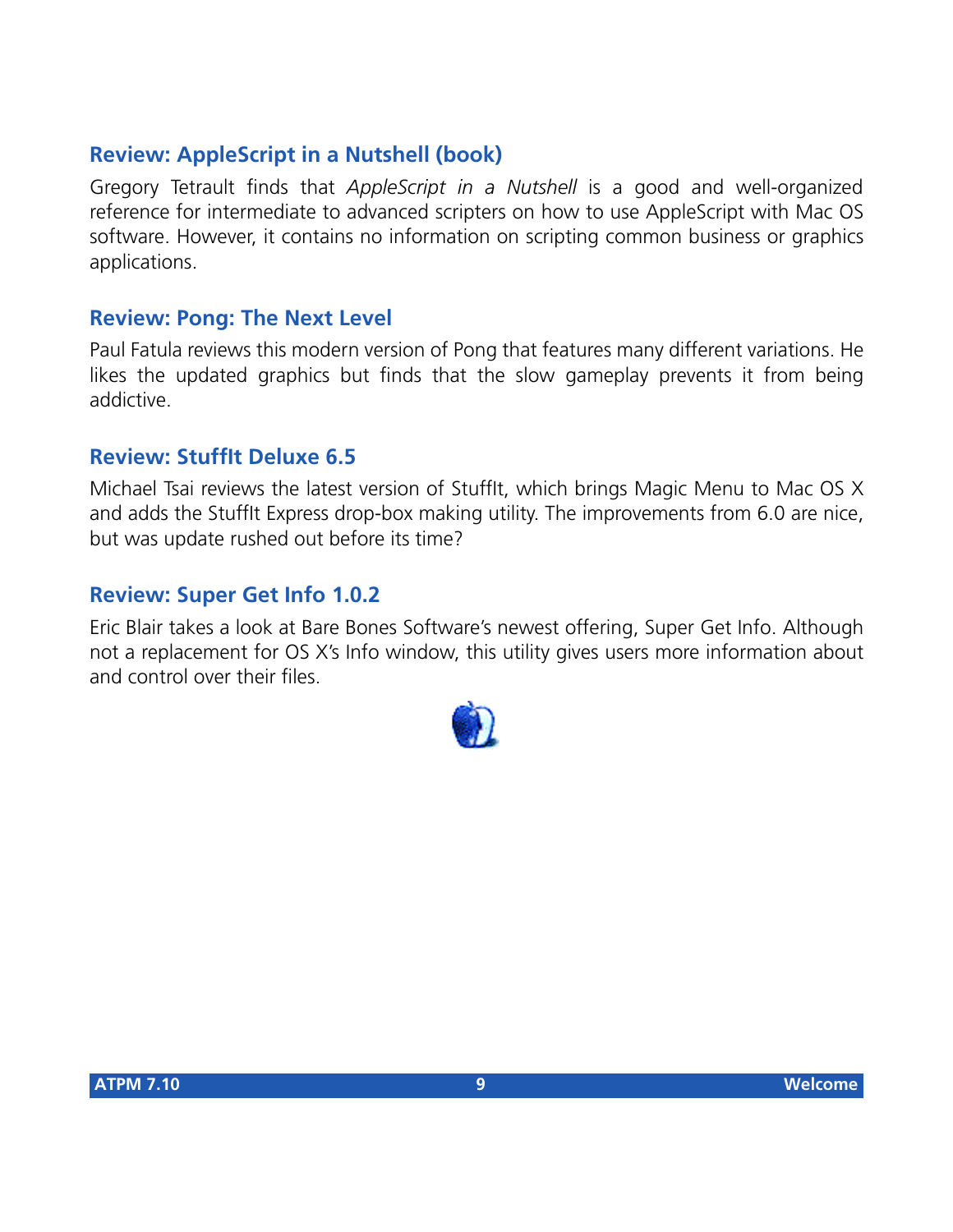### Review: AppleScript in a Nutshell (book)

Gregory Tetrault finds that *AppleScript in a Nutshell* is a good and well-organized reference for intermediate to advanced scripters on how to use AppleScript with Mac OS software. However, it contains no information on scripting common business or graphics applications.

### Review: Pong: The Next Level

Paul Fatula reviews this modern version of Pong that features many different variations. He likes the updated graphics but finds that the slow gameplay prevents it from being addictive.

### Review: StuffIt Deluxe 6.5

Michael Tsai reviews the latest version of StuffIt, which brings Magic Menu to Mac OS X and adds the StuffIt Express drop-box making utility. The improvements from 6.0 are nice, but was update rushed out before its time?

### Review: Super Get Info 1.0.2

Eric Blair takes a look at Bare Bones Software's newest offering, Super Get Info. Although not a replacement for OS X's Info window, this utility gives users more information about and control over their files.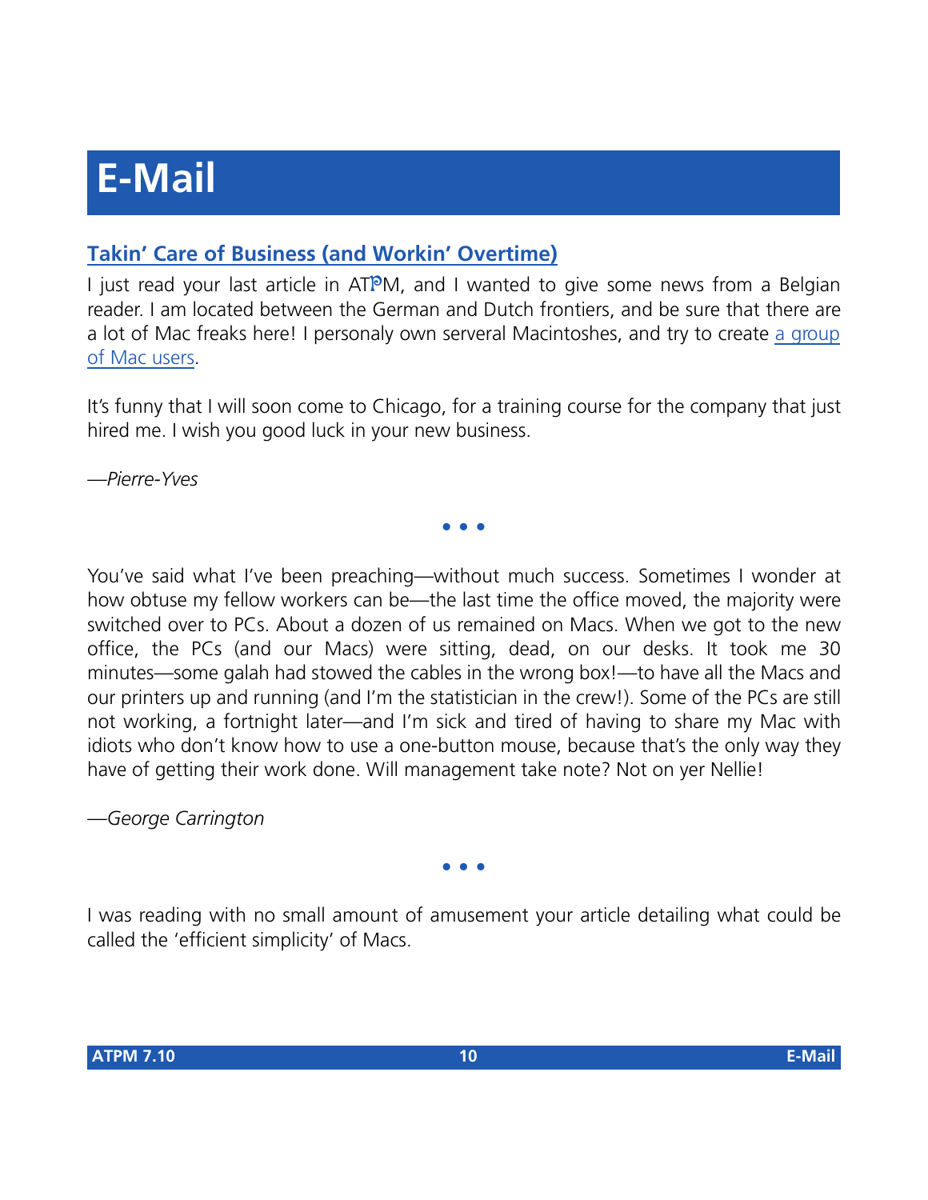# E-Mail

## Takin' Care of Business (and Workin' Overtime)

I just read your last article in ATPM, and I wanted to give some news from a Belgian reader. I am located between the German and Dutch frontiers, and be sure that there are a lot of Mac freaks here! I personaly own serveral Macintoshes, and try to create a group of Mac users.

It's funny that I will soon come to Chicago, for a training course for the company that just hired me. I wish you good luck in your new business.

*—Pierre-Yves*

• • •

You've said what I've been preaching—without much success. Sometimes I wonder at how obtuse my fellow workers can be—the last time the office moved, the majority were switched over to PCs. About a dozen of us remained on Macs. When we got to the new office, the PCs (and our Macs) were sitting, dead, on our desks. It took me 30 minutes—some galah had stowed the cables in the wrong box!—to have all the Macs and our printers up and running (and I'm the statistician in the crew!). Some of the PCs are still not working, a fortnight later—and I'm sick and tired of having to share my Mac with idiots who don't know how to use a one-button mouse, because that's the only way they have of getting their work done. Will management take note? Not on yer Nellie!

*—George Carrington*

• • •

I was reading with no small amount of amusement your article detailing what could be called the 'efficient simplicity' of Macs.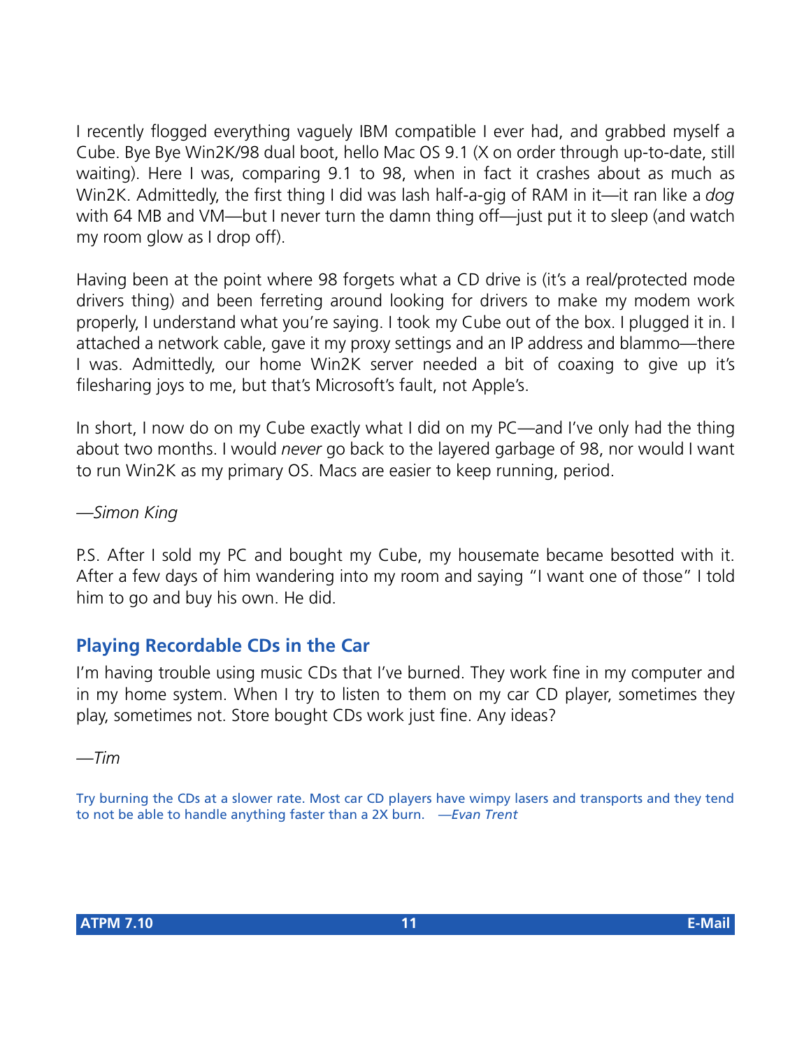I recently flogged everything vaguely IBM compatible I ever had, and grabbed myself a Cube. Bye Bye Win2K/98 dual boot, hello Mac OS 9.1 (X on order through up-to-date, still waiting). Here I was, comparing 9.1 to 98, when in fact it crashes about as much as Win2K. Admittedly, the first thing I did was lash half-a-gig of RAM in it—it ran like a *dog* with 64 MB and VM—but I never turn the damn thing off—just put it to sleep (and watch my room glow as I drop off).

Having been at the point where 98 forgets what a CD drive is (it's a real/protected mode drivers thing) and been ferreting around looking for drivers to make my modem work properly, I understand what you're saying. I took my Cube out of the box. I plugged it in. I attached a network cable, gave it my proxy settings and an IP address and blammo—there I was. Admittedly, our home Win2K server needed a bit of coaxing to give up it's filesharing joys to me, but that's Microsoft's fault, not Apple's.

In short, I now do on my Cube exactly what I did on my PC—and I've only had the thing about two months. I would *never* go back to the layered garbage of 98, nor would I want to run Win2K as my primary OS. Macs are easier to keep running, period.

—*Simon King*

P.S. After I sold my PC and bought my Cube, my housemate became besotted with it. After a few days of him wandering into my room and saying "I want one of those" I told him to go and buy his own. He did.

## Playing Recordable CDs in the Car

I'm having trouble using music CDs that I've burned. They work fine in my computer and in my home system. When I try to listen to them on my car CD player, sometimes they play, sometimes not. Store bought CDs work just fine. Any ideas?

—*Tim*

Try burning the CDs at a slower rate. Most car CD players have wimpy lasers and transports and they tend to not be able to handle anything faster than a 2X burn. —*Evan Trent*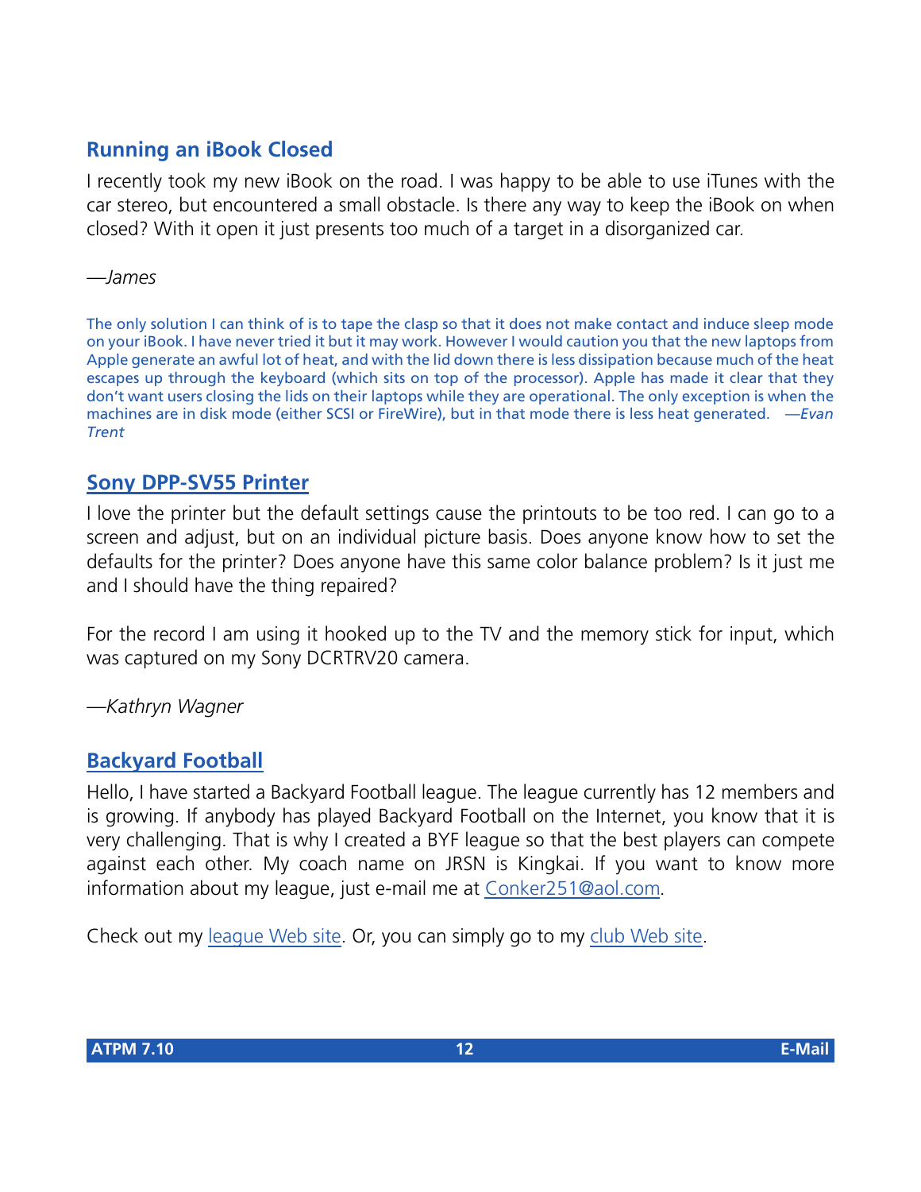## Running an iBook Closed

I recently took my new iBook on the road. I was happy to be able to use iTunes with the car stereo, but encountered a small obstacle. Is there any way to keep the iBook on when closed? With it open it just presents too much of a target in a disorganized car.

*—James*

The only solution I can think of is to tape the clasp so that it does not make contact and induce sleep mode on your iBook. I have never tried it but it may work. However I would caution you that the new laptops from Apple generate an awful lot of heat, and with the lid down there is less dissipation because much of the heat escapes up through the keyboard (which sits on top of the processor). Apple has made it clear that they don't want users closing the lids on their laptops while they are operational. The only exception is when the machines are in disk mode (either SCSI or FireWire), but in that mode there is less heat generated. *—Evan Trent*

## Sony DPP-SV55 Printer

I love the printer but the default settings cause the printouts to be too red. I can go to a screen and adjust, but on an individual picture basis. Does anyone know how to set the defaults for the printer? Does anyone have this same color balance problem? Is it just me and I should have the thing repaired?

For the record I am using it hooked up to the TV and the memory stick for input, which was captured on my Sony DCRTRV20 camera.

*—Kathryn Wagner*

## Backyard Football

Hello, I have started a Backyard Football league. The league currently has 12 members and is growing. If anybody has played Backyard Football on the Internet, you know that it is very challenging. That is why I created a BYF league so that the best players can compete against each other. My coach name on JRSN is Kingkai. If you want to know more information about my league, just e-mail me at Conker251@aol.com.

Check out my league Web site. Or, you can simply go to my club Web site.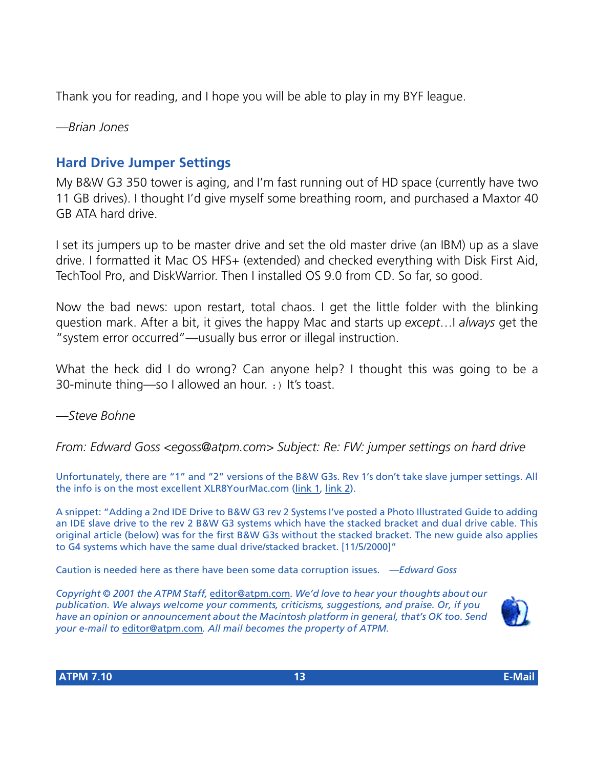Thank you for reading, and I hope you will be able to play in my BYF league.

*—Brian Jones*

## Hard Drive Jumper Settings

My B&W G3 350 tower is aging, and I'm fast running out of HD space (currently have two 11 GB drives). I thought I'd give myself some breathing room, and purchased a Maxtor 40 GB ATA hard drive.

I set its jumpers up to be master drive and set the old master drive (an IBM) up as a slave drive. I formatted it Mac OS HFS+ (extended) and checked everything with Disk First Aid, TechTool Pro, and DiskWarrior. Then I installed OS 9.0 from CD. So far, so good.

Now the bad news: upon restart, total chaos. I get the little folder with the blinking question mark. After a bit, it gives the happy Mac and starts up *except*…I *always* get the "system error occurred"—usually bus error or illegal instruction.

What the heck did I do wrong? Can anyone help? I thought this was going to be a 30-minute thing—so I allowed an hour. :) It's toast.

*—Steve Bohne*

*From: Edward Goss <egoss@atpm.com> Subject: Re: FW: jumper settings on hard drive*

Unfortunately, there are "1" and "2" versions of the B&W G3s. Rev 1's don't take slave jumper settings. All the info is on the most excellent XLR8YourMac.com (link 1, link 2).

A snippet: "Adding a 2nd IDE Drive to B&W G3 rev 2 Systems I've posted a Photo Illustrated Guide to adding an IDE slave drive to the rev 2 B&W G3 systems which have the stacked bracket and dual drive cable. This original article (below) was for the first B&W G3s without the stacked bracket. The new guide also applies to G4 systems which have the same dual drive/stacked bracket. [11/5/2000]"

Caution is needed here as there have been some data corruption issues. *—Edward Goss*

*Copyright © 2001 the ATPM Staff, editor@atpm.com. We'd love to hear your thoughts about our publication. We always welcome your comments, criticisms, suggestions, and praise. Or, if you have an opinion or announcement about the Macintosh platform in general, that's OK too. Send your e-mail to editor@atpm.com. All mail becomes the property of ATPM.*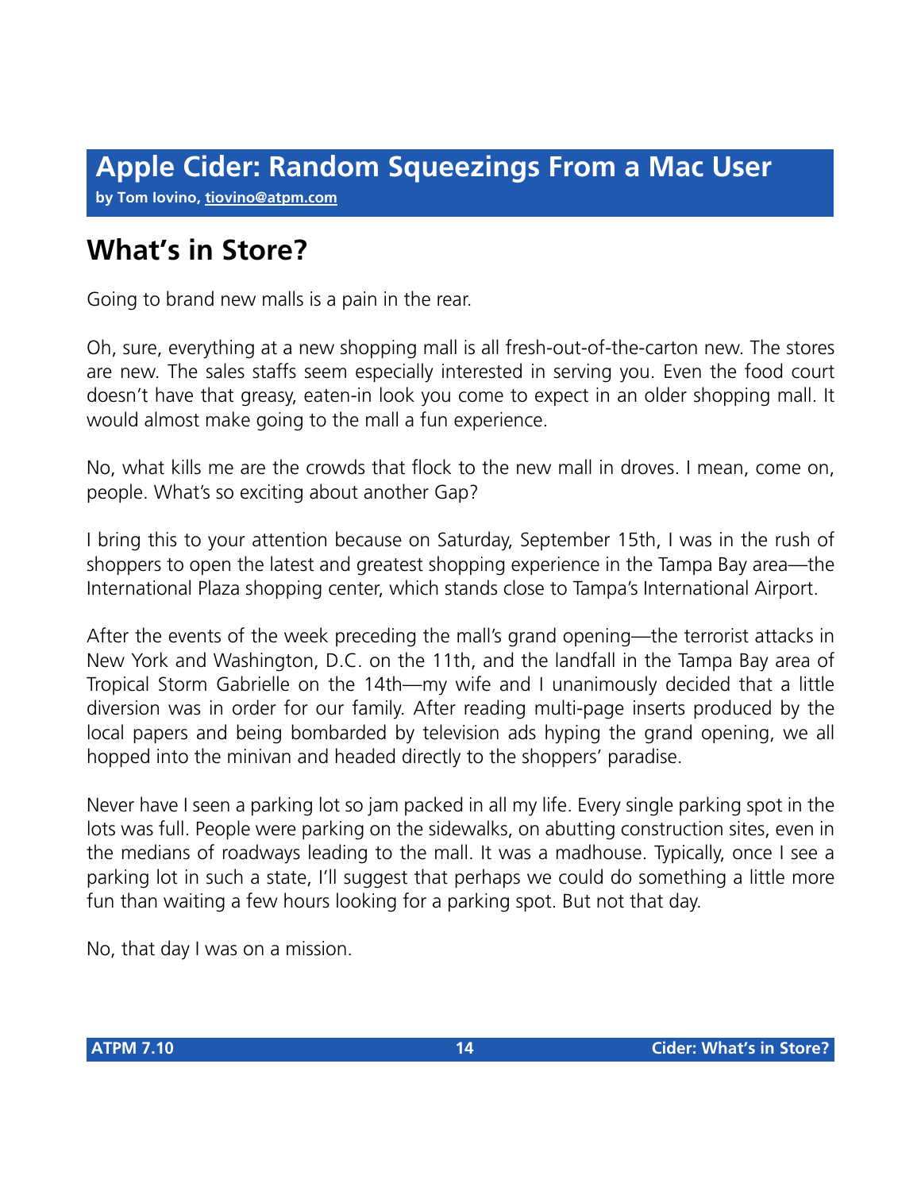# Apple Cider: Random Squeezings From a Mac User

**by Tom Iovino, tiovino@atpm.com**

## What's in Store?

Going to brand new malls is a pain in the rear.

Oh, sure, everything at a new shopping mall is all fresh-out-of-the-carton new. The stores are new. The sales staffs seem especially interested in serving you. Even the food court doesn't have that greasy, eaten-in look you come to expect in an older shopping mall. It would almost make going to the mall a fun experience.

No, what kills me are the crowds that flock to the new mall in droves. I mean, come on, people. What's so exciting about another Gap?

I bring this to your attention because on Saturday, September 15th, I was in the rush of shoppers to open the latest and greatest shopping experience in the Tampa Bay area—the International Plaza shopping center, which stands close to Tampa's International Airport.

After the events of the week preceding the mall's grand opening—the terrorist attacks in New York and Washington, D.C. on the 11th, and the landfall in the Tampa Bay area of Tropical Storm Gabrielle on the 14th—my wife and I unanimously decided that a little diversion was in order for our family. After reading multi-page inserts produced by the local papers and being bombarded by television ads hyping the grand opening, we all hopped into the minivan and headed directly to the shoppers' paradise.

Never have I seen a parking lot so jam packed in all my life. Every single parking spot in the lots was full. People were parking on the sidewalks, on abutting construction sites, even in the medians of roadways leading to the mall. It was a madhouse. Typically, once I see a parking lot in such a state, I'll suggest that perhaps we could do something a little more fun than waiting a few hours looking for a parking spot. But not that day.

No, that day I was on a mission.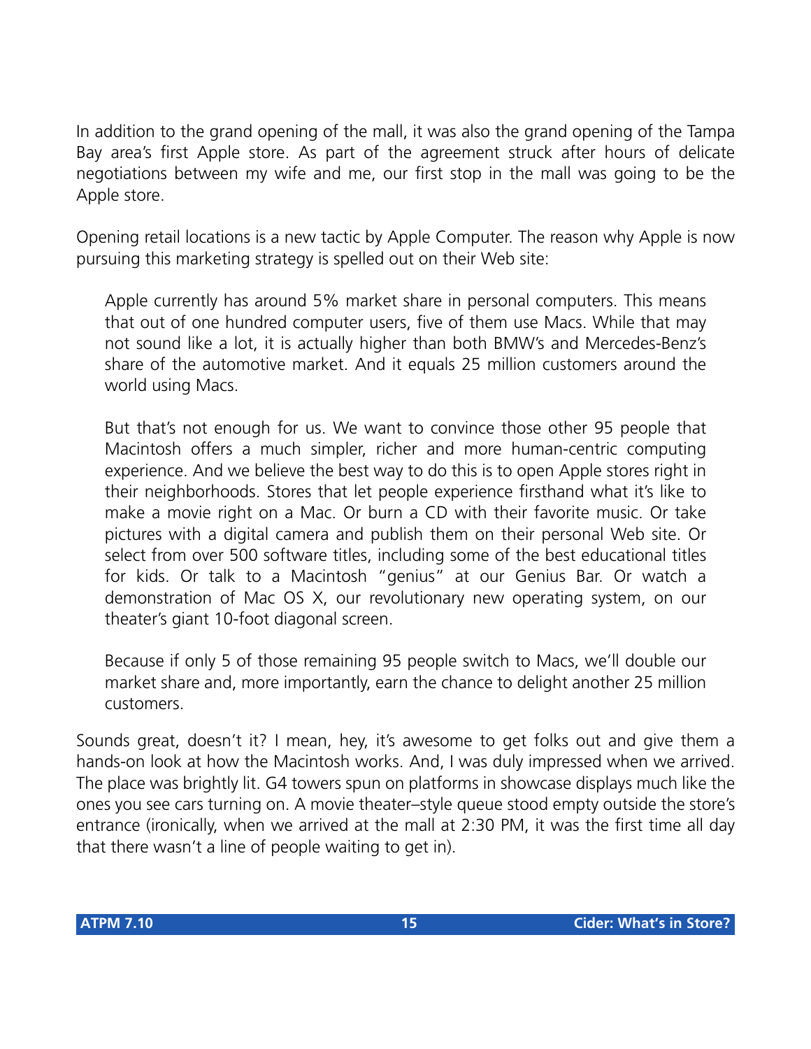In addition to the grand opening of the mall, it was also the grand opening of the Tampa Bay area's first Apple store. As part of the agreement struck after hours of delicate negotiations between my wife and me, our first stop in the mall was going to be the Apple store.

Opening retail locations is a new tactic by Apple Computer. The reason why Apple is now pursuing this marketing strategy is spelled out on their Web site:

> Apple currently has around 5% market share in personal computers. This means that out of one hundred computer users, five of them use Macs. While that may not sound like a lot, it is actually higher than both BMW's and Mercedes-Benz's share of the automotive market. And it equals 25 million customers around the world using Macs.
>
> But that's not enough for us. We want to convince those other 95 people that Macintosh offers a much simpler, richer and more human-centric computing experience. And we believe the best way to do this is to open Apple stores right in their neighborhoods. Stores that let people experience firsthand what it's like to make a movie right on a Mac. Or burn a CD with their favorite music. Or take pictures with a digital camera and publish them on their personal Web site. Or select from over 500 software titles, including some of the best educational titles for kids. Or talk to a Macintosh "genius" at our Genius Bar. Or watch a demonstration of Mac OS X, our revolutionary new operating system, on our theater's giant 10-foot diagonal screen.
>
> Because if only 5 of those remaining 95 people switch to Macs, we'll double our market share and, more importantly, earn the chance to delight another 25 million customers.

Sounds great, doesn't it? I mean, hey, it's awesome to get folks out and give them a hands-on look at how the Macintosh works. And, I was duly impressed when we arrived. The place was brightly lit. G4 towers spun on platforms in showcase displays much like the ones you see cars turning on. A movie theater–style queue stood empty outside the store's entrance (ironically, when we arrived at the mall at 2:30 PM, it was the first time all day that there wasn't a line of people waiting to get in).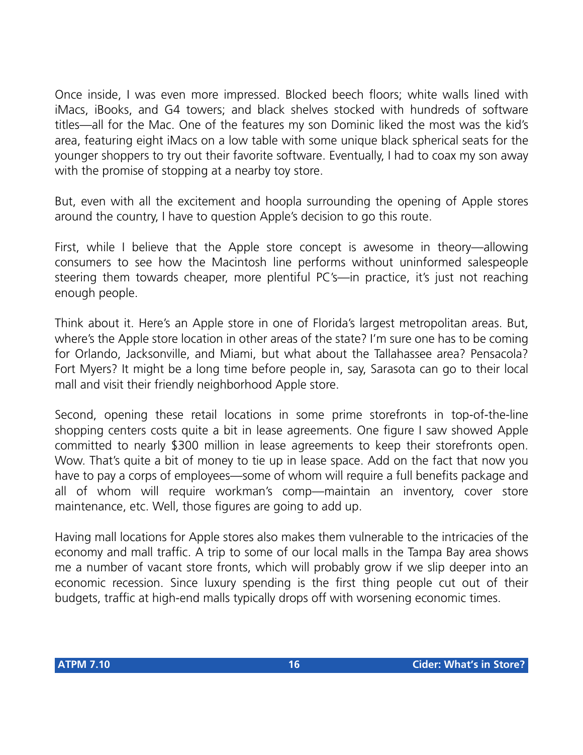Once inside, I was even more impressed. Blocked beech floors; white walls lined with iMacs, iBooks, and G4 towers; and black shelves stocked with hundreds of software titles—all for the Mac. One of the features my son Dominic liked the most was the kid's area, featuring eight iMacs on a low table with some unique black spherical seats for the younger shoppers to try out their favorite software. Eventually, I had to coax my son away with the promise of stopping at a nearby toy store.

But, even with all the excitement and hoopla surrounding the opening of Apple stores around the country, I have to question Apple's decision to go this route.

First, while I believe that the Apple store concept is awesome in theory—allowing consumers to see how the Macintosh line performs without uninformed salespeople steering them towards cheaper, more plentiful PC's—in practice, it's just not reaching enough people.

Think about it. Here's an Apple store in one of Florida's largest metropolitan areas. But, where's the Apple store location in other areas of the state? I'm sure one has to be coming for Orlando, Jacksonville, and Miami, but what about the Tallahassee area? Pensacola? Fort Myers? It might be a long time before people in, say, Sarasota can go to their local mall and visit their friendly neighborhood Apple store.

Second, opening these retail locations in some prime storefronts in top-of-the-line shopping centers costs quite a bit in lease agreements. One figure I saw showed Apple committed to nearly $300 million in lease agreements to keep their storefronts open. Wow. That's quite a bit of money to tie up in lease space. Add on the fact that now you have to pay a corps of employees—some of whom will require a full benefits package and all of whom will require workman's comp—maintain an inventory, cover store maintenance, etc. Well, those figures are going to add up.

Having mall locations for Apple stores also makes them vulnerable to the intricacies of the economy and mall traffic. A trip to some of our local malls in the Tampa Bay area shows me a number of vacant store fronts, which will probably grow if we slip deeper into an economic recession. Since luxury spending is the first thing people cut out of their budgets, traffic at high-end malls typically drops off with worsening economic times.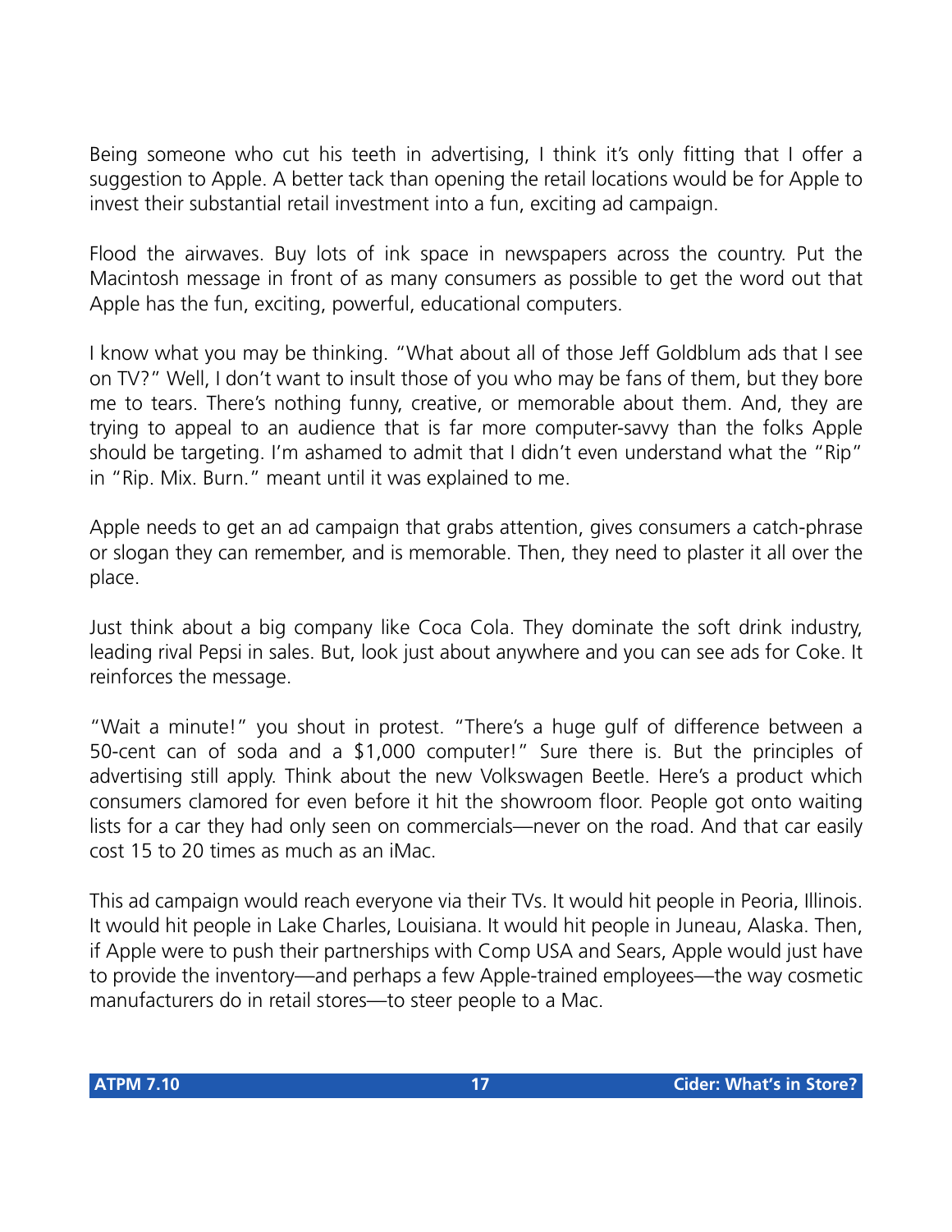Being someone who cut his teeth in advertising, I think it's only fitting that I offer a suggestion to Apple. A better tack than opening the retail locations would be for Apple to invest their substantial retail investment into a fun, exciting ad campaign.

Flood the airwaves. Buy lots of ink space in newspapers across the country. Put the Macintosh message in front of as many consumers as possible to get the word out that Apple has the fun, exciting, powerful, educational computers.

I know what you may be thinking. "What about all of those Jeff Goldblum ads that I see on TV?" Well, I don't want to insult those of you who may be fans of them, but they bore me to tears. There's nothing funny, creative, or memorable about them. And, they are trying to appeal to an audience that is far more computer-savvy than the folks Apple should be targeting. I'm ashamed to admit that I didn't even understand what the "Rip" in "Rip. Mix. Burn." meant until it was explained to me.

Apple needs to get an ad campaign that grabs attention, gives consumers a catch-phrase or slogan they can remember, and is memorable. Then, they need to plaster it all over the place.

Just think about a big company like Coca Cola. They dominate the soft drink industry, leading rival Pepsi in sales. But, look just about anywhere and you can see ads for Coke. It reinforces the message.

"Wait a minute!" you shout in protest. "There's a huge gulf of difference between a 50-cent can of soda and a $1,000 computer!" Sure there is. But the principles of advertising still apply. Think about the new Volkswagen Beetle. Here's a product which consumers clamored for even before it hit the showroom floor. People got onto waiting lists for a car they had only seen on commercials—never on the road. And that car easily cost 15 to 20 times as much as an iMac.

This ad campaign would reach everyone via their TVs. It would hit people in Peoria, Illinois. It would hit people in Lake Charles, Louisiana. It would hit people in Juneau, Alaska. Then, if Apple were to push their partnerships with Comp USA and Sears, Apple would just have to provide the inventory—and perhaps a few Apple-trained employees—the way cosmetic manufacturers do in retail stores—to steer people to a Mac.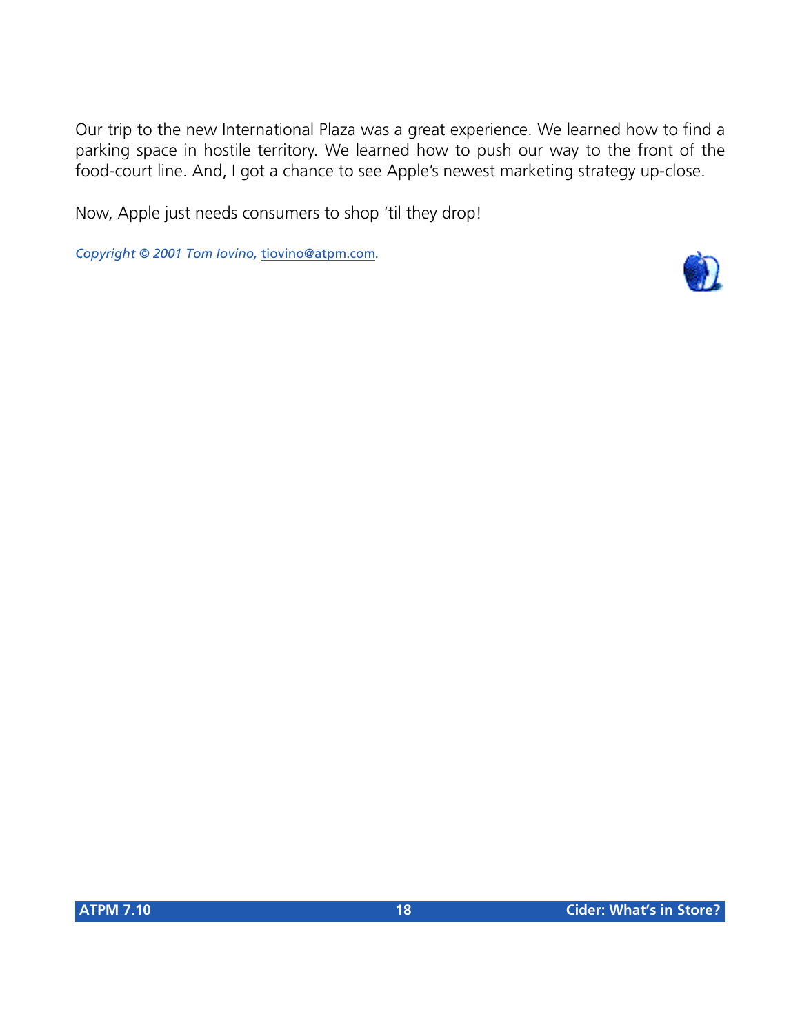Our trip to the new International Plaza was a great experience. We learned how to find a parking space in hostile territory. We learned how to push our way to the front of the food-court line. And, I got a chance to see Apple's newest marketing strategy up-close.

Now, Apple just needs consumers to shop 'til they drop!

*Copyright © 2001 Tom Iovino, tiovino@atpm.com.*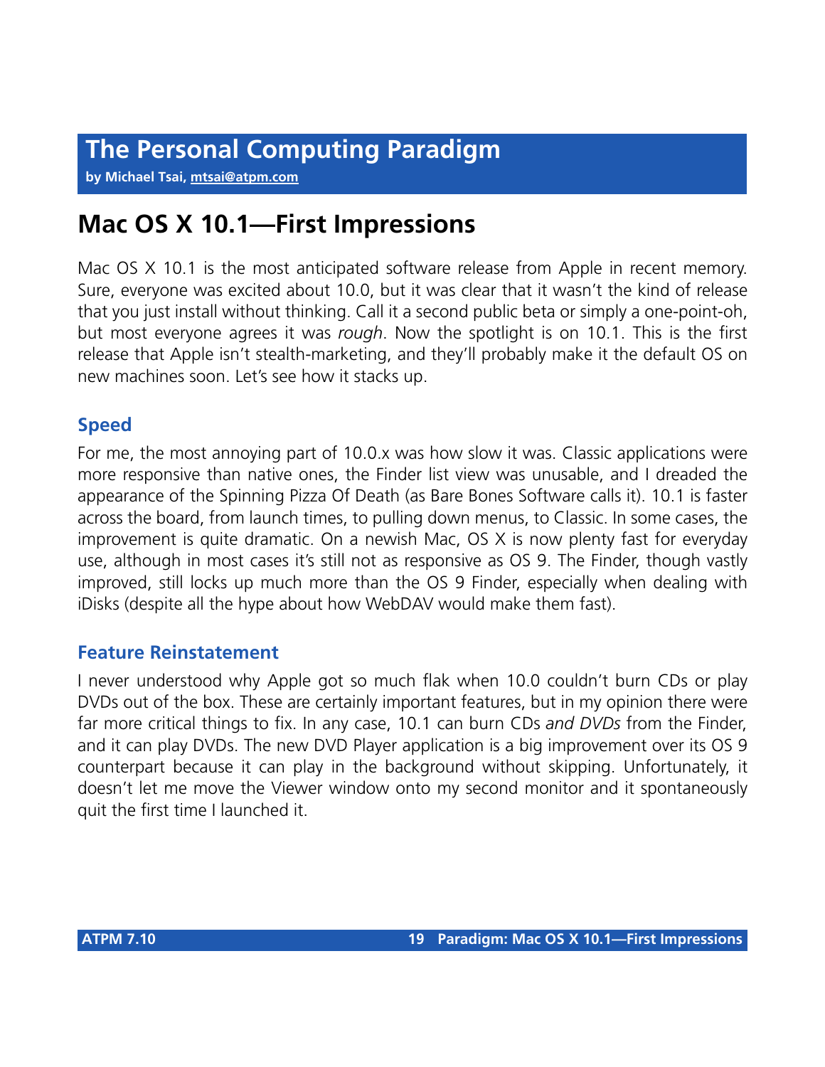# The Personal Computing Paradigm

**by Michael Tsai, [mtsai@atpm.com](mailto:mtsai@atpm.com)**

## Mac OS X 10.1—First Impressions

Mac OS X 10.1 is the most anticipated software release from Apple in recent memory. Sure, everyone was excited about 10.0, but it was clear that it wasn't the kind of release that you just install without thinking. Call it a second public beta or simply a one-point-oh, but most everyone agrees it was *rough*. Now the spotlight is on 10.1. This is the first release that Apple isn't stealth-marketing, and they'll probably make it the default OS on new machines soon. Let's see how it stacks up.

### Speed

For me, the most annoying part of 10.0.x was how slow it was. Classic applications were more responsive than native ones, the Finder list view was unusable, and I dreaded the appearance of the Spinning Pizza Of Death (as Bare Bones Software calls it). 10.1 is faster across the board, from launch times, to pulling down menus, to Classic. In some cases, the improvement is quite dramatic. On a newish Mac, OS X is now plenty fast for everyday use, although in most cases it's still not as responsive as OS 9. The Finder, though vastly improved, still locks up much more than the OS 9 Finder, especially when dealing with iDisks (despite all the hype about how WebDAV would make them fast).

### Feature Reinstatement

I never understood why Apple got so much flak when 10.0 couldn't burn CDs or play DVDs out of the box. These are certainly important features, but in my opinion there were far more critical things to fix. In any case, 10.1 can burn CDs *and DVDs* from the Finder, and it can play DVDs. The new DVD Player application is a big improvement over its OS 9 counterpart because it can play in the background without skipping. Unfortunately, it doesn't let me move the Viewer window onto my second monitor and it spontaneously quit the first time I launched it.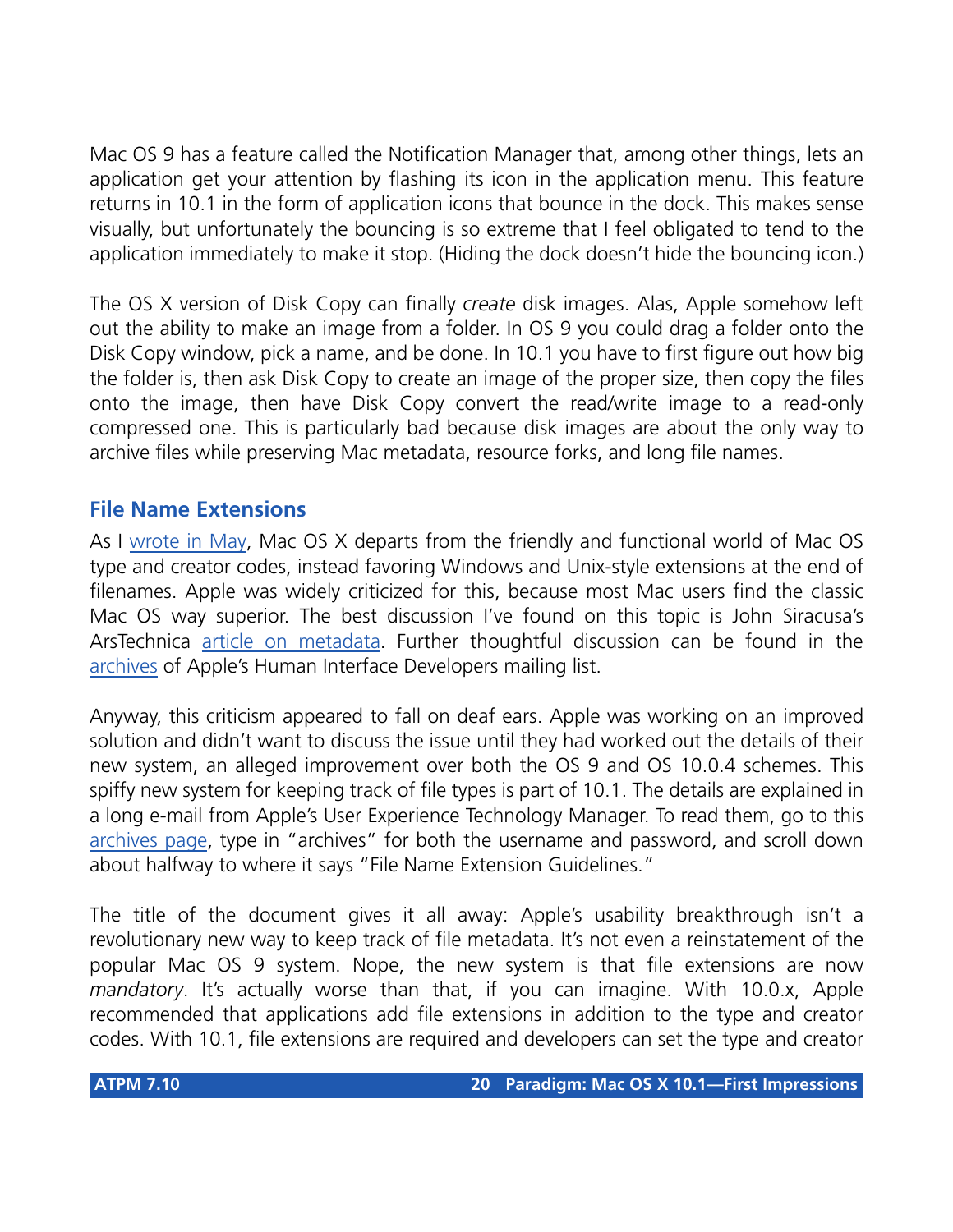Mac OS 9 has a feature called the Notification Manager that, among other things, lets an application get your attention by flashing its icon in the application menu. This feature returns in 10.1 in the form of application icons that bounce in the dock. This makes sense visually, but unfortunately the bouncing is so extreme that I feel obligated to tend to the application immediately to make it stop. (Hiding the dock doesn't hide the bouncing icon.)

The OS X version of Disk Copy can finally *create* disk images. Alas, Apple somehow left out the ability to make an image from a folder. In OS 9 you could drag a folder onto the Disk Copy window, pick a name, and be done. In 10.1 you have to first figure out how big the folder is, then ask Disk Copy to create an image of the proper size, then copy the files onto the image, then have Disk Copy convert the read/write image to a read-only compressed one. This is particularly bad because disk images are about the only way to archive files while preserving Mac metadata, resource forks, and long file names.

## File Name Extensions

As I wrote in May, Mac OS X departs from the friendly and functional world of Mac OS type and creator codes, instead favoring Windows and Unix-style extensions at the end of filenames. Apple was widely criticized for this, because most Mac users find the classic Mac OS way superior. The best discussion I've found on this topic is John Siracusa's ArsTechnica article on metadata. Further thoughtful discussion can be found in the archives of Apple's Human Interface Developers mailing list.

Anyway, this criticism appeared to fall on deaf ears. Apple was working on an improved solution and didn't want to discuss the issue until they had worked out the details of their new system, an alleged improvement over both the OS 9 and OS 10.0.4 schemes. This spiffy new system for keeping track of file types is part of 10.1. The details are explained in a long e-mail from Apple's User Experience Technology Manager. To read them, go to this archives page, type in "archives" for both the username and password, and scroll down about halfway to where it says "File Name Extension Guidelines."

The title of the document gives it all away: Apple's usability breakthrough isn't a revolutionary new way to keep track of file metadata. It's not even a reinstatement of the popular Mac OS 9 system. Nope, the new system is that file extensions are now *mandatory*. It's actually worse than that, if you can imagine. With 10.0.x, Apple recommended that applications add file extensions in addition to the type and creator codes. With 10.1, file extensions are required and developers can set the type and creator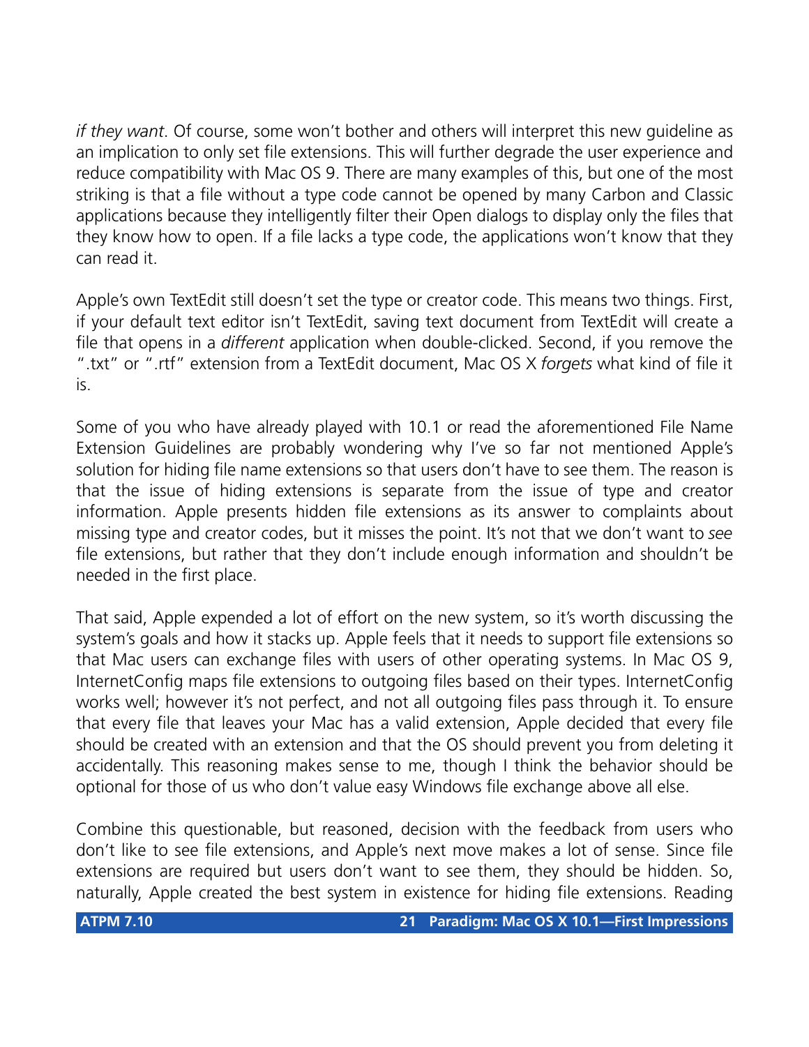*if they want*. Of course, some won't bother and others will interpret this new guideline as an implication to only set file extensions. This will further degrade the user experience and reduce compatibility with Mac OS 9. There are many examples of this, but one of the most striking is that a file without a type code cannot be opened by many Carbon and Classic applications because they intelligently filter their Open dialogs to display only the files that they know how to open. If a file lacks a type code, the applications won't know that they can read it.

Apple's own TextEdit still doesn't set the type or creator code. This means two things. First, if your default text editor isn't TextEdit, saving text document from TextEdit will create a file that opens in a *different* application when double-clicked. Second, if you remove the ".txt" or ".rtf" extension from a TextEdit document, Mac OS X *forgets* what kind of file it is.

Some of you who have already played with 10.1 or read the aforementioned File Name Extension Guidelines are probably wondering why I've so far not mentioned Apple's solution for hiding file name extensions so that users don't have to see them. The reason is that the issue of hiding extensions is separate from the issue of type and creator information. Apple presents hidden file extensions as its answer to complaints about missing type and creator codes, but it misses the point. It's not that we don't want to *see* file extensions, but rather that they don't include enough information and shouldn't be needed in the first place.

That said, Apple expended a lot of effort on the new system, so it's worth discussing the system's goals and how it stacks up. Apple feels that it needs to support file extensions so that Mac users can exchange files with users of other operating systems. In Mac OS 9, InternetConfig maps file extensions to outgoing files based on their types. InternetConfig works well; however it's not perfect, and not all outgoing files pass through it. To ensure that every file that leaves your Mac has a valid extension, Apple decided that every file should be created with an extension and that the OS should prevent you from deleting it accidentally. This reasoning makes sense to me, though I think the behavior should be optional for those of us who don't value easy Windows file exchange above all else.

Combine this questionable, but reasoned, decision with the feedback from users who don't like to see file extensions, and Apple's next move makes a lot of sense. Since file extensions are required but users don't want to see them, they should be hidden. So, naturally, Apple created the best system in existence for hiding file extensions. Reading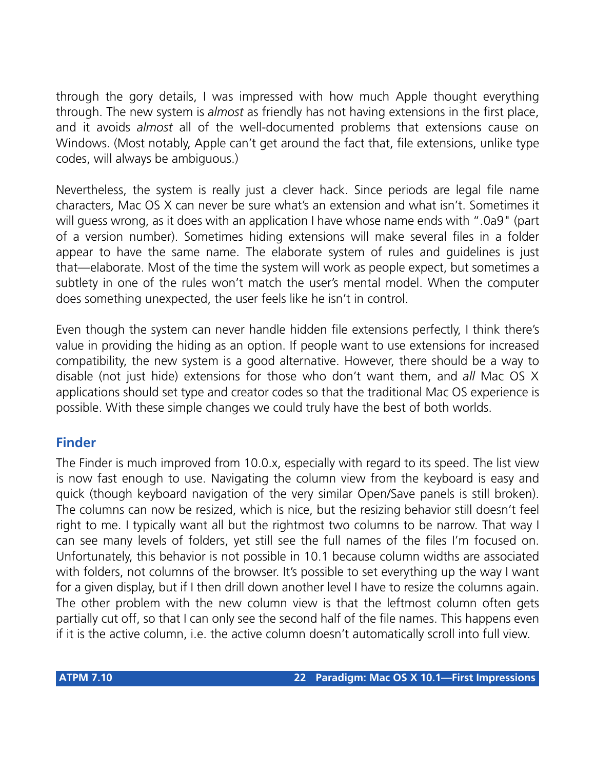through the gory details, I was impressed with how much Apple thought everything through. The new system is *almost* as friendly has not having extensions in the first place, and it avoids *almost* all of the well-documented problems that extensions cause on Windows. (Most notably, Apple can't get around the fact that, file extensions, unlike type codes, will always be ambiguous.)

Nevertheless, the system is really just a clever hack. Since periods are legal file name characters, Mac OS X can never be sure what's an extension and what isn't. Sometimes it will guess wrong, as it does with an application I have whose name ends with ".0a9" (part of a version number). Sometimes hiding extensions will make several files in a folder appear to have the same name. The elaborate system of rules and guidelines is just that—elaborate. Most of the time the system will work as people expect, but sometimes a subtlety in one of the rules won't match the user's mental model. When the computer does something unexpected, the user feels like he isn't in control.

Even though the system can never handle hidden file extensions perfectly, I think there's value in providing the hiding as an option. If people want to use extensions for increased compatibility, the new system is a good alternative. However, there should be a way to disable (not just hide) extensions for those who don't want them, and *all* Mac OS X applications should set type and creator codes so that the traditional Mac OS experience is possible. With these simple changes we could truly have the best of both worlds.

## Finder

The Finder is much improved from 10.0.x, especially with regard to its speed. The list view is now fast enough to use. Navigating the column view from the keyboard is easy and quick (though keyboard navigation of the very similar Open/Save panels is still broken). The columns can now be resized, which is nice, but the resizing behavior still doesn't feel right to me. I typically want all but the rightmost two columns to be narrow. That way I can see many levels of folders, yet still see the full names of the files I'm focused on. Unfortunately, this behavior is not possible in 10.1 because column widths are associated with folders, not columns of the browser. It's possible to set everything up the way I want for a given display, but if I then drill down another level I have to resize the columns again. The other problem with the new column view is that the leftmost column often gets partially cut off, so that I can only see the second half of the file names. This happens even if it is the active column, i.e. the active column doesn't automatically scroll into full view.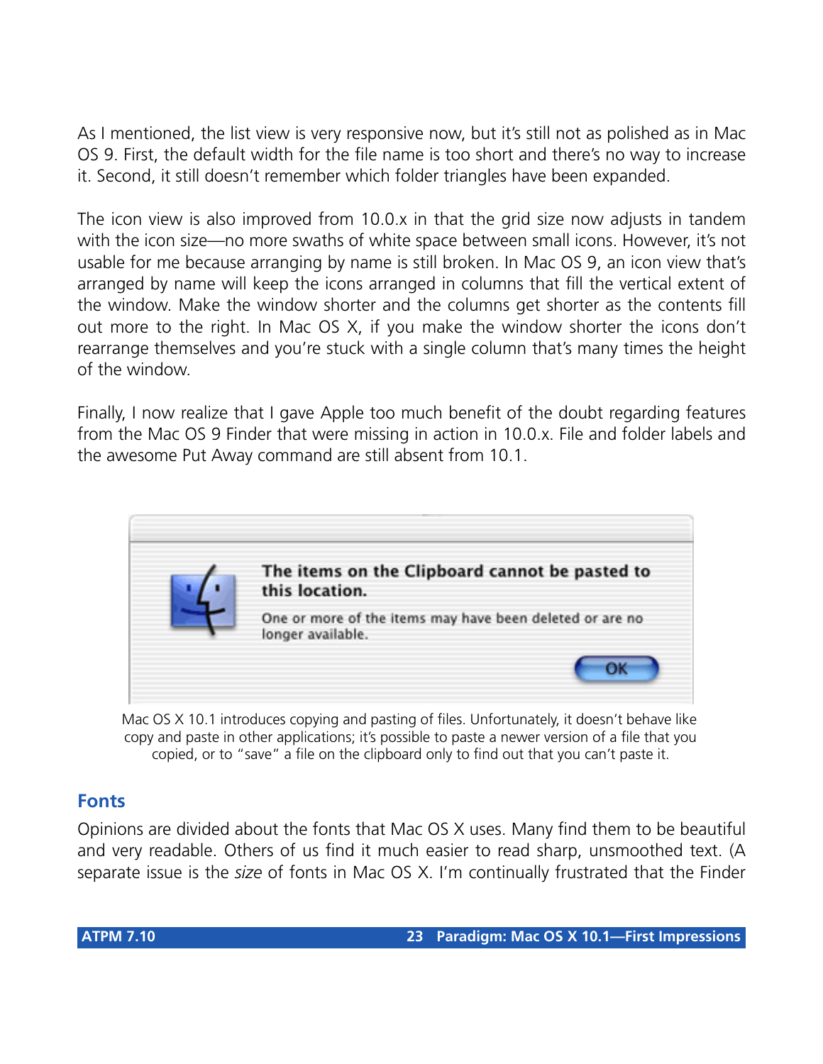As I mentioned, the list view is very responsive now, but it's still not as polished as in Mac OS 9. First, the default width for the file name is too short and there's no way to increase it. Second, it still doesn't remember which folder triangles have been expanded.

The icon view is also improved from 10.0.x in that the grid size now adjusts in tandem with the icon size—no more swaths of white space between small icons. However, it's not usable for me because arranging by name is still broken. In Mac OS 9, an icon view that's arranged by name will keep the icons arranged in columns that fill the vertical extent of the window. Make the window shorter and the columns get shorter as the contents fill out more to the right. In Mac OS X, if you make the window shorter the icons don't rearrange themselves and you're stuck with a single column that's many times the height of the window.

Finally, I now realize that I gave Apple too much benefit of the doubt regarding features from the Mac OS 9 Finder that were missing in action in 10.0.x. File and folder labels and the awesome Put Away command are still absent from 10.1.

**The items on the Clipboard cannot be pasted to this location.**

One or more of the items may have been deleted or are no longer available.

OK

Mac OS X 10.1 introduces copying and pasting of files. Unfortunately, it doesn't behave like copy and paste in other applications; it's possible to paste a newer version of a file that you copied, or to "save" a file on the clipboard only to find out that you can't paste it.

## Fonts

Opinions are divided about the fonts that Mac OS X uses. Many find them to be beautiful and very readable. Others of us find it much easier to read sharp, unsmoothed text. (A separate issue is the *size* of fonts in Mac OS X. I'm continually frustrated that the Finder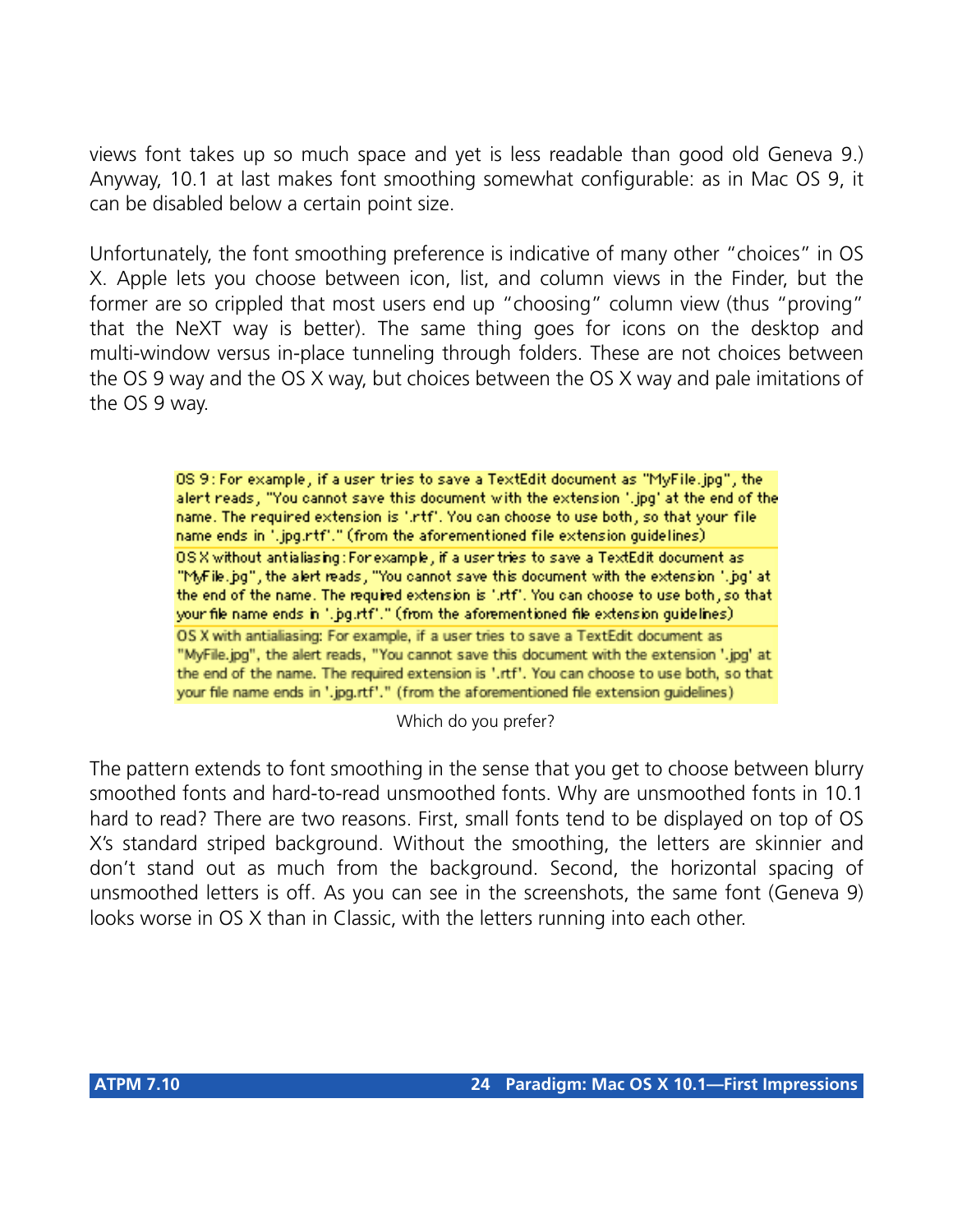views font takes up so much space and yet is less readable than good old Geneva 9.) Anyway, 10.1 at last makes font smoothing somewhat configurable: as in Mac OS 9, it can be disabled below a certain point size.

Unfortunately, the font smoothing preference is indicative of many other "choices" in OS X. Apple lets you choose between icon, list, and column views in the Finder, but the former are so crippled that most users end up "choosing" column view (thus "proving" that the NeXT way is better). The same thing goes for icons on the desktop and multi-window versus in-place tunneling through folders. These are not choices between the OS 9 way and the OS X way, but choices between the OS X way and pale imitations of the OS 9 way.

OS 9: For example, if a user tries to save a TextEdit document as "MyFile.jpg", the alert reads, "You cannot save this document with the extension '.jpg' at the end of the name. The required extension is '.rtf'. You can choose to use both, so that your file name ends in '.jpg.rtf'." (from the aforementioned file extension guidelines)

OS X without antialiasing: For example, if a user tries to save a TextEdit document as "MyFile.jpg", the alert reads, "You cannot save this document with the extension '.jpg' at the end of the name. The required extension is '.rtf'. You can choose to use both, so that your file name ends in '.jpg.rtf'." (from the aforementioned file extension guidelines)

OS X with antialiasing: For example, if a user tries to save a TextEdit document as "MyFile.jpg", the alert reads, "You cannot save this document with the extension '.jpg' at the end of the name. The required extension is '.rtf'. You can choose to use both, so that your file name ends in '.jpg.rtf'." (from the aforementioned file extension guidelines)

Which do you prefer?

The pattern extends to font smoothing in the sense that you get to choose between blurry smoothed fonts and hard-to-read unsmoothed fonts. Why are unsmoothed fonts in 10.1 hard to read? There are two reasons. First, small fonts tend to be displayed on top of OS X's standard striped background. Without the smoothing, the letters are skinnier and don't stand out as much from the background. Second, the horizontal spacing of unsmoothed letters is off. As you can see in the screenshots, the same font (Geneva 9) looks worse in OS X than in Classic, with the letters running into each other.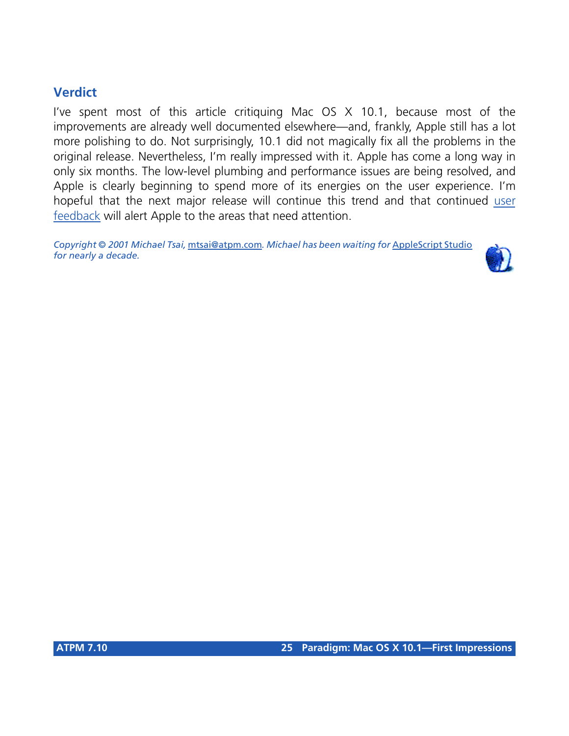## Verdict

I've spent most of this article critiquing Mac OS X 10.1, because most of the improvements are already well documented elsewhere—and, frankly, Apple still has a lot more polishing to do. Not surprisingly, 10.1 did not magically fix all the problems in the original release. Nevertheless, I'm really impressed with it. Apple has come a long way in only six months. The low-level plumbing and performance issues are being resolved, and Apple is clearly beginning to spend more of its energies on the user experience. I'm hopeful that the next major release will continue this trend and that continued user feedback will alert Apple to the areas that need attention.

*Copyright © 2001 Michael Tsai,* mtsai@atpm.com*. Michael has been waiting for* AppleScript Studio *for nearly a decade.*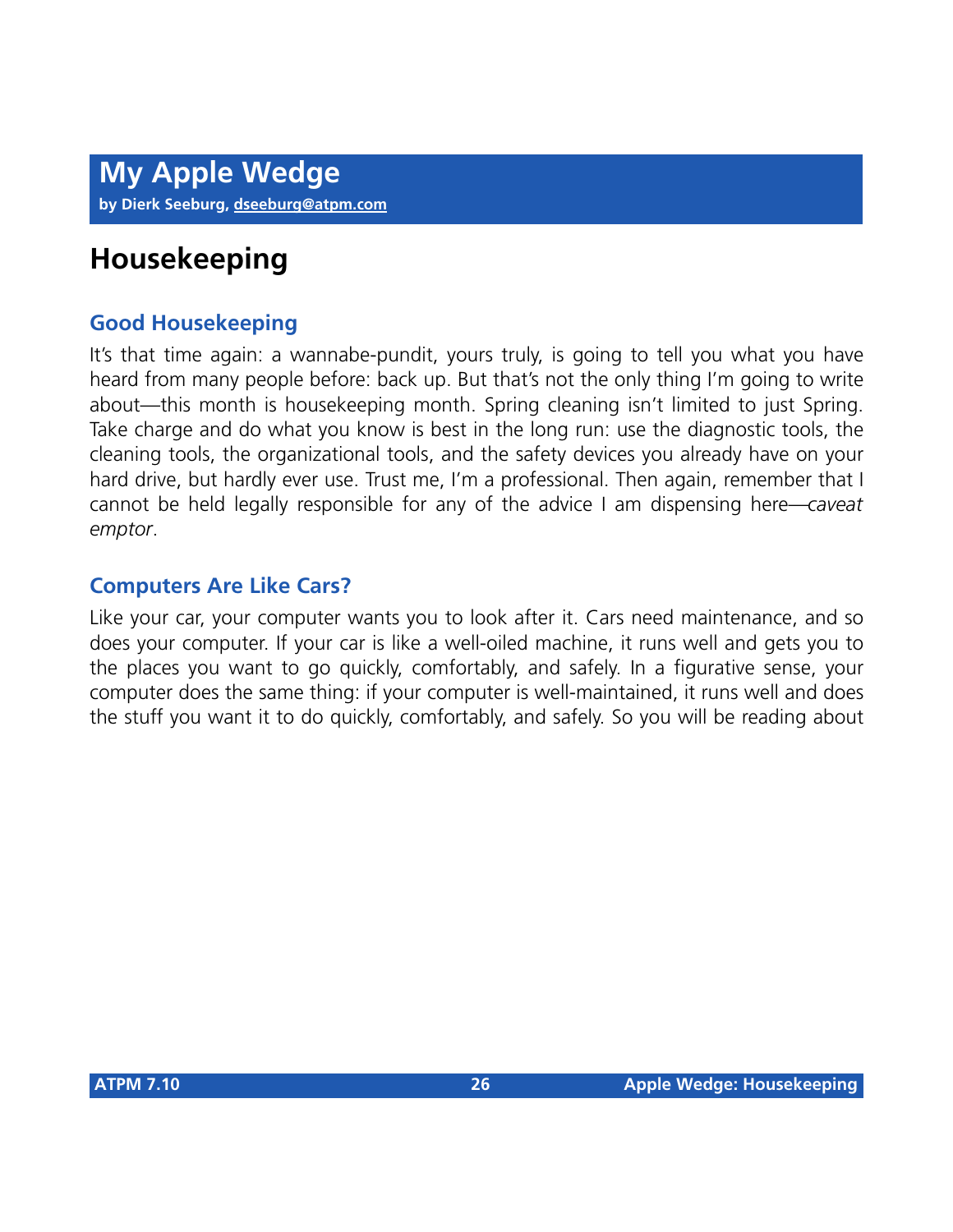# My Apple Wedge

**by Dierk Seeburg, dseeburg@atpm.com**

## Housekeeping

### Good Housekeeping

It's that time again: a wannabe-pundit, yours truly, is going to tell you what you have heard from many people before: back up. But that's not the only thing I'm going to write about—this month is housekeeping month. Spring cleaning isn't limited to just Spring. Take charge and do what you know is best in the long run: use the diagnostic tools, the cleaning tools, the organizational tools, and the safety devices you already have on your hard drive, but hardly ever use. Trust me, I'm a professional. Then again, remember that I cannot be held legally responsible for any of the advice I am dispensing here—*caveat emptor*.

### Computers Are Like Cars?

Like your car, your computer wants you to look after it. Cars need maintenance, and so does your computer. If your car is like a well-oiled machine, it runs well and gets you to the places you want to go quickly, comfortably, and safely. In a figurative sense, your computer does the same thing: if your computer is well-maintained, it runs well and does the stuff you want it to do quickly, comfortably, and safely. So you will be reading about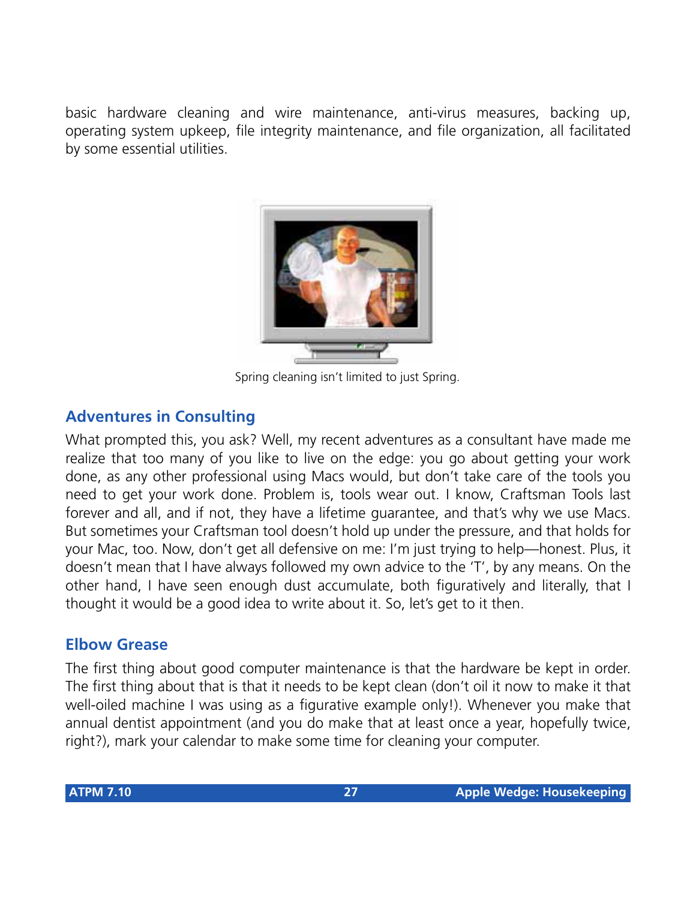basic hardware cleaning and wire maintenance, anti-virus measures, backing up, operating system upkeep, file integrity maintenance, and file organization, all facilitated by some essential utilities.

Spring cleaning isn't limited to just Spring.

## Adventures in Consulting

What prompted this, you ask? Well, my recent adventures as a consultant have made me realize that too many of you like to live on the edge: you go about getting your work done, as any other professional using Macs would, but don't take care of the tools you need to get your work done. Problem is, tools wear out. I know, Craftsman Tools last forever and all, and if not, they have a lifetime guarantee, and that's why we use Macs. But sometimes your Craftsman tool doesn't hold up under the pressure, and that holds for your Mac, too. Now, don't get all defensive on me: I'm just trying to help—honest. Plus, it doesn't mean that I have always followed my own advice to the 'T', by any means. On the other hand, I have seen enough dust accumulate, both figuratively and literally, that I thought it would be a good idea to write about it. So, let's get to it then.

## Elbow Grease

The first thing about good computer maintenance is that the hardware be kept in order. The first thing about that is that it needs to be kept clean (don't oil it now to make it that well-oiled machine I was using as a figurative example only!). Whenever you make that annual dentist appointment (and you do make that at least once a year, hopefully twice, right?), mark your calendar to make some time for cleaning your computer.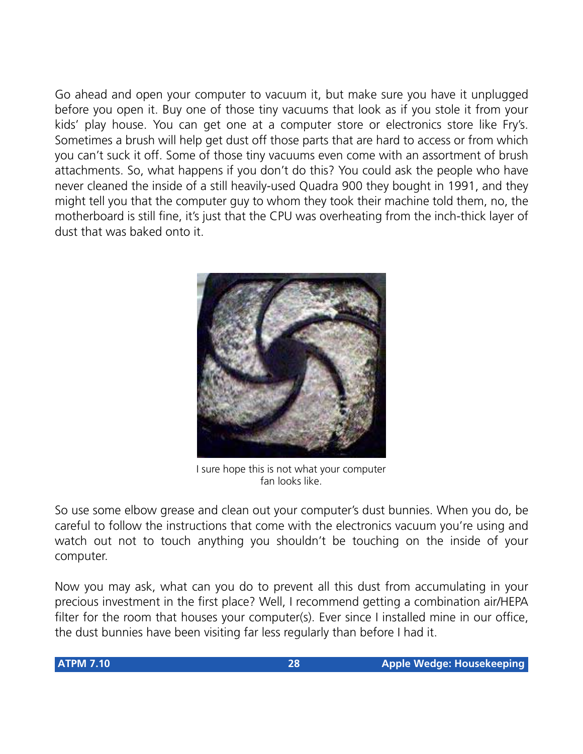Go ahead and open your computer to vacuum it, but make sure you have it unplugged before you open it. Buy one of those tiny vacuums that look as if you stole it from your kids' play house. You can get one at a computer store or electronics store like Fry's. Sometimes a brush will help get dust off those parts that are hard to access or from which you can't suck it off. Some of those tiny vacuums even come with an assortment of brush attachments. So, what happens if you don't do this? You could ask the people who have never cleaned the inside of a still heavily-used Quadra 900 they bought in 1991, and they might tell you that the computer guy to whom they took their machine told them, no, the motherboard is still fine, it's just that the CPU was overheating from the inch-thick layer of dust that was baked onto it.

I sure hope this is not what your computer fan looks like.

So use some elbow grease and clean out your computer's dust bunnies. When you do, be careful to follow the instructions that come with the electronics vacuum you're using and watch out not to touch anything you shouldn't be touching on the inside of your computer.

Now you may ask, what can you do to prevent all this dust from accumulating in your precious investment in the first place? Well, I recommend getting a combination air/HEPA filter for the room that houses your computer(s). Ever since I installed mine in our office, the dust bunnies have been visiting far less regularly than before I had it.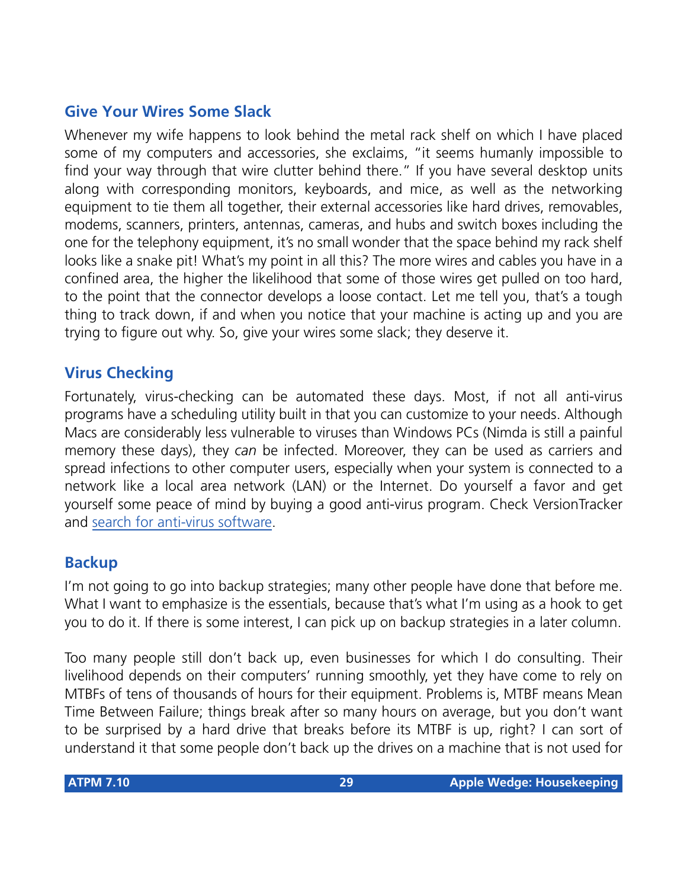## Give Your Wires Some Slack

Whenever my wife happens to look behind the metal rack shelf on which I have placed some of my computers and accessories, she exclaims, "it seems humanly impossible to find your way through that wire clutter behind there." If you have several desktop units along with corresponding monitors, keyboards, and mice, as well as the networking equipment to tie them all together, their external accessories like hard drives, removables, modems, scanners, printers, antennas, cameras, and hubs and switch boxes including the one for the telephony equipment, it's no small wonder that the space behind my rack shelf looks like a snake pit! What's my point in all this? The more wires and cables you have in a confined area, the higher the likelihood that some of those wires get pulled on too hard, to the point that the connector develops a loose contact. Let me tell you, that's a tough thing to track down, if and when you notice that your machine is acting up and you are trying to figure out why. So, give your wires some slack; they deserve it.

## Virus Checking

Fortunately, virus-checking can be automated these days. Most, if not all anti-virus programs have a scheduling utility built in that you can customize to your needs. Although Macs are considerably less vulnerable to viruses than Windows PCs (Nimda is still a painful memory these days), they *can* be infected. Moreover, they can be used as carriers and spread infections to other computer users, especially when your system is connected to a network like a local area network (LAN) or the Internet. Do yourself a favor and get yourself some peace of mind by buying a good anti-virus program. Check VersionTracker and search for anti-virus software.

## Backup

I'm not going to go into backup strategies; many other people have done that before me. What I want to emphasize is the essentials, because that's what I'm using as a hook to get you to do it. If there is some interest, I can pick up on backup strategies in a later column.

Too many people still don't back up, even businesses for which I do consulting. Their livelihood depends on their computers' running smoothly, yet they have come to rely on MTBFs of tens of thousands of hours for their equipment. Problems is, MTBF means Mean Time Between Failure; things break after so many hours on average, but you don't want to be surprised by a hard drive that breaks before its MTBF is up, right? I can sort of understand it that some people don't back up the drives on a machine that is not used for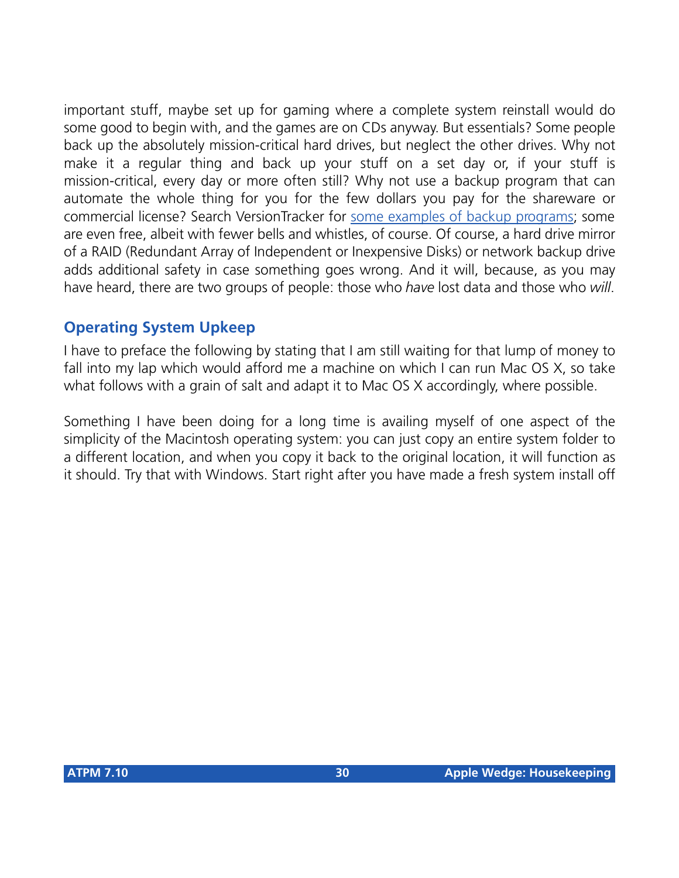important stuff, maybe set up for gaming where a complete system reinstall would do some good to begin with, and the games are on CDs anyway. But essentials? Some people back up the absolutely mission-critical hard drives, but neglect the other drives. Why not make it a regular thing and back up your stuff on a set day or, if your stuff is mission-critical, every day or more often still? Why not use a backup program that can automate the whole thing for you for the few dollars you pay for the shareware or commercial license? Search VersionTracker for some examples of backup programs; some are even free, albeit with fewer bells and whistles, of course. Of course, a hard drive mirror of a RAID (Redundant Array of Independent or Inexpensive Disks) or network backup drive adds additional safety in case something goes wrong. And it will, because, as you may have heard, there are two groups of people: those who *have* lost data and those who *will*.

## Operating System Upkeep

I have to preface the following by stating that I am still waiting for that lump of money to fall into my lap which would afford me a machine on which I can run Mac OS X, so take what follows with a grain of salt and adapt it to Mac OS X accordingly, where possible.

Something I have been doing for a long time is availing myself of one aspect of the simplicity of the Macintosh operating system: you can just copy an entire system folder to a different location, and when you copy it back to the original location, it will function as it should. Try that with Windows. Start right after you have made a fresh system install off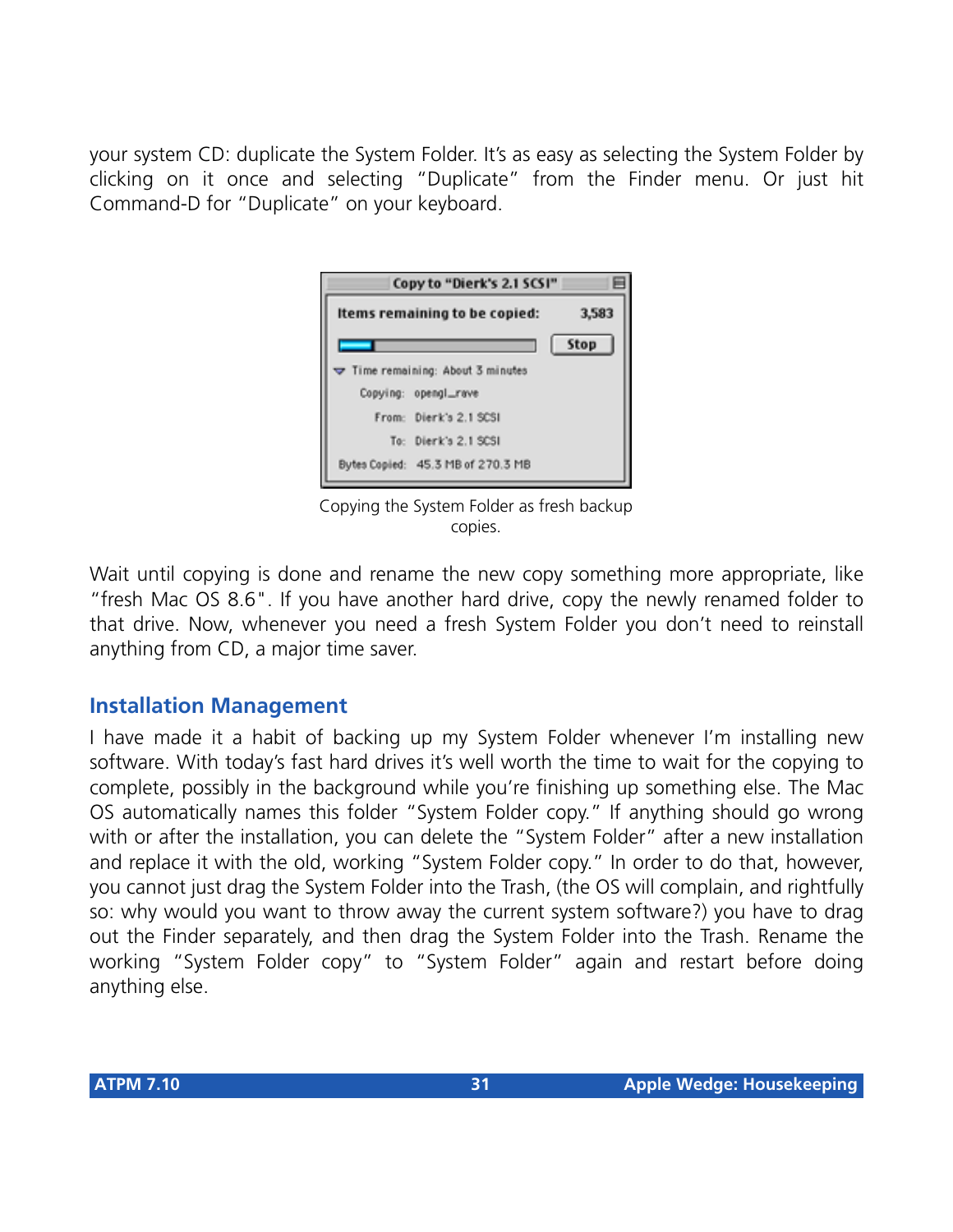your system CD: duplicate the System Folder. It's as easy as selecting the System Folder by clicking on it once and selecting "Duplicate" from the Finder menu. Or just hit Command-D for "Duplicate" on your keyboard.

Copying the System Folder as fresh backup copies.

Wait until copying is done and rename the new copy something more appropriate, like "fresh Mac OS 8.6". If you have another hard drive, copy the newly renamed folder to that drive. Now, whenever you need a fresh System Folder you don't need to reinstall anything from CD, a major time saver.

## Installation Management

I have made it a habit of backing up my System Folder whenever I'm installing new software. With today's fast hard drives it's well worth the time to wait for the copying to complete, possibly in the background while you're finishing up something else. The Mac OS automatically names this folder "System Folder copy." If anything should go wrong with or after the installation, you can delete the "System Folder" after a new installation and replace it with the old, working "System Folder copy." In order to do that, however, you cannot just drag the System Folder into the Trash, (the OS will complain, and rightfully so: why would you want to throw away the current system software?) you have to drag out the Finder separately, and then drag the System Folder into the Trash. Rename the working "System Folder copy" to "System Folder" again and restart before doing anything else.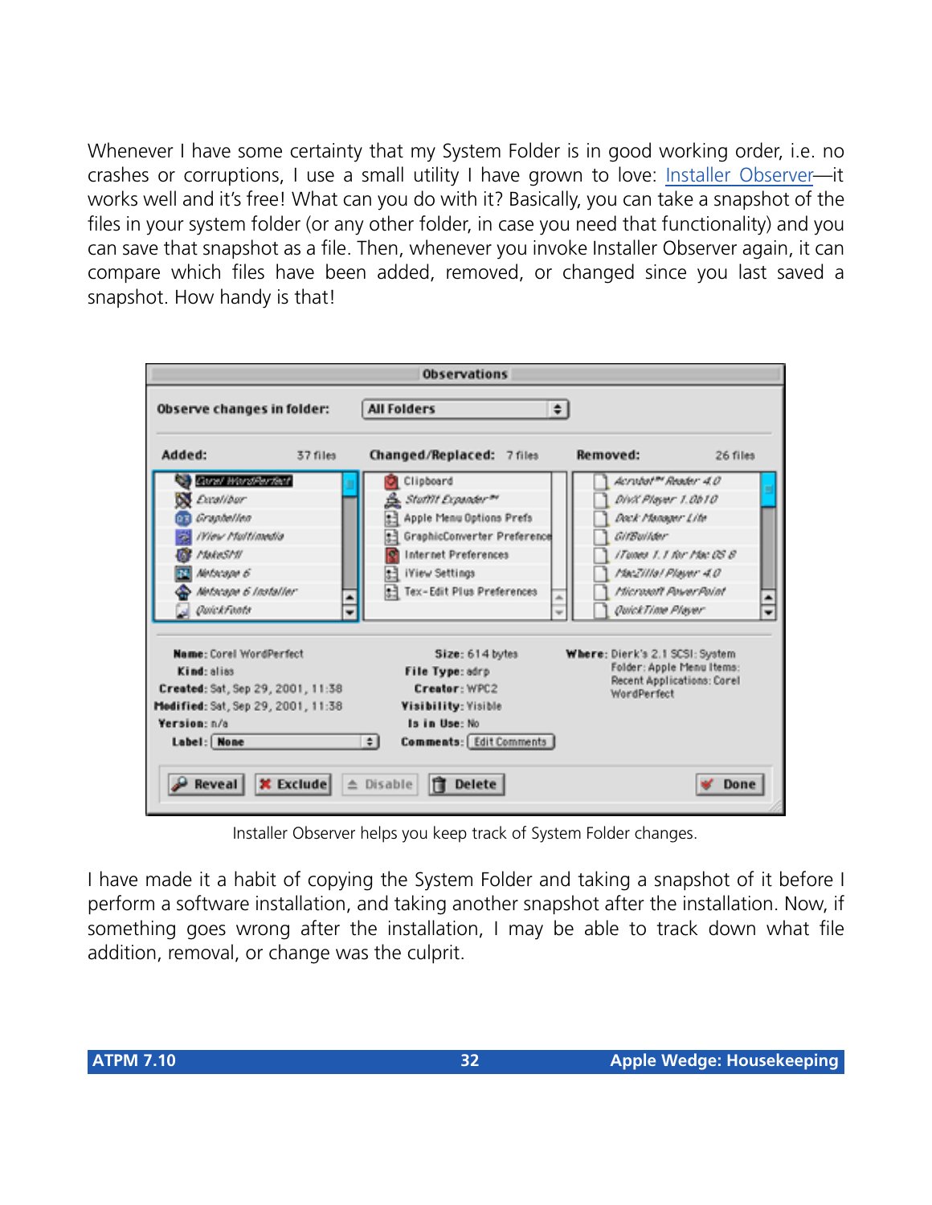Whenever I have some certainty that my System Folder is in good working order, i.e. no crashes or corruptions, I use a small utility I have grown to love: [Installer Observer](#)—it works well and it's free! What can you do with it? Basically, you can take a snapshot of the files in your system folder (or any other folder, in case you need that functionality) and you can save that snapshot as a file. Then, whenever you invoke Installer Observer again, it can compare which files have been added, removed, or changed since you last saved a snapshot. How handy is that!

Installer Observer helps you keep track of System Folder changes.

I have made it a habit of copying the System Folder and taking a snapshot of it before I perform a software installation, and taking another snapshot after the installation. Now, if something goes wrong after the installation, I may be able to track down what file addition, removal, or change was the culprit.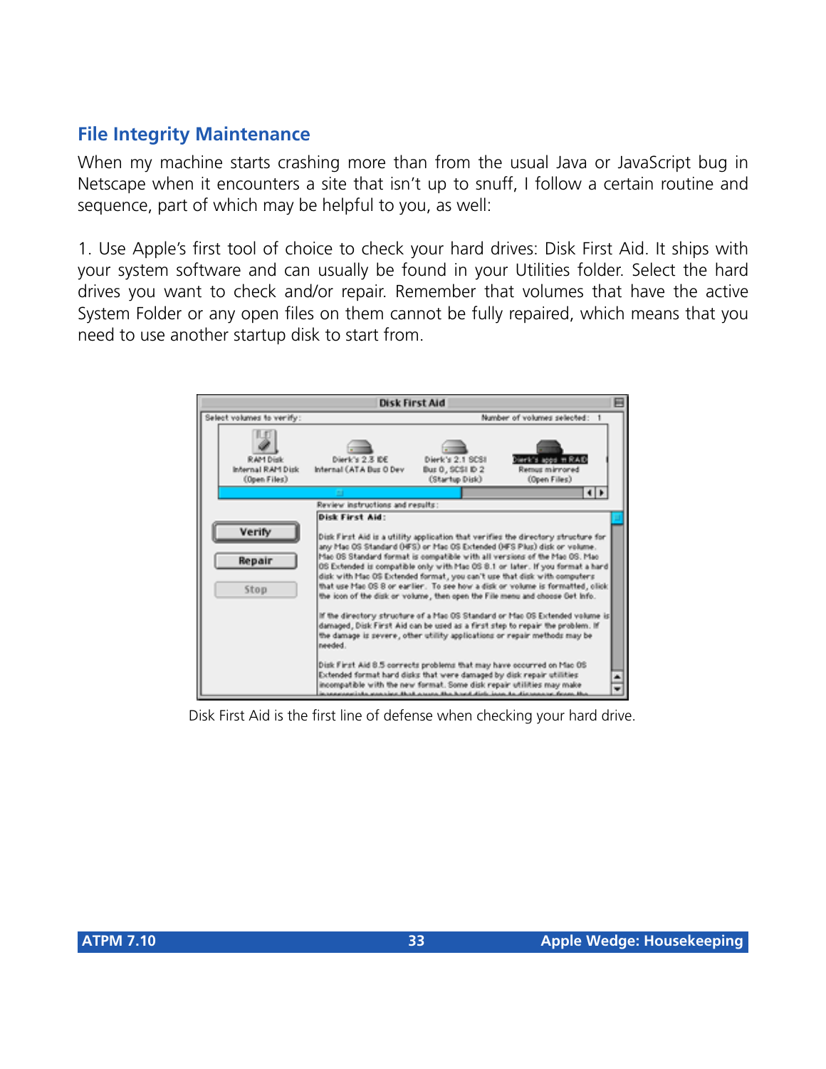## File Integrity Maintenance

When my machine starts crashing more than from the usual Java or JavaScript bug in Netscape when it encounters a site that isn't up to snuff, I follow a certain routine and sequence, part of which may be helpful to you, as well:

1. Use Apple's first tool of choice to check your hard drives: Disk First Aid. It ships with your system software and can usually be found in your Utilities folder. Select the hard drives you want to check and/or repair. Remember that volumes that have the active System Folder or any open files on them cannot be fully repaired, which means that you need to use another startup disk to start from.

Disk First Aid is the first line of defense when checking your hard drive.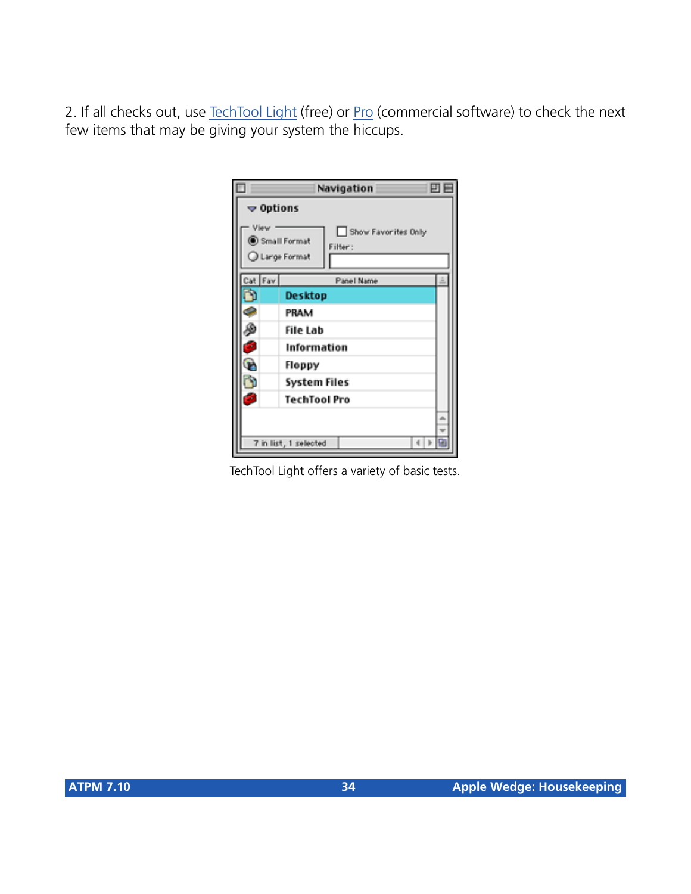2. If all checks out, use TechTool Light (free) or Pro (commercial software) to check the next few items that may be giving your system the hiccups.

TechTool Light offers a variety of basic tests.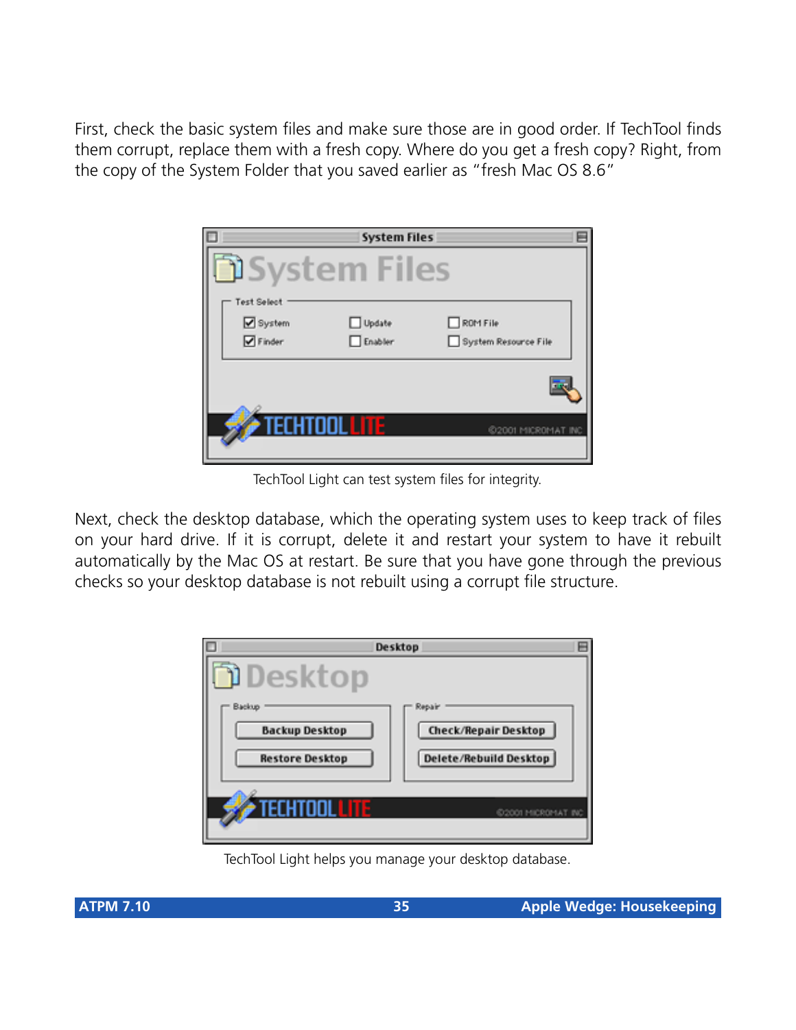First, check the basic system files and make sure those are in good order. If TechTool finds them corrupt, replace them with a fresh copy. Where do you get a fresh copy? Right, from the copy of the System Folder that you saved earlier as "fresh Mac OS 8.6"

TechTool Light can test system files for integrity.

Next, check the desktop database, which the operating system uses to keep track of files on your hard drive. If it is corrupt, delete it and restart your system to have it rebuilt automatically by the Mac OS at restart. Be sure that you have gone through the previous checks so your desktop database is not rebuilt using a corrupt file structure.

TechTool Light helps you manage your desktop database.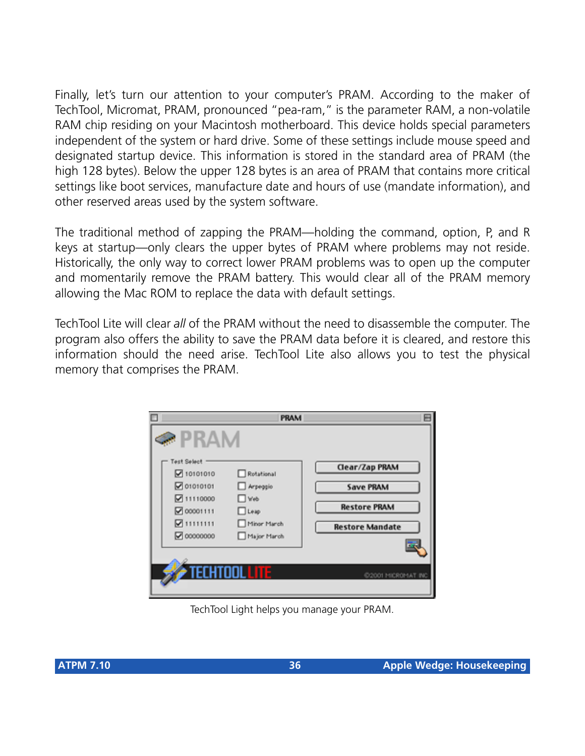Finally, let's turn our attention to your computer's PRAM. According to the maker of TechTool, Micromat, PRAM, pronounced "pea-ram," is the parameter RAM, a non-volatile RAM chip residing on your Macintosh motherboard. This device holds special parameters independent of the system or hard drive. Some of these settings include mouse speed and designated startup device. This information is stored in the standard area of PRAM (the high 128 bytes). Below the upper 128 bytes is an area of PRAM that contains more critical settings like boot services, manufacture date and hours of use (mandate information), and other reserved areas used by the system software.

The traditional method of zapping the PRAM—holding the command, option, P, and R keys at startup—only clears the upper bytes of PRAM where problems may not reside. Historically, the only way to correct lower PRAM problems was to open up the computer and momentarily remove the PRAM battery. This would clear all of the PRAM memory allowing the Mac ROM to replace the data with default settings.

TechTool Lite will clear *all* of the PRAM without the need to disassemble the computer. The program also offers the ability to save the PRAM data before it is cleared, and restore this information should the need arise. TechTool Lite also allows you to test the physical memory that comprises the PRAM.

TechTool Light helps you manage your PRAM.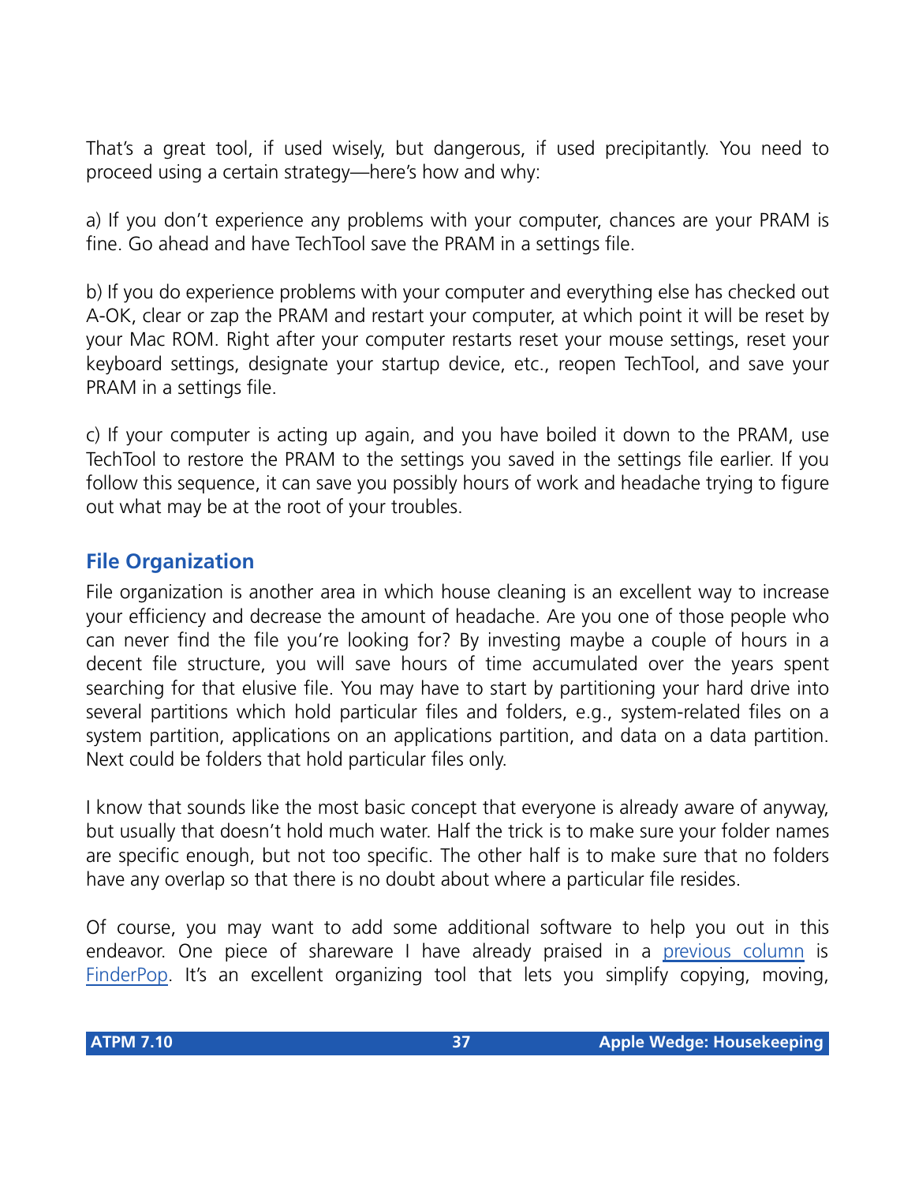That's a great tool, if used wisely, but dangerous, if used precipitantly. You need to proceed using a certain strategy—here's how and why:

a) If you don't experience any problems with your computer, chances are your PRAM is fine. Go ahead and have TechTool save the PRAM in a settings file.

b) If you do experience problems with your computer and everything else has checked out A-OK, clear or zap the PRAM and restart your computer, at which point it will be reset by your Mac ROM. Right after your computer restarts reset your mouse settings, reset your keyboard settings, designate your startup device, etc., reopen TechTool, and save your PRAM in a settings file.

c) If your computer is acting up again, and you have boiled it down to the PRAM, use TechTool to restore the PRAM to the settings you saved in the settings file earlier. If you follow this sequence, it can save you possibly hours of work and headache trying to figure out what may be at the root of your troubles.

## File Organization

File organization is another area in which house cleaning is an excellent way to increase your efficiency and decrease the amount of headache. Are you one of those people who can never find the file you're looking for? By investing maybe a couple of hours in a decent file structure, you will save hours of time accumulated over the years spent searching for that elusive file. You may have to start by partitioning your hard drive into several partitions which hold particular files and folders, e.g., system-related files on a system partition, applications on an applications partition, and data on a data partition. Next could be folders that hold particular files only.

I know that sounds like the most basic concept that everyone is already aware of anyway, but usually that doesn't hold much water. Half the trick is to make sure your folder names are specific enough, but not too specific. The other half is to make sure that no folders have any overlap so that there is no doubt about where a particular file resides.

Of course, you may want to add some additional software to help you out in this endeavor. One piece of shareware I have already praised in a previous column is FinderPop. It's an excellent organizing tool that lets you simplify copying, moving,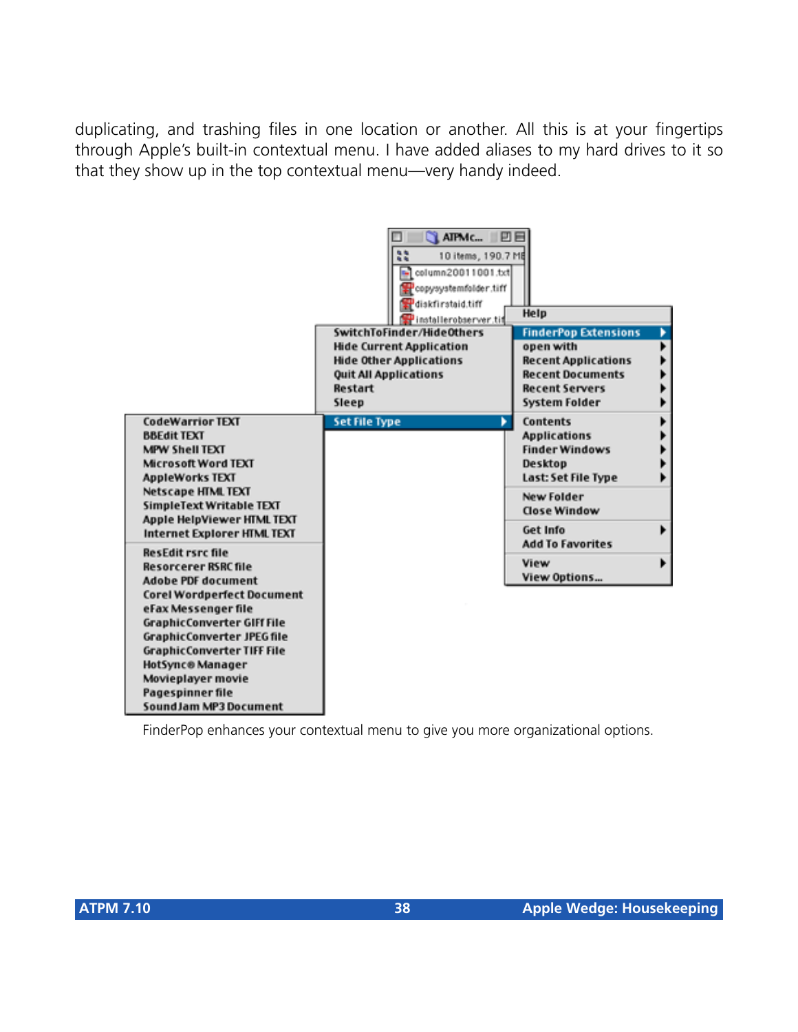duplicating, and trashing files in one location or another. All this is at your fingertips through Apple's built-in contextual menu. I have added aliases to my hard drives to it so that they show up in the top contextual menu—very handy indeed.

FinderPop enhances your contextual menu to give you more organizational options.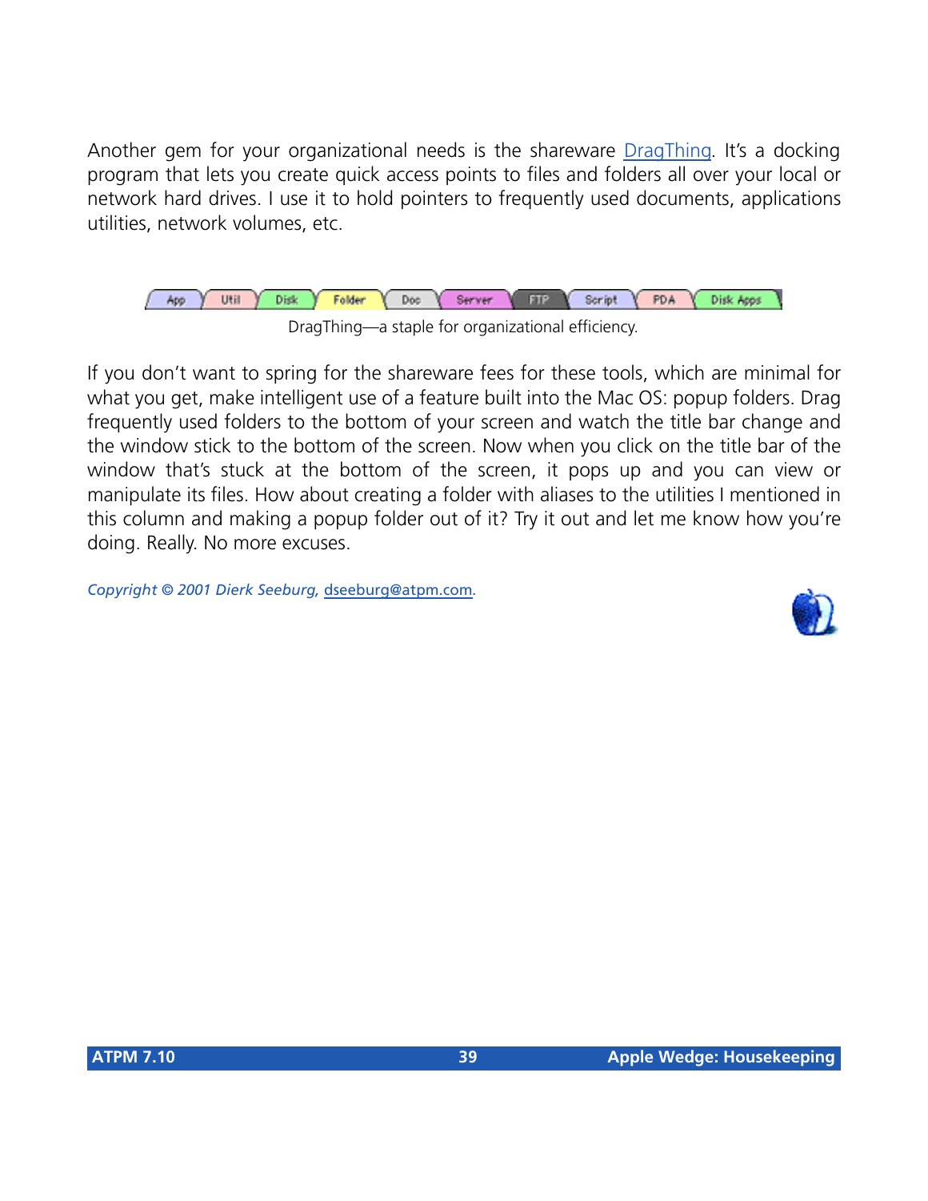Another gem for your organizational needs is the shareware [DragThing](). It's a docking program that lets you create quick access points to files and folders all over your local or network hard drives. I use it to hold pointers to frequently used documents, applications utilities, network volumes, etc.

DragThing—a staple for organizational efficiency.

If you don't want to spring for the shareware fees for these tools, which are minimal for what you get, make intelligent use of a feature built into the Mac OS: popup folders. Drag frequently used folders to the bottom of your screen and watch the title bar change and the window stick to the bottom of the screen. Now when you click on the title bar of the window that's stuck at the bottom of the screen, it pops up and you can view or manipulate its files. How about creating a folder with aliases to the utilities I mentioned in this column and making a popup folder out of it? Try it out and let me know how you're doing. Really. No more excuses.

*Copyright © 2001 Dierk Seeburg, dseeburg@atpm.com.*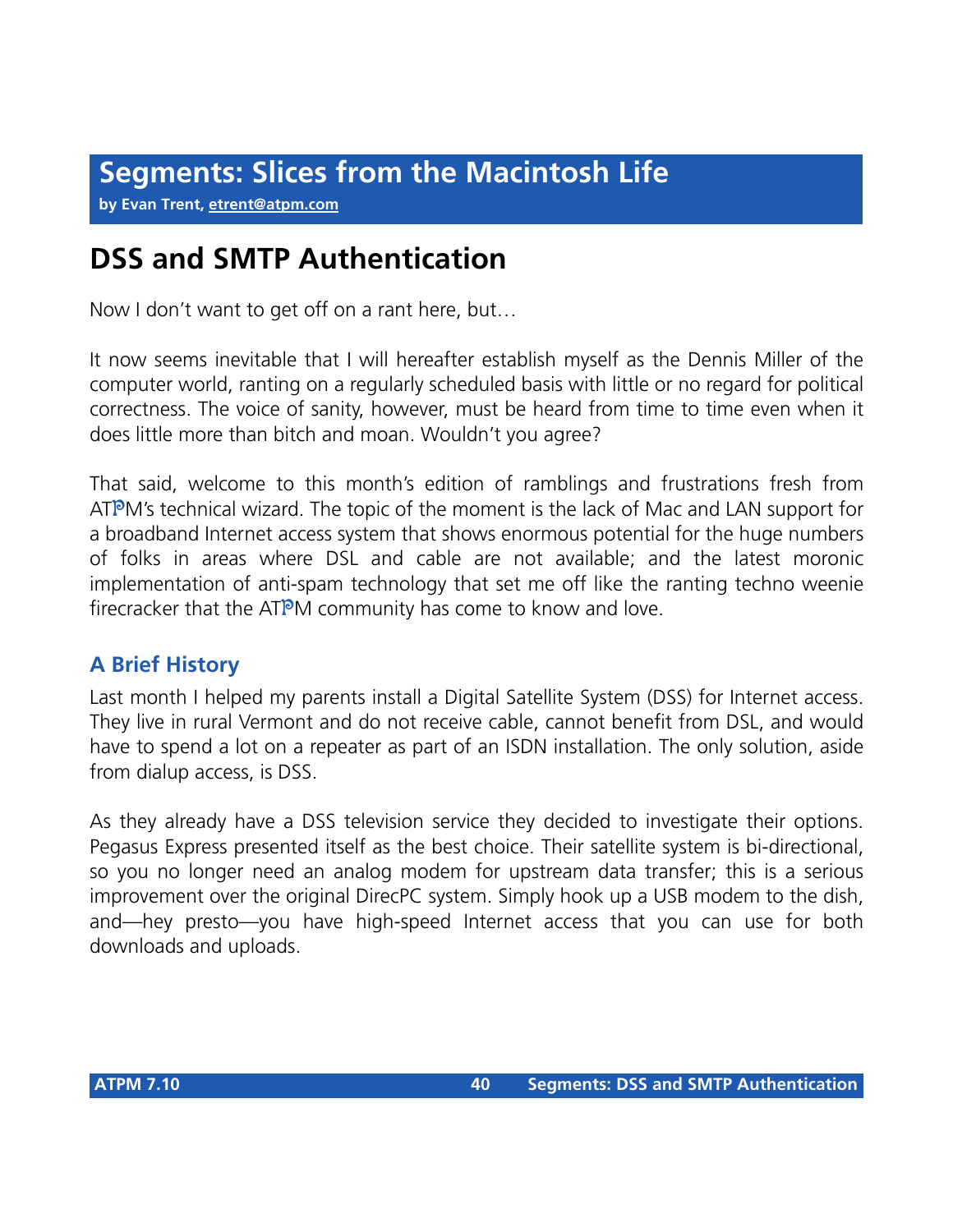# Segments: Slices from the Macintosh Life

**by Evan Trent, etrent@atpm.com**

## DSS and SMTP Authentication

Now I don't want to get off on a rant here, but…

It now seems inevitable that I will hereafter establish myself as the Dennis Miller of the computer world, ranting on a regularly scheduled basis with little or no regard for political correctness. The voice of sanity, however, must be heard from time to time even when it does little more than bitch and moan. Wouldn't you agree?

That said, welcome to this month's edition of ramblings and frustrations fresh from ATPM's technical wizard. The topic of the moment is the lack of Mac and LAN support for a broadband Internet access system that shows enormous potential for the huge numbers of folks in areas where DSL and cable are not available; and the latest moronic implementation of anti-spam technology that set me off like the ranting techno weenie firecracker that the ATPM community has come to know and love.

### A Brief History

Last month I helped my parents install a Digital Satellite System (DSS) for Internet access. They live in rural Vermont and do not receive cable, cannot benefit from DSL, and would have to spend a lot on a repeater as part of an ISDN installation. The only solution, aside from dialup access, is DSS.

As they already have a DSS television service they decided to investigate their options. Pegasus Express presented itself as the best choice. Their satellite system is bi-directional, so you no longer need an analog modem for upstream data transfer; this is a serious improvement over the original DirecPC system. Simply hook up a USB modem to the dish, and—hey presto—you have high-speed Internet access that you can use for both downloads and uploads.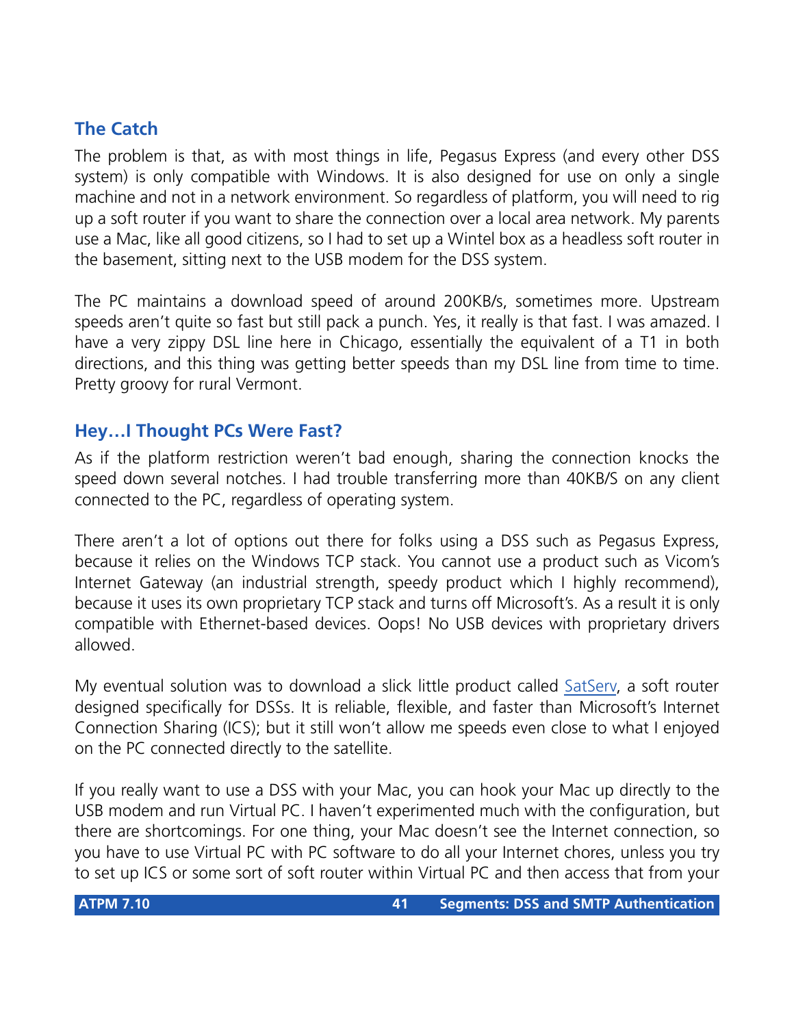### The Catch

The problem is that, as with most things in life, Pegasus Express (and every other DSS system) is only compatible with Windows. It is also designed for use on only a single machine and not in a network environment. So regardless of platform, you will need to rig up a soft router if you want to share the connection over a local area network. My parents use a Mac, like all good citizens, so I had to set up a Wintel box as a headless soft router in the basement, sitting next to the USB modem for the DSS system.

The PC maintains a download speed of around 200KB/s, sometimes more. Upstream speeds aren't quite so fast but still pack a punch. Yes, it really is that fast. I was amazed. I have a very zippy DSL line here in Chicago, essentially the equivalent of a T1 in both directions, and this thing was getting better speeds than my DSL line from time to time. Pretty groovy for rural Vermont.

### Hey…I Thought PCs Were Fast?

As if the platform restriction weren't bad enough, sharing the connection knocks the speed down several notches. I had trouble transferring more than 40KB/S on any client connected to the PC, regardless of operating system.

There aren't a lot of options out there for folks using a DSS such as Pegasus Express, because it relies on the Windows TCP stack. You cannot use a product such as Vicom's Internet Gateway (an industrial strength, speedy product which I highly recommend), because it uses its own proprietary TCP stack and turns off Microsoft's. As a result it is only compatible with Ethernet-based devices. Oops! No USB devices with proprietary drivers allowed.

My eventual solution was to download a slick little product called SatServ, a soft router designed specifically for DSSs. It is reliable, flexible, and faster than Microsoft's Internet Connection Sharing (ICS); but it still won't allow me speeds even close to what I enjoyed on the PC connected directly to the satellite.

If you really want to use a DSS with your Mac, you can hook your Mac up directly to the USB modem and run Virtual PC. I haven't experimented much with the configuration, but there are shortcomings. For one thing, your Mac doesn't see the Internet connection, so you have to use Virtual PC with PC software to do all your Internet chores, unless you try to set up ICS or some sort of soft router within Virtual PC and then access that from your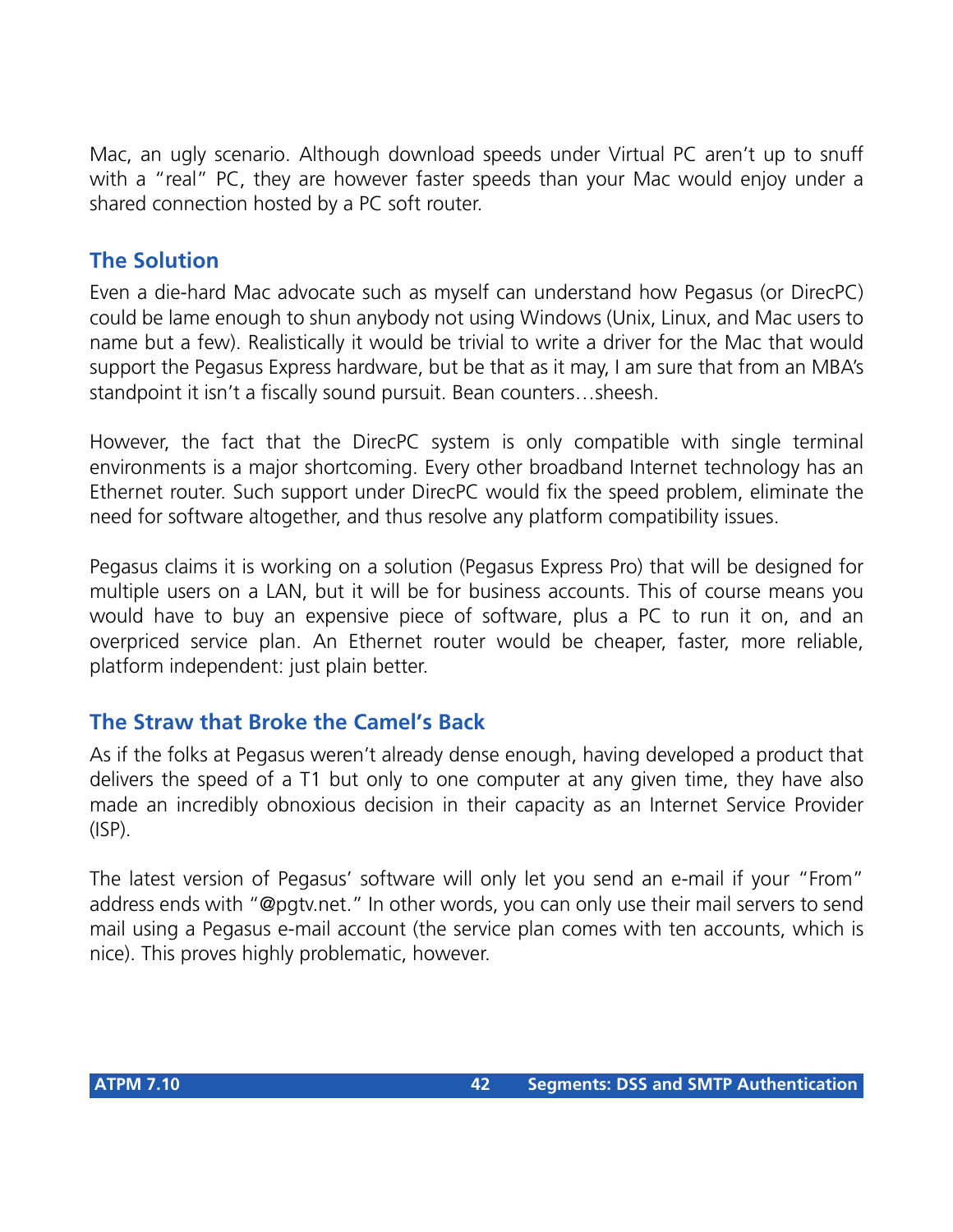Mac, an ugly scenario. Although download speeds under Virtual PC aren't up to snuff with a "real" PC, they are however faster speeds than your Mac would enjoy under a shared connection hosted by a PC soft router.

## The Solution

Even a die-hard Mac advocate such as myself can understand how Pegasus (or DirecPC) could be lame enough to shun anybody not using Windows (Unix, Linux, and Mac users to name but a few). Realistically it would be trivial to write a driver for the Mac that would support the Pegasus Express hardware, but be that as it may, I am sure that from an MBA's standpoint it isn't a fiscally sound pursuit. Bean counters…sheesh.

However, the fact that the DirecPC system is only compatible with single terminal environments is a major shortcoming. Every other broadband Internet technology has an Ethernet router. Such support under DirecPC would fix the speed problem, eliminate the need for software altogether, and thus resolve any platform compatibility issues.

Pegasus claims it is working on a solution (Pegasus Express Pro) that will be designed for multiple users on a LAN, but it will be for business accounts. This of course means you would have to buy an expensive piece of software, plus a PC to run it on, and an overpriced service plan. An Ethernet router would be cheaper, faster, more reliable, platform independent: just plain better.

## The Straw that Broke the Camel's Back

As if the folks at Pegasus weren't already dense enough, having developed a product that delivers the speed of a T1 but only to one computer at any given time, they have also made an incredibly obnoxious decision in their capacity as an Internet Service Provider (ISP).

The latest version of Pegasus' software will only let you send an e-mail if your "From" address ends with "@pgtv.net." In other words, you can only use their mail servers to send mail using a Pegasus e-mail account (the service plan comes with ten accounts, which is nice). This proves highly problematic, however.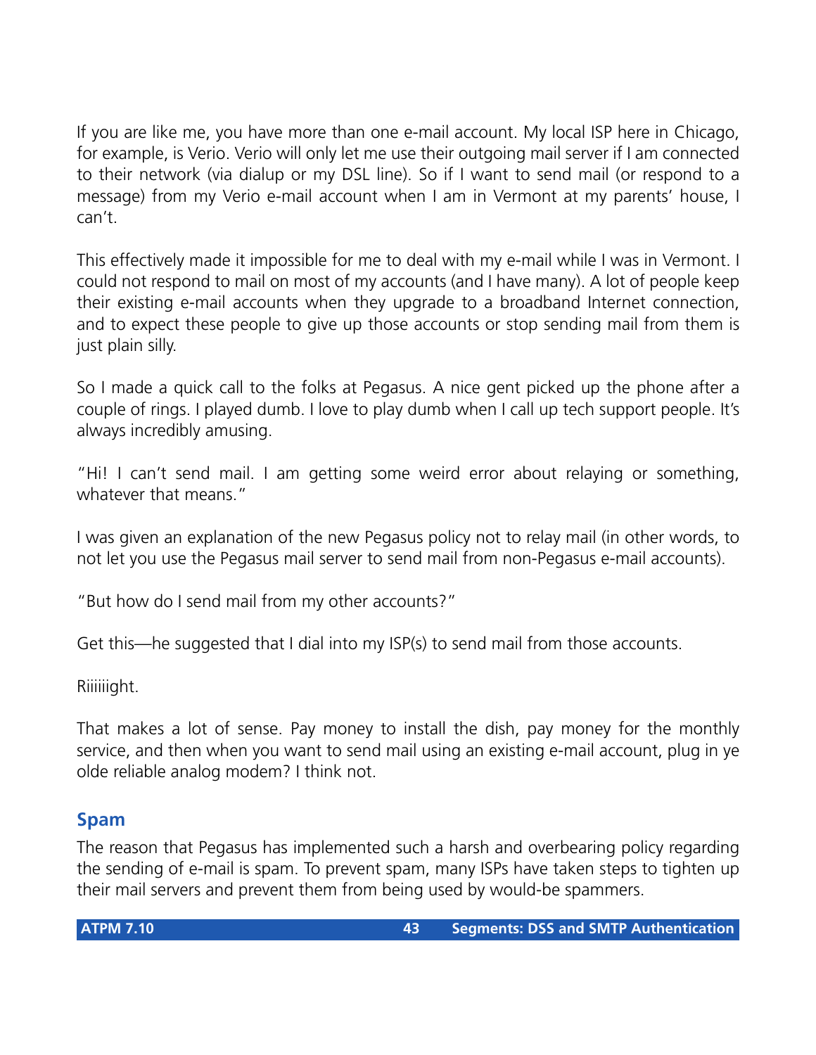If you are like me, you have more than one e-mail account. My local ISP here in Chicago, for example, is Verio. Verio will only let me use their outgoing mail server if I am connected to their network (via dialup or my DSL line). So if I want to send mail (or respond to a message) from my Verio e-mail account when I am in Vermont at my parents' house, I can't.

This effectively made it impossible for me to deal with my e-mail while I was in Vermont. I could not respond to mail on most of my accounts (and I have many). A lot of people keep their existing e-mail accounts when they upgrade to a broadband Internet connection, and to expect these people to give up those accounts or stop sending mail from them is just plain silly.

So I made a quick call to the folks at Pegasus. A nice gent picked up the phone after a couple of rings. I played dumb. I love to play dumb when I call up tech support people. It's always incredibly amusing.

"Hi! I can't send mail. I am getting some weird error about relaying or something, whatever that means."

I was given an explanation of the new Pegasus policy not to relay mail (in other words, to not let you use the Pegasus mail server to send mail from non-Pegasus e-mail accounts).

"But how do I send mail from my other accounts?"

Get this—he suggested that I dial into my ISP(s) to send mail from those accounts.

Riiiiiight.

That makes a lot of sense. Pay money to install the dish, pay money for the monthly service, and then when you want to send mail using an existing e-mail account, plug in ye olde reliable analog modem? I think not.

## Spam

The reason that Pegasus has implemented such a harsh and overbearing policy regarding the sending of e-mail is spam. To prevent spam, many ISPs have taken steps to tighten up their mail servers and prevent them from being used by would-be spammers.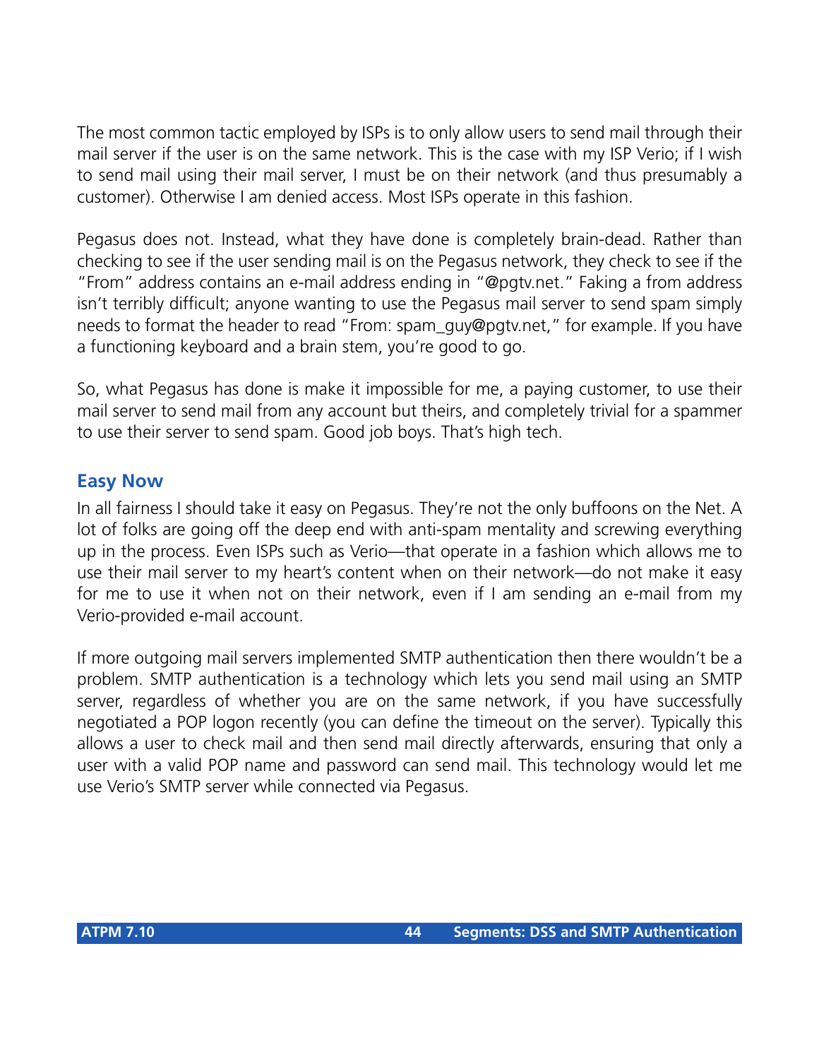The most common tactic employed by ISPs is to only allow users to send mail through their mail server if the user is on the same network. This is the case with my ISP Verio; if I wish to send mail using their mail server, I must be on their network (and thus presumably a customer). Otherwise I am denied access. Most ISPs operate in this fashion.

Pegasus does not. Instead, what they have done is completely brain-dead. Rather than checking to see if the user sending mail is on the Pegasus network, they check to see if the "From" address contains an e-mail address ending in "@pgtv.net." Faking a from address isn't terribly difficult; anyone wanting to use the Pegasus mail server to send spam simply needs to format the header to read "From: spam_guy@pgtv.net," for example. If you have a functioning keyboard and a brain stem, you're good to go.

So, what Pegasus has done is make it impossible for me, a paying customer, to use their mail server to send mail from any account but theirs, and completely trivial for a spammer to use their server to send spam. Good job boys. That's high tech.

## Easy Now

In all fairness I should take it easy on Pegasus. They're not the only buffoons on the Net. A lot of folks are going off the deep end with anti-spam mentality and screwing everything up in the process. Even ISPs such as Verio—that operate in a fashion which allows me to use their mail server to my heart's content when on their network—do not make it easy for me to use it when not on their network, even if I am sending an e-mail from my Verio-provided e-mail account.

If more outgoing mail servers implemented SMTP authentication then there wouldn't be a problem. SMTP authentication is a technology which lets you send mail using an SMTP server, regardless of whether you are on the same network, if you have successfully negotiated a POP logon recently (you can define the timeout on the server). Typically this allows a user to check mail and then send mail directly afterwards, ensuring that only a user with a valid POP name and password can send mail. This technology would let me use Verio's SMTP server while connected via Pegasus.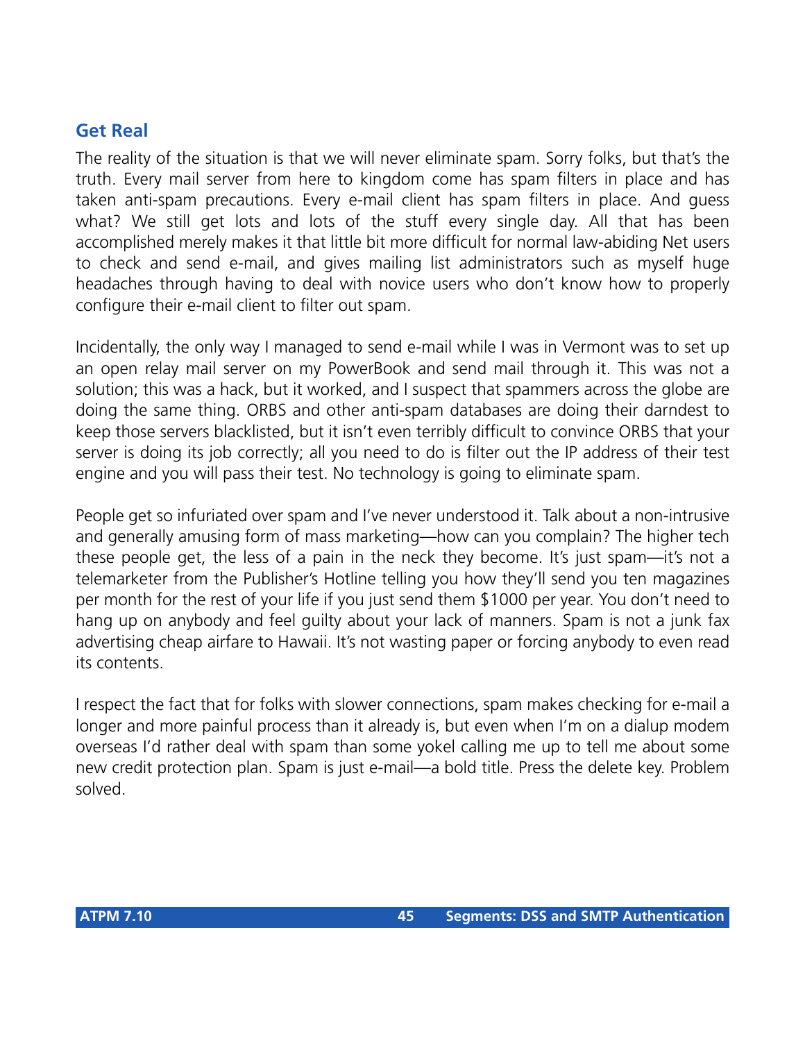## Get Real

The reality of the situation is that we will never eliminate spam. Sorry folks, but that's the truth. Every mail server from here to kingdom come has spam filters in place and has taken anti-spam precautions. Every e-mail client has spam filters in place. And guess what? We still get lots and lots of the stuff every single day. All that has been accomplished merely makes it that little bit more difficult for normal law-abiding Net users to check and send e-mail, and gives mailing list administrators such as myself huge headaches through having to deal with novice users who don't know how to properly configure their e-mail client to filter out spam.

Incidentally, the only way I managed to send e-mail while I was in Vermont was to set up an open relay mail server on my PowerBook and send mail through it. This was not a solution; this was a hack, but it worked, and I suspect that spammers across the globe are doing the same thing. ORBS and other anti-spam databases are doing their darndest to keep those servers blacklisted, but it isn't even terribly difficult to convince ORBS that your server is doing its job correctly; all you need to do is filter out the IP address of their test engine and you will pass their test. No technology is going to eliminate spam.

People get so infuriated over spam and I've never understood it. Talk about a non-intrusive and generally amusing form of mass marketing—how can you complain? The higher tech these people get, the less of a pain in the neck they become. It's just spam—it's not a telemarketer from the Publisher's Hotline telling you how they'll send you ten magazines per month for the rest of your life if you just send them $1000 per year. You don't need to hang up on anybody and feel guilty about your lack of manners. Spam is not a junk fax advertising cheap airfare to Hawaii. It's not wasting paper or forcing anybody to even read its contents.

I respect the fact that for folks with slower connections, spam makes checking for e-mail a longer and more painful process than it already is, but even when I'm on a dialup modem overseas I'd rather deal with spam than some yokel calling me up to tell me about some new credit protection plan. Spam is just e-mail—a bold title. Press the delete key. Problem solved.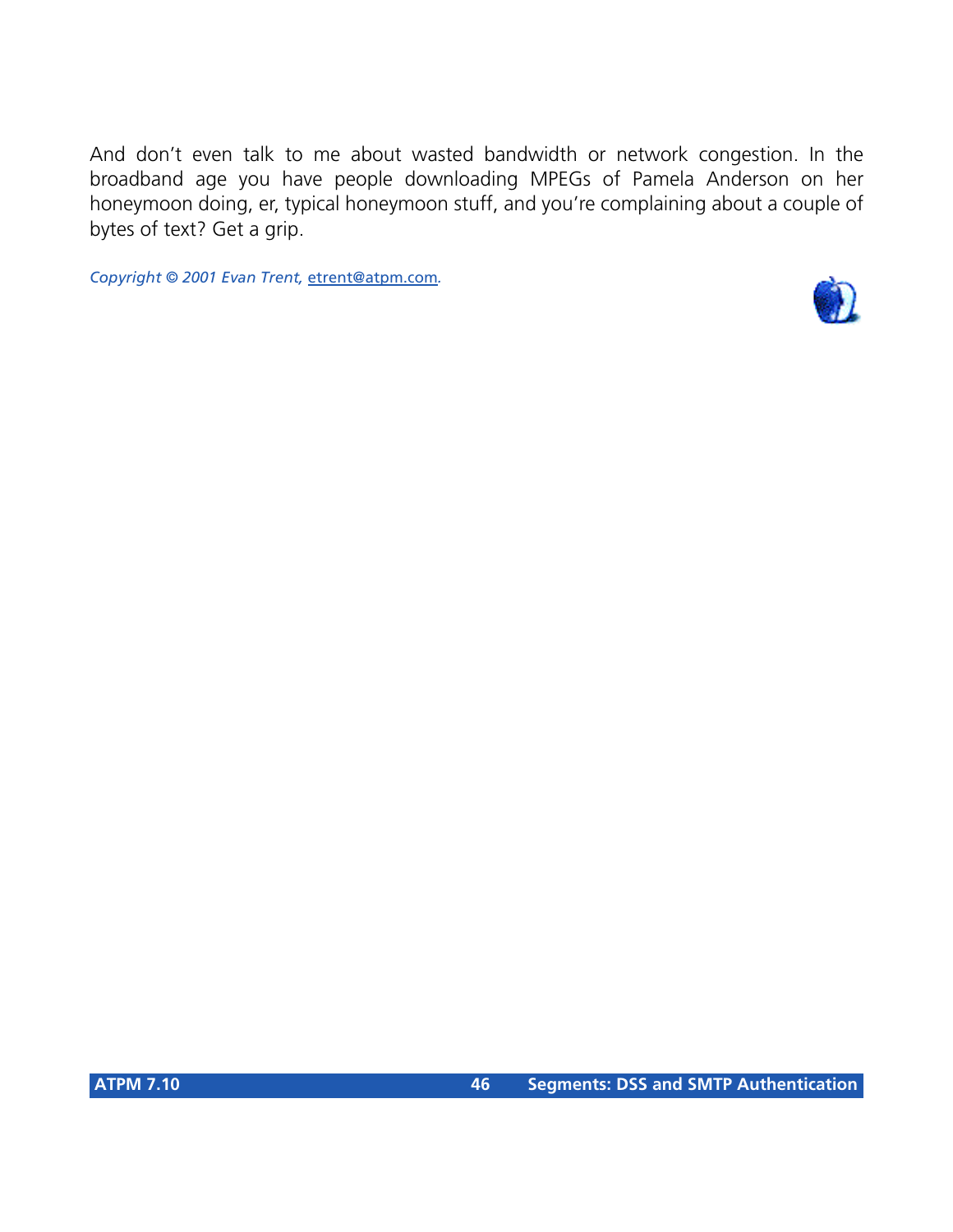And don't even talk to me about wasted bandwidth or network congestion. In the broadband age you have people downloading MPEGs of Pamela Anderson on her honeymoon doing, er, typical honeymoon stuff, and you're complaining about a couple of bytes of text? Get a grip.

*Copyright © 2001 Evan Trent, etrent@atpm.com.*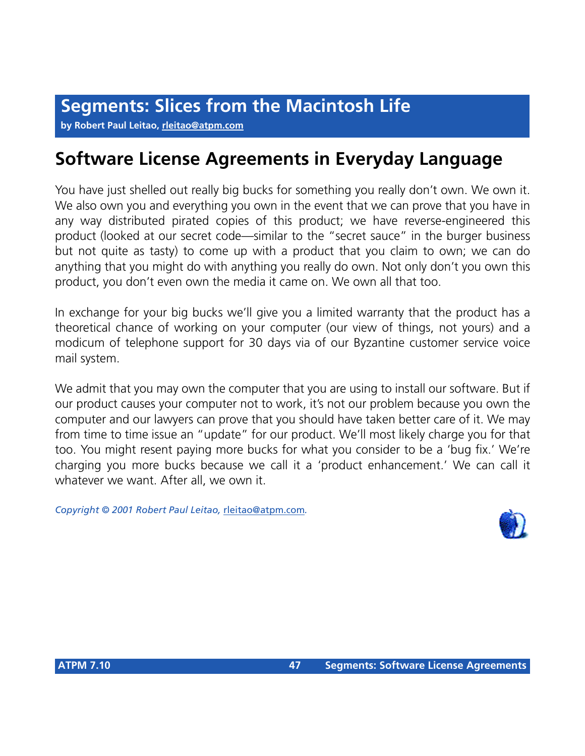# Segments: Slices from the Macintosh Life

**by Robert Paul Leitao, rleitao@atpm.com**

## Software License Agreements in Everyday Language

You have just shelled out really big bucks for something you really don't own. We own it. We also own you and everything you own in the event that we can prove that you have in any way distributed pirated copies of this product; we have reverse-engineered this product (looked at our secret code—similar to the "secret sauce" in the burger business but not quite as tasty) to come up with a product that you claim to own; we can do anything that you might do with anything you really do own. Not only don't you own this product, you don't even own the media it came on. We own all that too.

In exchange for your big bucks we'll give you a limited warranty that the product has a theoretical chance of working on your computer (our view of things, not yours) and a modicum of telephone support for 30 days via of our Byzantine customer service voice mail system.

We admit that you may own the computer that you are using to install our software. But if our product causes your computer not to work, it's not our problem because you own the computer and our lawyers can prove that you should have taken better care of it. We may from time to time issue an "update" for our product. We'll most likely charge you for that too. You might resent paying more bucks for what you consider to be a 'bug fix.' We're charging you more bucks because we call it a 'product enhancement.' We can call it whatever we want. After all, we own it.

*Copyright © 2001 Robert Paul Leitao,* rleitao@atpm.com*.*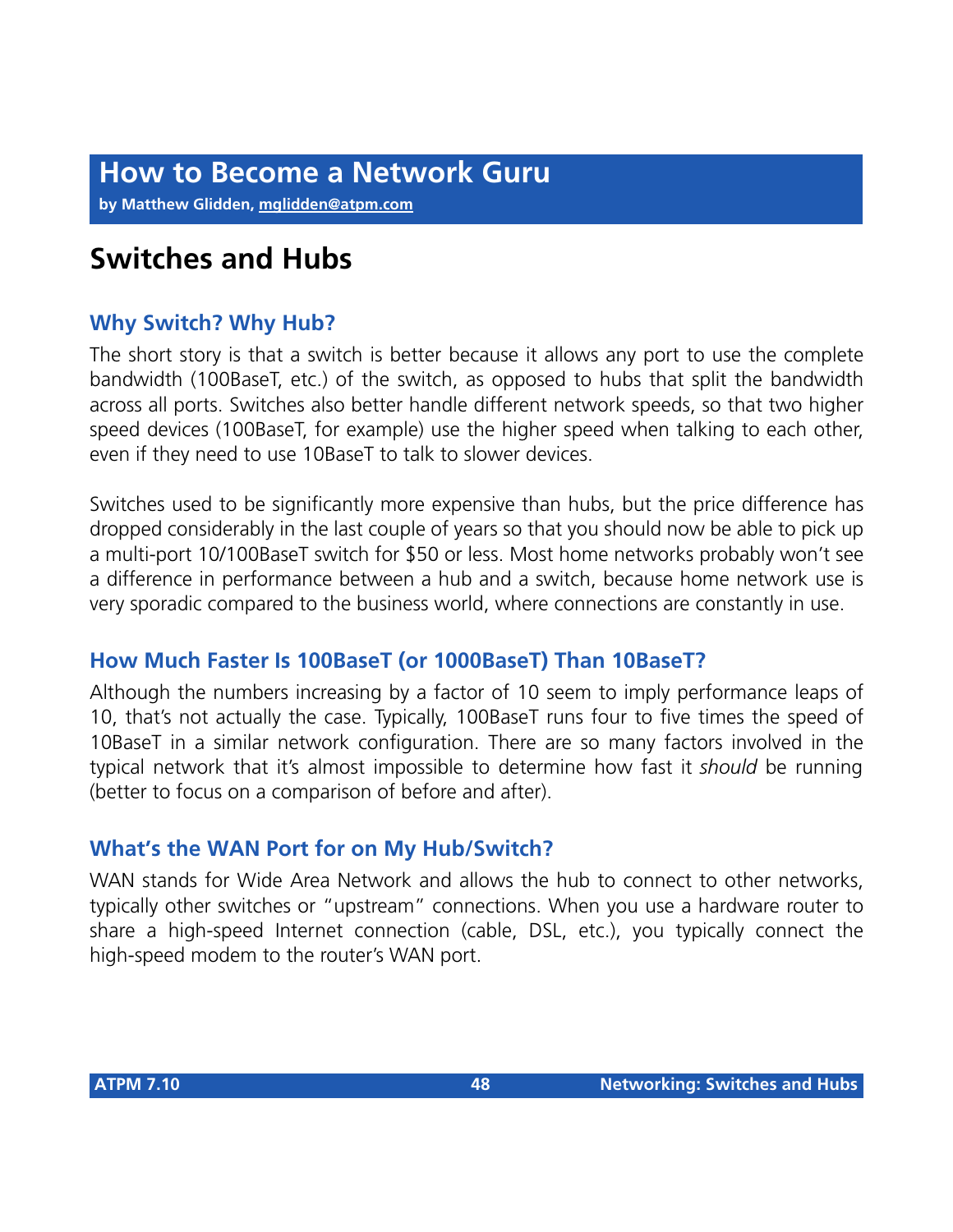# How to Become a Network Guru

**by Matthew Glidden, mglidden@atpm.com**

## Switches and Hubs

### Why Switch? Why Hub?

The short story is that a switch is better because it allows any port to use the complete bandwidth (100BaseT, etc.) of the switch, as opposed to hubs that split the bandwidth across all ports. Switches also better handle different network speeds, so that two higher speed devices (100BaseT, for example) use the higher speed when talking to each other, even if they need to use 10BaseT to talk to slower devices.

Switches used to be significantly more expensive than hubs, but the price difference has dropped considerably in the last couple of years so that you should now be able to pick up a multi-port 10/100BaseT switch for $50 or less. Most home networks probably won't see a difference in performance between a hub and a switch, because home network use is very sporadic compared to the business world, where connections are constantly in use.

### How Much Faster Is 100BaseT (or 1000BaseT) Than 10BaseT?

Although the numbers increasing by a factor of 10 seem to imply performance leaps of 10, that's not actually the case. Typically, 100BaseT runs four to five times the speed of 10BaseT in a similar network configuration. There are so many factors involved in the typical network that it's almost impossible to determine how fast it *should* be running (better to focus on a comparison of before and after).

### What's the WAN Port for on My Hub/Switch?

WAN stands for Wide Area Network and allows the hub to connect to other networks, typically other switches or "upstream" connections. When you use a hardware router to share a high-speed Internet connection (cable, DSL, etc.), you typically connect the high-speed modem to the router's WAN port.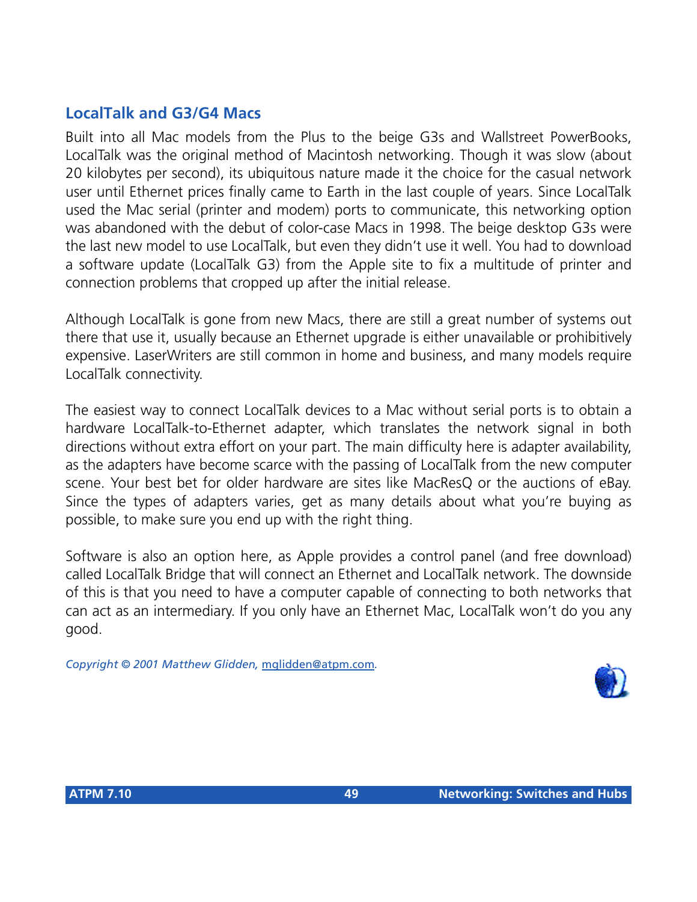## LocalTalk and G3/G4 Macs

Built into all Mac models from the Plus to the beige G3s and Wallstreet PowerBooks, LocalTalk was the original method of Macintosh networking. Though it was slow (about 20 kilobytes per second), its ubiquitous nature made it the choice for the casual network user until Ethernet prices finally came to Earth in the last couple of years. Since LocalTalk used the Mac serial (printer and modem) ports to communicate, this networking option was abandoned with the debut of color-case Macs in 1998. The beige desktop G3s were the last new model to use LocalTalk, but even they didn't use it well. You had to download a software update (LocalTalk G3) from the Apple site to fix a multitude of printer and connection problems that cropped up after the initial release.

Although LocalTalk is gone from new Macs, there are still a great number of systems out there that use it, usually because an Ethernet upgrade is either unavailable or prohibitively expensive. LaserWriters are still common in home and business, and many models require LocalTalk connectivity.

The easiest way to connect LocalTalk devices to a Mac without serial ports is to obtain a hardware LocalTalk-to-Ethernet adapter, which translates the network signal in both directions without extra effort on your part. The main difficulty here is adapter availability, as the adapters have become scarce with the passing of LocalTalk from the new computer scene. Your best bet for older hardware are sites like MacResQ or the auctions of eBay. Since the types of adapters varies, get as many details about what you're buying as possible, to make sure you end up with the right thing.

Software is also an option here, as Apple provides a control panel (and free download) called LocalTalk Bridge that will connect an Ethernet and LocalTalk network. The downside of this is that you need to have a computer capable of connecting to both networks that can act as an intermediary. If you only have an Ethernet Mac, LocalTalk won't do you any good.

*Copyright © 2001 Matthew Glidden,* mglidden@atpm.com*.*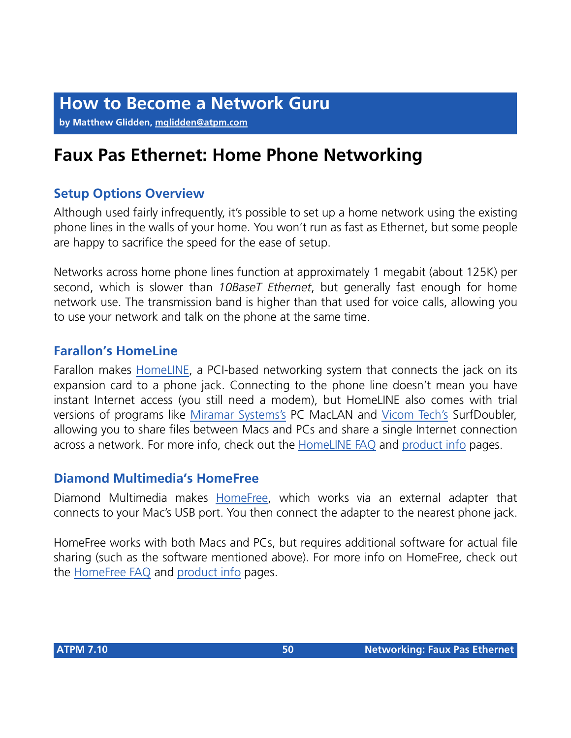# How to Become a Network Guru

**by Matthew Glidden, mglidden@atpm.com**

## Faux Pas Ethernet: Home Phone Networking

### Setup Options Overview

Although used fairly infrequently, it's possible to set up a home network using the existing phone lines in the walls of your home. You won't run as fast as Ethernet, but some people are happy to sacrifice the speed for the ease of setup.

Networks across home phone lines function at approximately 1 megabit (about 125K) per second, which is slower than *10BaseT Ethernet*, but generally fast enough for home network use. The transmission band is higher than that used for voice calls, allowing you to use your network and talk on the phone at the same time.

### Farallon's HomeLine

Farallon makes HomeLINE, a PCI-based networking system that connects the jack on its expansion card to a phone jack. Connecting to the phone line doesn't mean you have instant Internet access (you still need a modem), but HomeLINE also comes with trial versions of programs like Miramar Systems's PC MacLAN and Vicom Tech's SurfDoubler, allowing you to share files between Macs and PCs and share a single Internet connection across a network. For more info, check out the HomeLINE FAQ and product info pages.

### Diamond Multimedia's HomeFree

Diamond Multimedia makes HomeFree, which works via an external adapter that connects to your Mac's USB port. You then connect the adapter to the nearest phone jack.

HomeFree works with both Macs and PCs, but requires additional software for actual file sharing (such as the software mentioned above). For more info on HomeFree, check out the HomeFree FAQ and product info pages.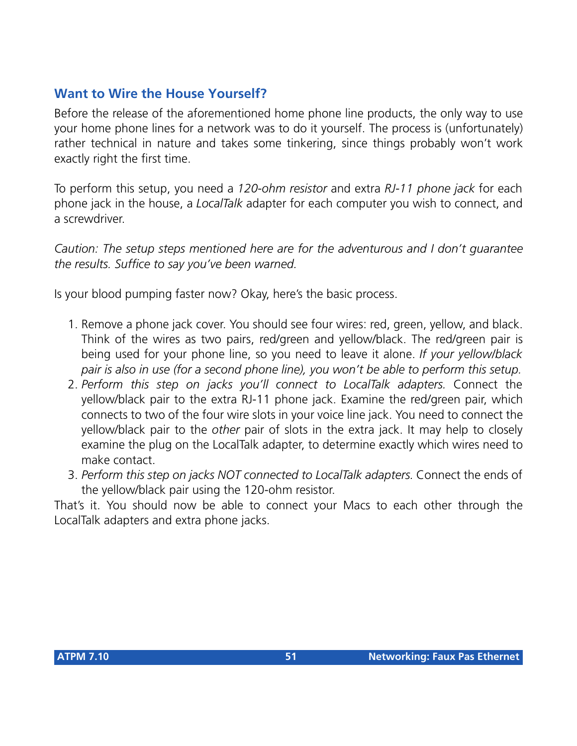## Want to Wire the House Yourself?

Before the release of the aforementioned home phone line products, the only way to use your home phone lines for a network was to do it yourself. The process is (unfortunately) rather technical in nature and takes some tinkering, since things probably won't work exactly right the first time.

To perform this setup, you need a *120-ohm resistor* and extra *RJ-11 phone jack* for each phone jack in the house, a *LocalTalk* adapter for each computer you wish to connect, and a screwdriver.

*Caution: The setup steps mentioned here are for the adventurous and I don't guarantee the results. Suffice to say you've been warned.*

Is your blood pumping faster now? Okay, here's the basic process.

1. Remove a phone jack cover. You should see four wires: red, green, yellow, and black. Think of the wires as two pairs, red/green and yellow/black. The red/green pair is being used for your phone line, so you need to leave it alone. *If your yellow/black pair is also in use (for a second phone line), you won't be able to perform this setup.*
2. *Perform this step on jacks you'll connect to LocalTalk adapters.* Connect the yellow/black pair to the extra RJ-11 phone jack. Examine the red/green pair, which connects to two of the four wire slots in your voice line jack. You need to connect the yellow/black pair to the *other* pair of slots in the extra jack. It may help to closely examine the plug on the LocalTalk adapter, to determine exactly which wires need to make contact.
3. *Perform this step on jacks NOT connected to LocalTalk adapters.* Connect the ends of the yellow/black pair using the 120-ohm resistor.

That's it. You should now be able to connect your Macs to each other through the LocalTalk adapters and extra phone jacks.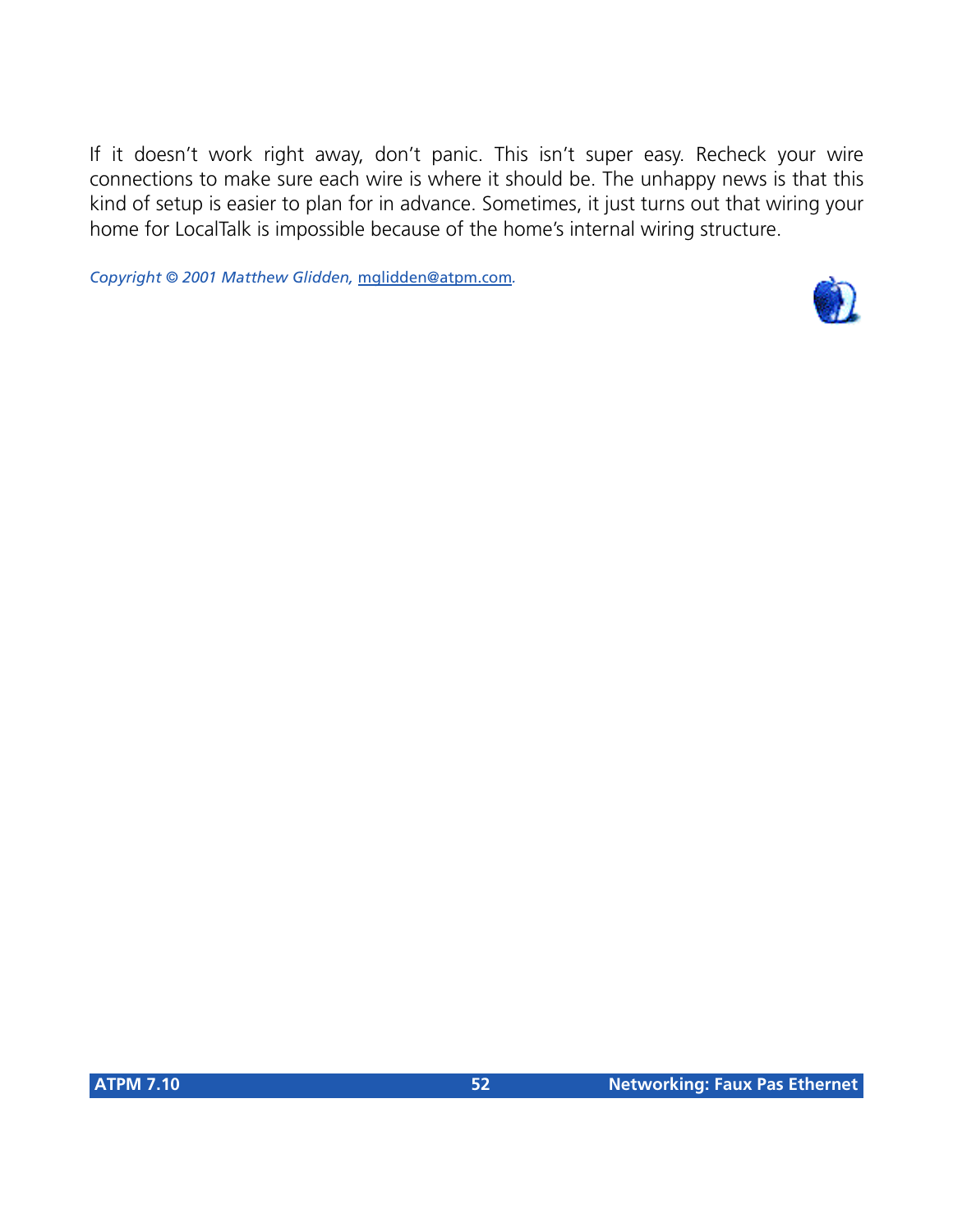If it doesn't work right away, don't panic. This isn't super easy. Recheck your wire connections to make sure each wire is where it should be. The unhappy news is that this kind of setup is easier to plan for in advance. Sometimes, it just turns out that wiring your home for LocalTalk is impossible because of the home's internal wiring structure.

*Copyright © 2001 Matthew Glidden,* mglidden@atpm.com.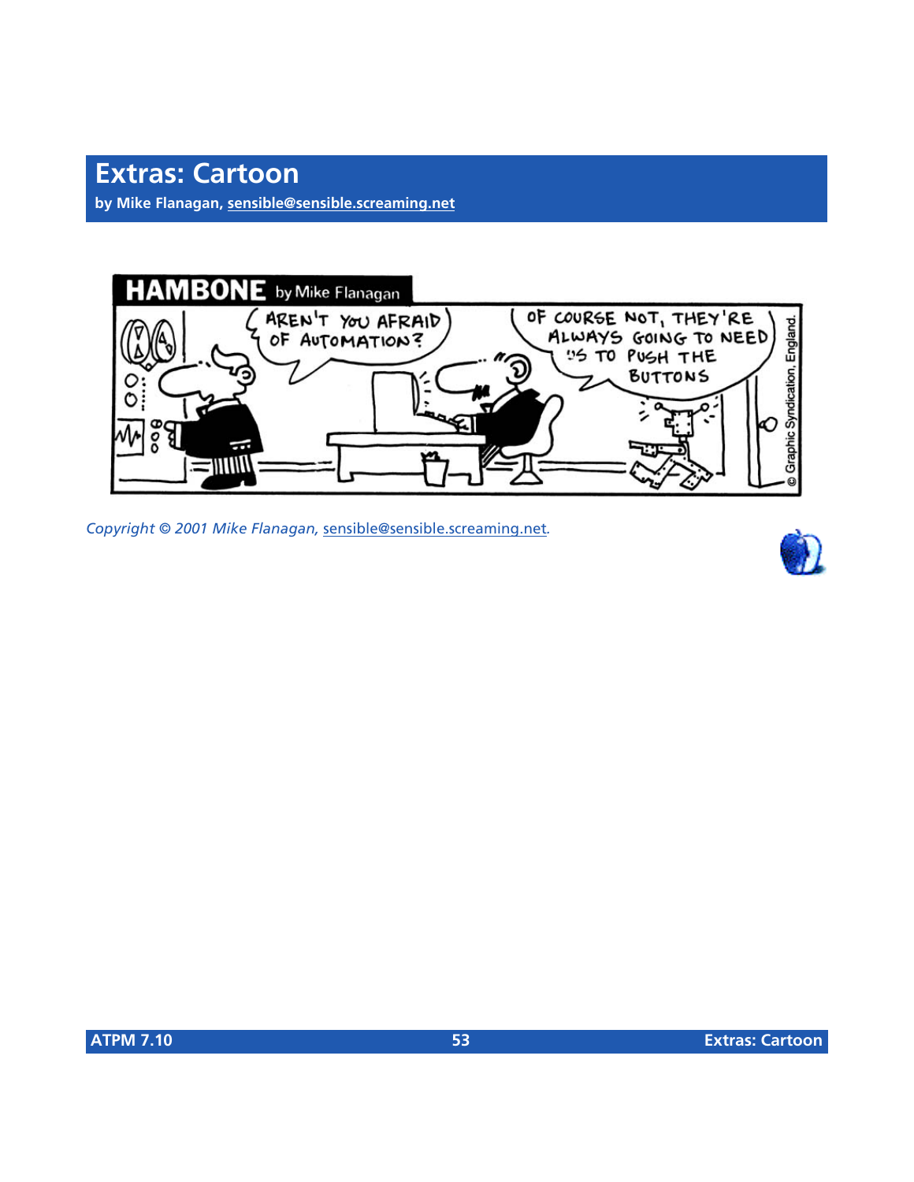# Extras: Cartoon

**by Mike Flanagan, sensible@sensible.screaming.net**

*Copyright © 2001 Mike Flanagan, sensible@sensible.screaming.net.*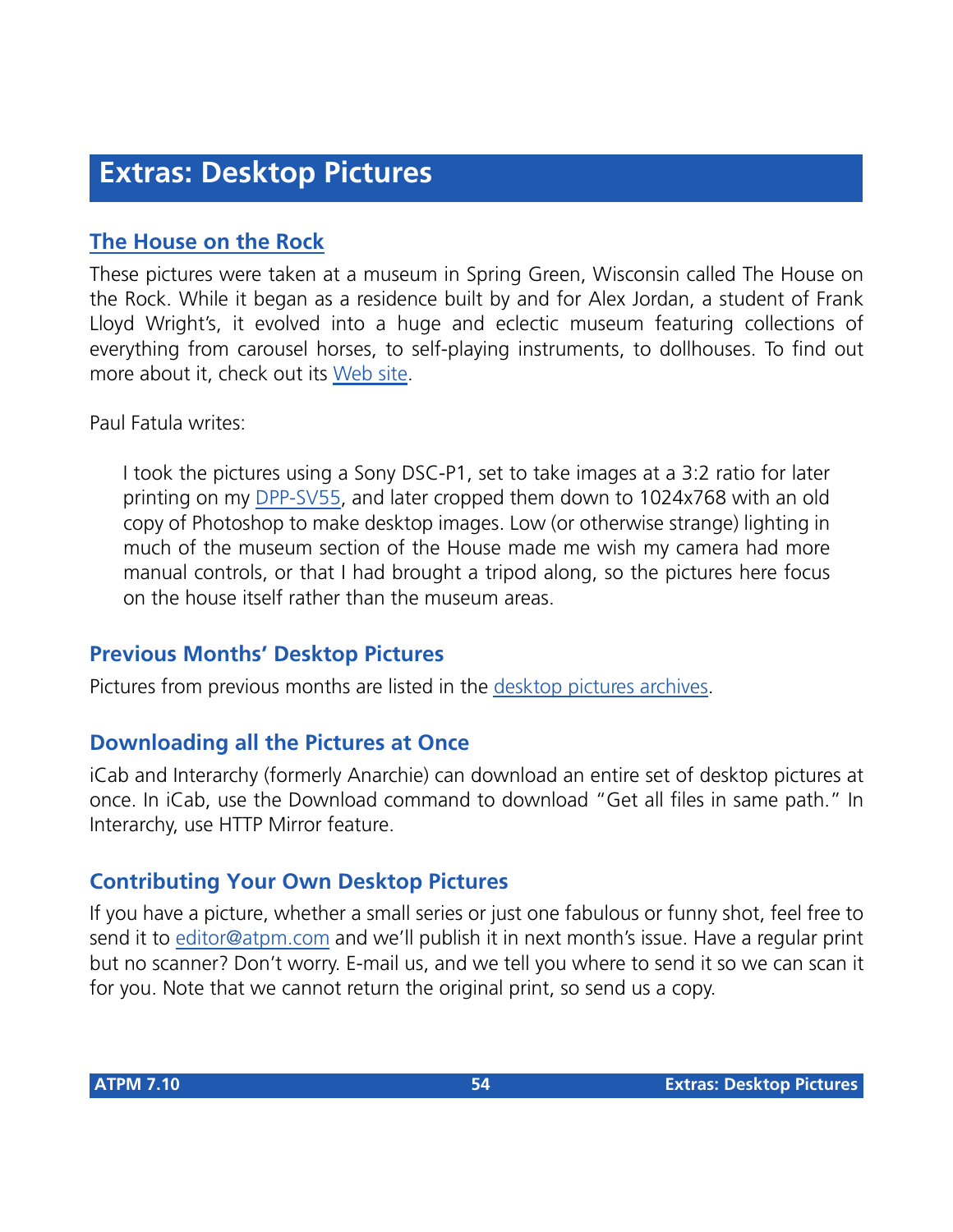# Extras: Desktop Pictures

## The House on the Rock

These pictures were taken at a museum in Spring Green, Wisconsin called The House on the Rock. While it began as a residence built by and for Alex Jordan, a student of Frank Lloyd Wright's, it evolved into a huge and eclectic museum featuring collections of everything from carousel horses, to self-playing instruments, to dollhouses. To find out more about it, check out its Web site.

Paul Fatula writes:

> I took the pictures using a Sony DSC-P1, set to take images at a 3:2 ratio for later printing on my DPP-SV55, and later cropped them down to 1024x768 with an old copy of Photoshop to make desktop images. Low (or otherwise strange) lighting in much of the museum section of the House made me wish my camera had more manual controls, or that I had brought a tripod along, so the pictures here focus on the house itself rather than the museum areas.

## Previous Months' Desktop Pictures

Pictures from previous months are listed in the desktop pictures archives.

## Downloading all the Pictures at Once

iCab and Interarchy (formerly Anarchie) can download an entire set of desktop pictures at once. In iCab, use the Download command to download "Get all files in same path." In Interarchy, use HTTP Mirror feature.

## Contributing Your Own Desktop Pictures

If you have a picture, whether a small series or just one fabulous or funny shot, feel free to send it to editor@atpm.com and we'll publish it in next month's issue. Have a regular print but no scanner? Don't worry. E-mail us, and we tell you where to send it so we can scan it for you. Note that we cannot return the original print, so send us a copy.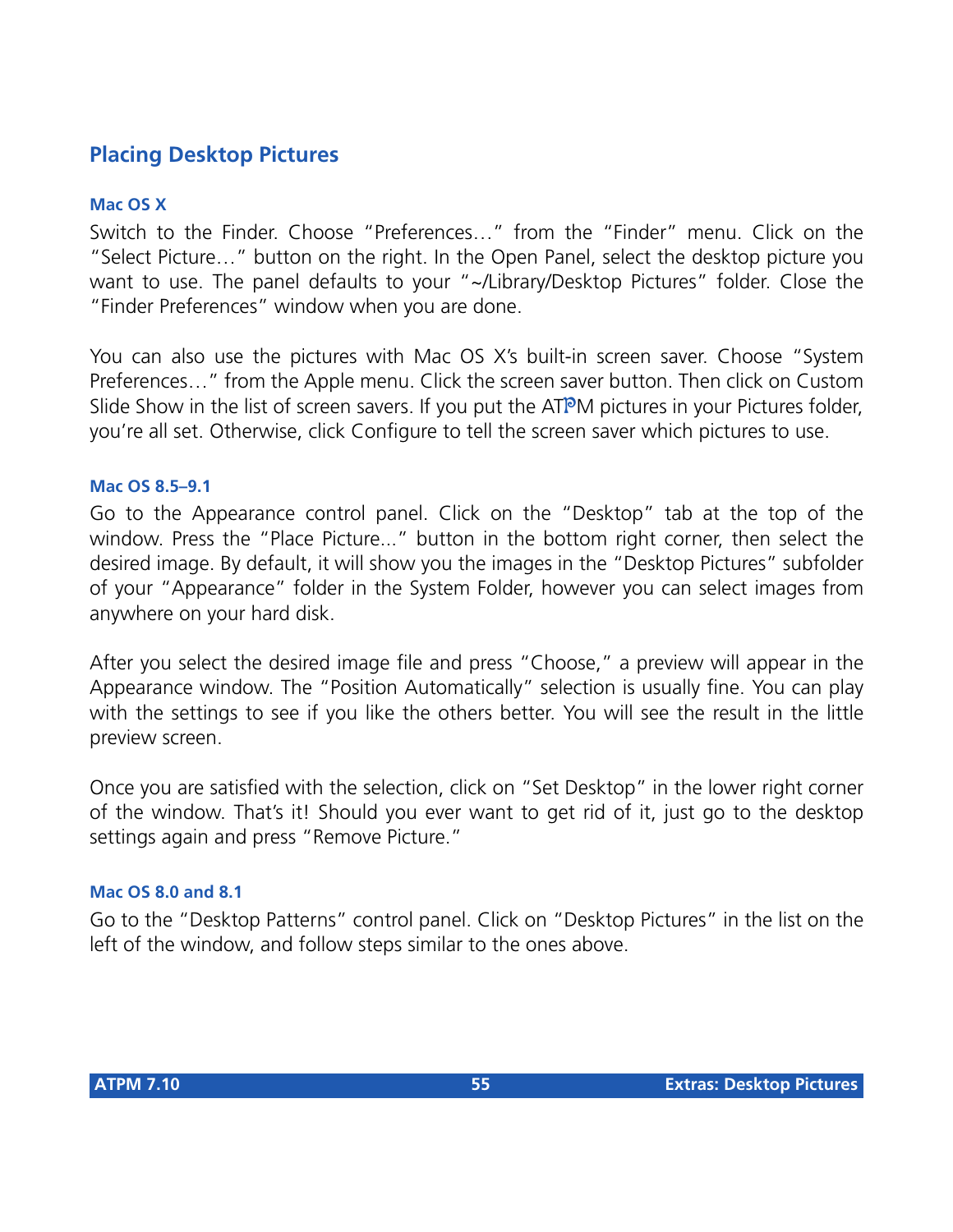## Placing Desktop Pictures

### Mac OS X

Switch to the Finder. Choose "Preferences…" from the "Finder" menu. Click on the "Select Picture…" button on the right. In the Open Panel, select the desktop picture you want to use. The panel defaults to your "~/Library/Desktop Pictures" folder. Close the "Finder Preferences" window when you are done.

You can also use the pictures with Mac OS X's built-in screen saver. Choose "System Preferences…" from the Apple menu. Click the screen saver button. Then click on Custom Slide Show in the list of screen savers. If you put the ATPM pictures in your Pictures folder, you're all set. Otherwise, click Configure to tell the screen saver which pictures to use.

### Mac OS 8.5–9.1

Go to the Appearance control panel. Click on the "Desktop" tab at the top of the window. Press the "Place Picture..." button in the bottom right corner, then select the desired image. By default, it will show you the images in the "Desktop Pictures" subfolder of your "Appearance" folder in the System Folder, however you can select images from anywhere on your hard disk.

After you select the desired image file and press "Choose," a preview will appear in the Appearance window. The "Position Automatically" selection is usually fine. You can play with the settings to see if you like the others better. You will see the result in the little preview screen.

Once you are satisfied with the selection, click on "Set Desktop" in the lower right corner of the window. That's it! Should you ever want to get rid of it, just go to the desktop settings again and press "Remove Picture."

### Mac OS 8.0 and 8.1

Go to the "Desktop Patterns" control panel. Click on "Desktop Pictures" in the list on the left of the window, and follow steps similar to the ones above.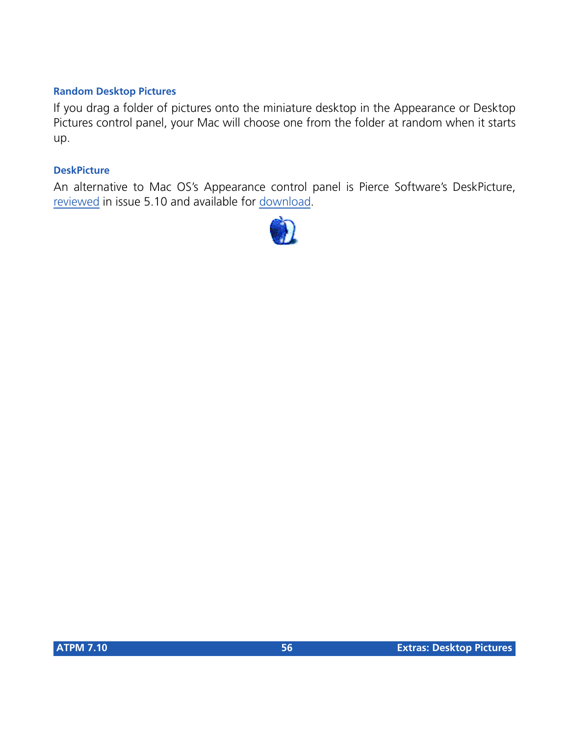### Random Desktop Pictures

If you drag a folder of pictures onto the miniature desktop in the Appearance or Desktop Pictures control panel, your Mac will choose one from the folder at random when it starts up.

### DeskPicture

An alternative to Mac OS's Appearance control panel is Pierce Software's DeskPicture, reviewed in issue 5.10 and available for download.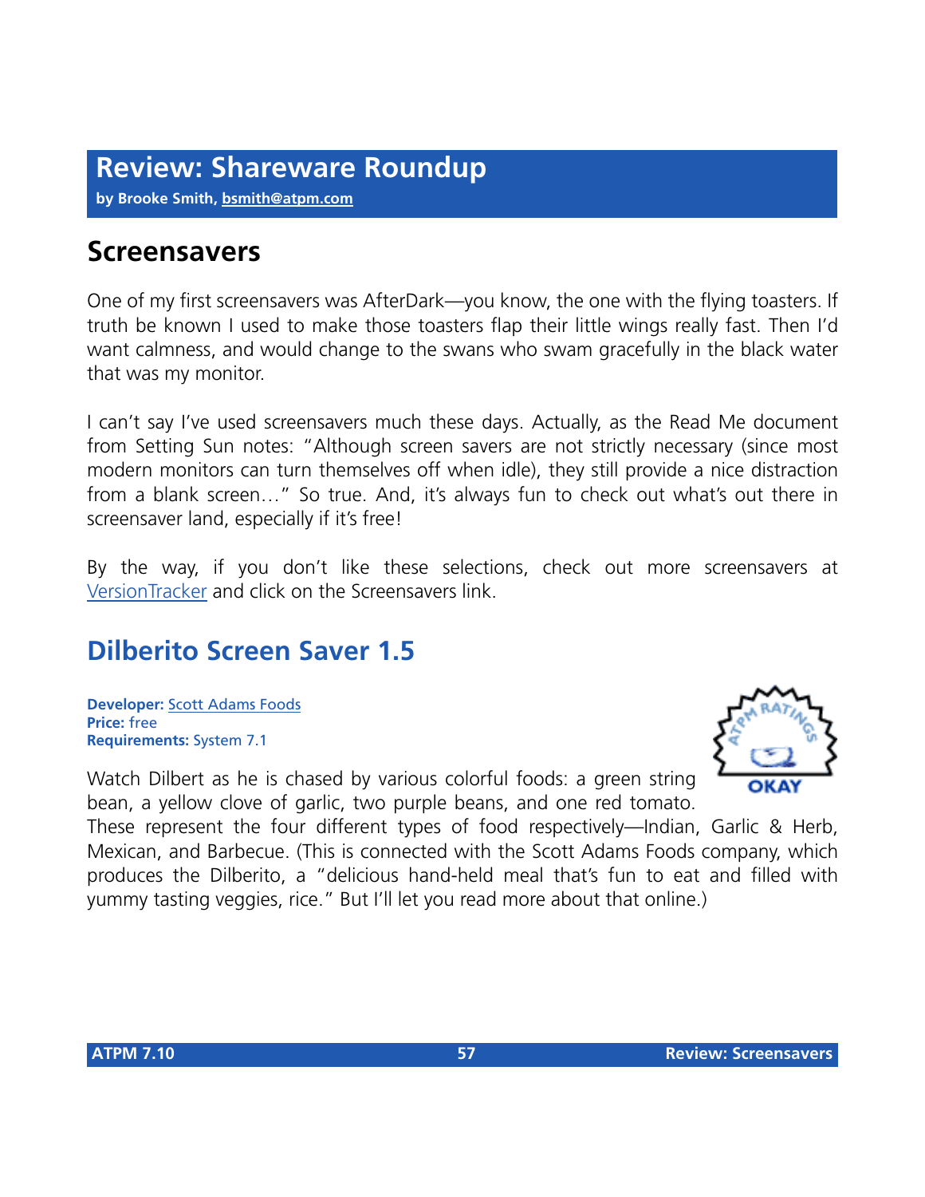# Review: Shareware Roundup

**by Brooke Smith, bsmith@atpm.com**

## Screensavers

One of my first screensavers was AfterDark—you know, the one with the flying toasters. If truth be known I used to make those toasters flap their little wings really fast. Then I'd want calmness, and would change to the swans who swam gracefully in the black water that was my monitor.

I can't say I've used screensavers much these days. Actually, as the Read Me document from Setting Sun notes: "Although screen savers are not strictly necessary (since most modern monitors can turn themselves off when idle), they still provide a nice distraction from a blank screen…" So true. And, it's always fun to check out what's out there in screensaver land, especially if it's free!

By the way, if you don't like these selections, check out more screensavers at VersionTracker and click on the Screensavers link.

## Dilberito Screen Saver 1.5

**Developer:** Scott Adams Foods
**Price:** free
**Requirements:** System 7.1

ATPM RATINGS: OKAY

Watch Dilbert as he is chased by various colorful foods: a green string bean, a yellow clove of garlic, two purple beans, and one red tomato. These represent the four different types of food respectively—Indian, Garlic & Herb, Mexican, and Barbecue. (This is connected with the Scott Adams Foods company, which produces the Dilberito, a "delicious hand-held meal that's fun to eat and filled with yummy tasting veggies, rice." But I'll let you read more about that online.)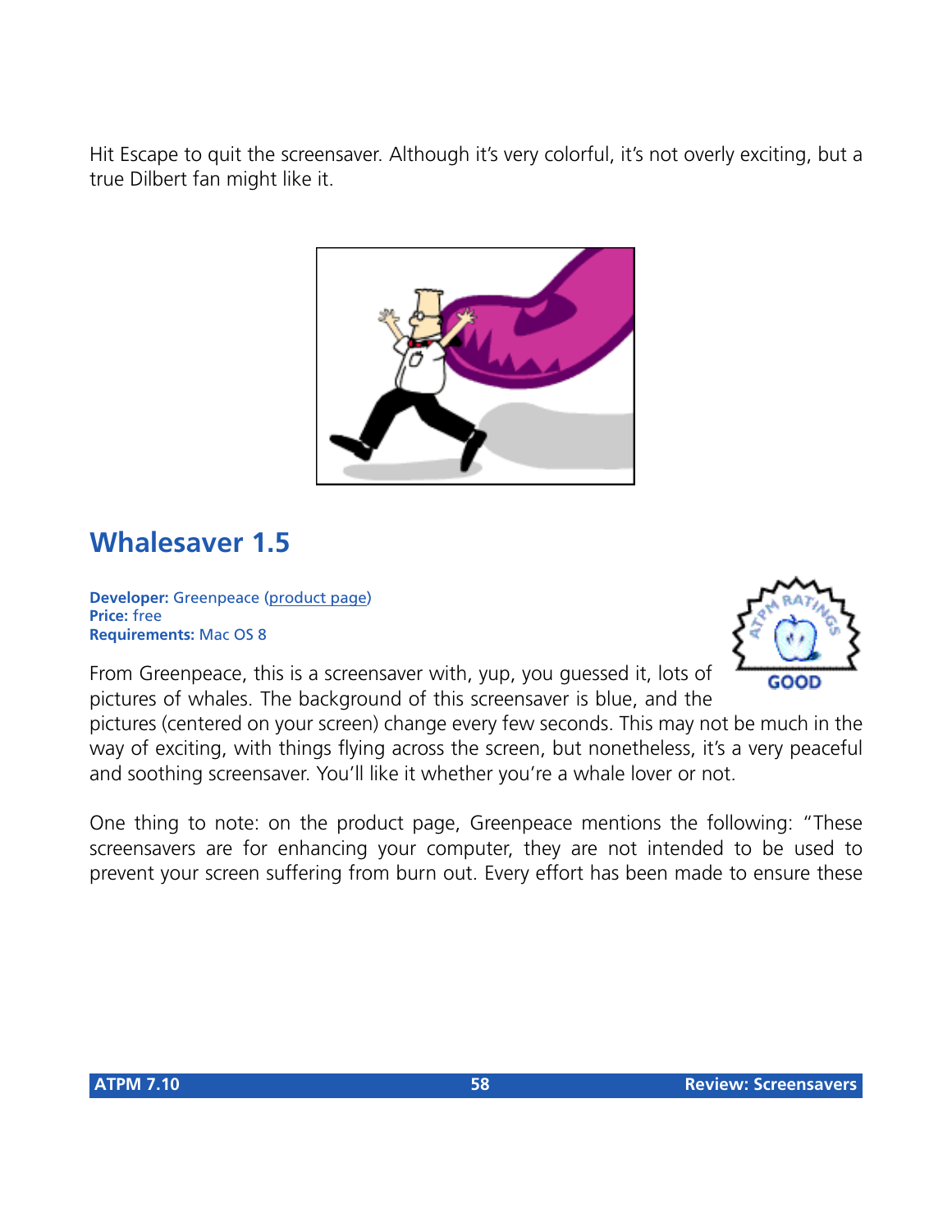Hit Escape to quit the screensaver. Although it's very colorful, it's not overly exciting, but a true Dilbert fan might like it.

## Whalesaver 1.5

**Developer:** Greenpeace (product page)
**Price:** free
**Requirements:** Mac OS 8

GOOD

From Greenpeace, this is a screensaver with, yup, you guessed it, lots of pictures of whales. The background of this screensaver is blue, and the pictures (centered on your screen) change every few seconds. This may not be much in the way of exciting, with things flying across the screen, but nonetheless, it's a very peaceful and soothing screensaver. You'll like it whether you're a whale lover or not.

One thing to note: on the product page, Greenpeace mentions the following: "These screensavers are for enhancing your computer, they are not intended to be used to prevent your screen suffering from burn out. Every effort has been made to ensure these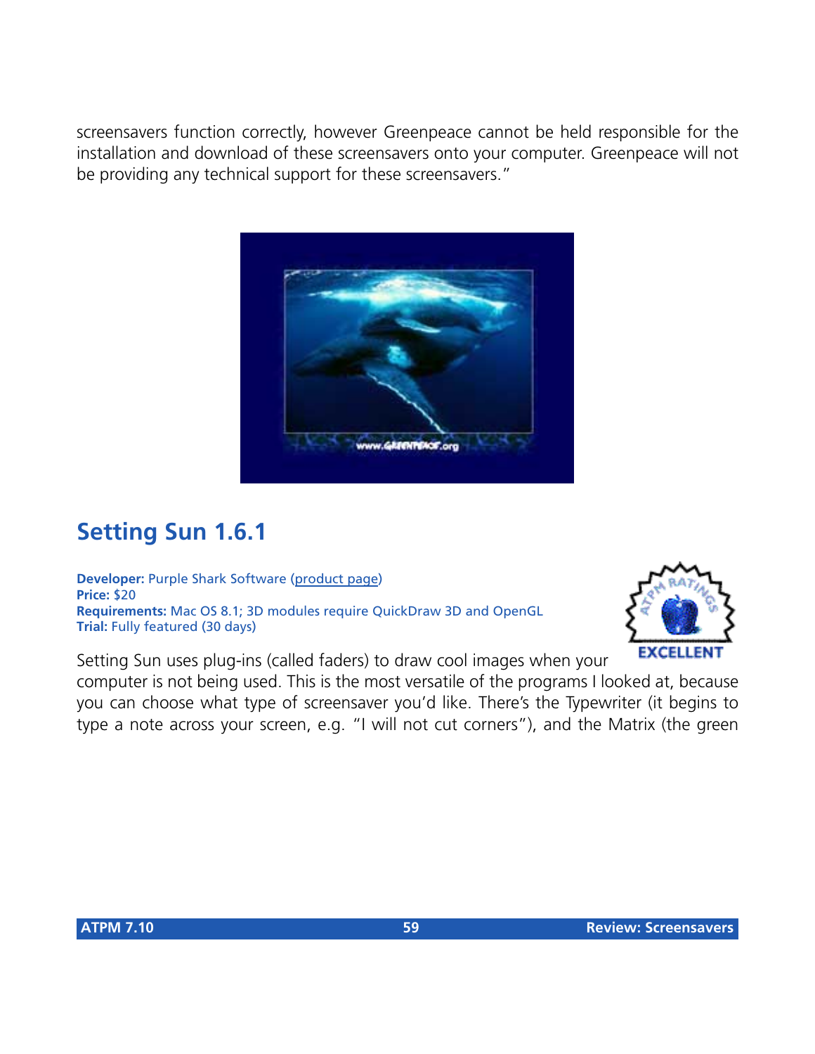screensavers function correctly, however Greenpeace cannot be held responsible for the installation and download of these screensavers onto your computer. Greenpeace will not be providing any technical support for these screensavers."

## Setting Sun 1.6.1

**Developer:** Purple Shark Software (product page)
**Price:** $20
**Requirements:** Mac OS 8.1; 3D modules require QuickDraw 3D and OpenGL
**Trial:** Fully featured (30 days)

Setting Sun uses plug-ins (called faders) to draw cool images when your computer is not being used. This is the most versatile of the programs I looked at, because you can choose what type of screensaver you'd like. There's the Typewriter (it begins to type a note across your screen, e.g. "I will not cut corners"), and the Matrix (the green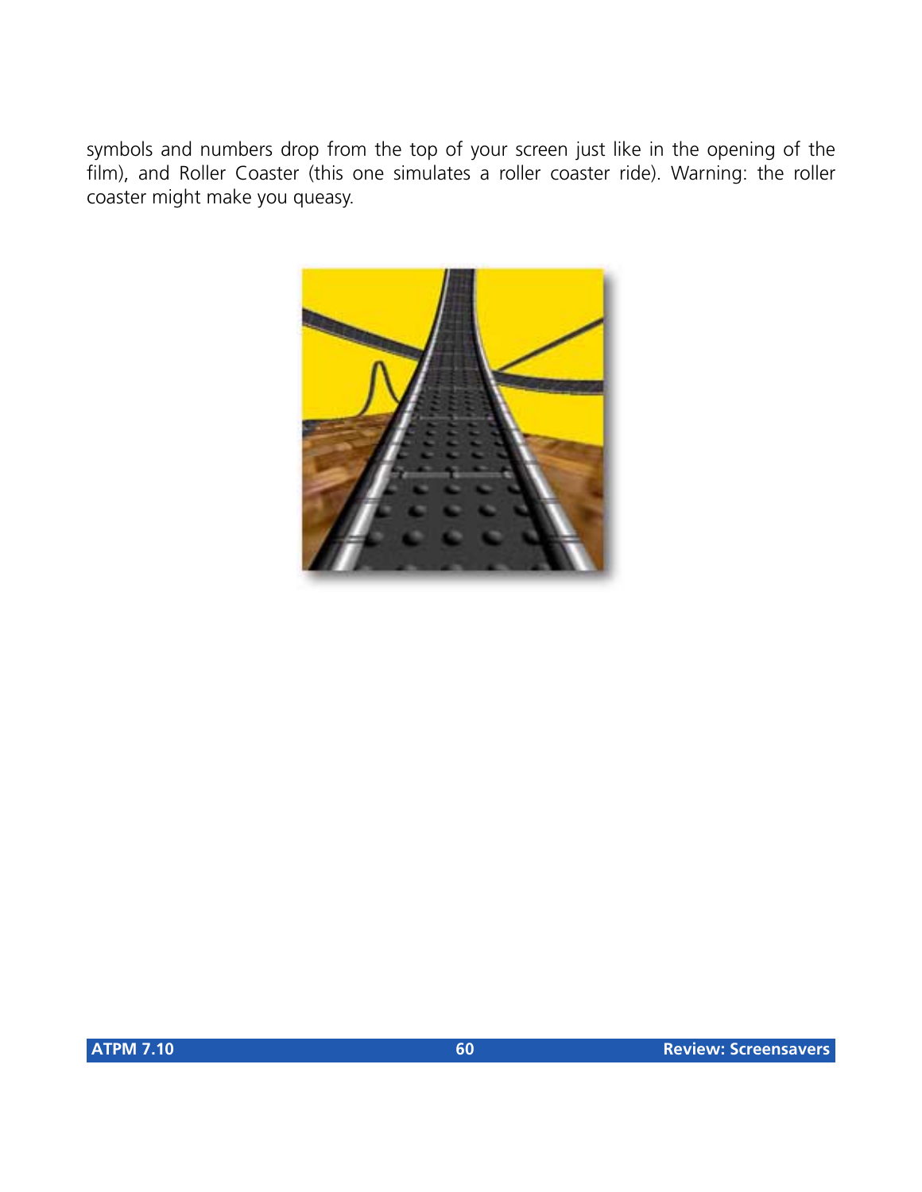symbols and numbers drop from the top of your screen just like in the opening of the film), and Roller Coaster (this one simulates a roller coaster ride). Warning: the roller coaster might make you queasy.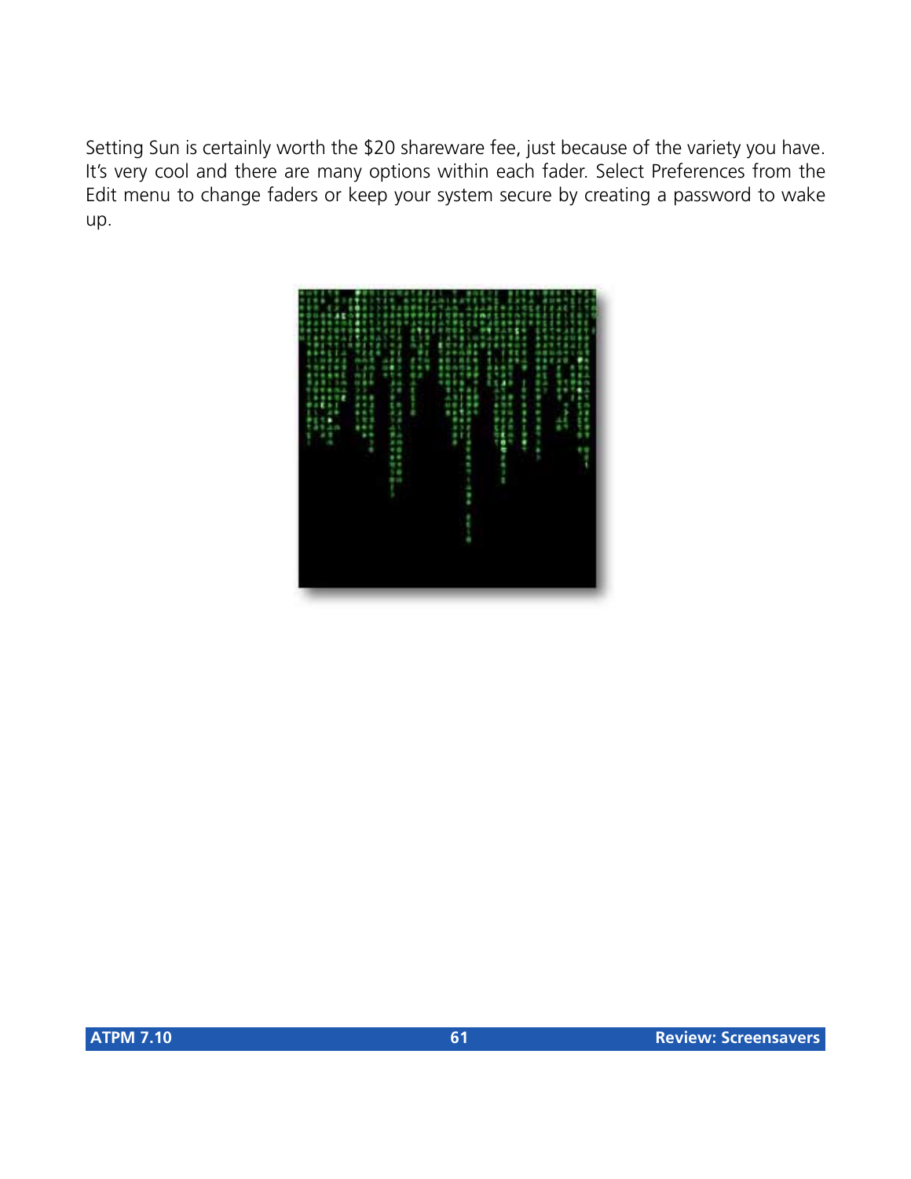Setting Sun is certainly worth the $20 shareware fee, just because of the variety you have. It's very cool and there are many options within each fader. Select Preferences from the Edit menu to change faders or keep your system secure by creating a password to wake up.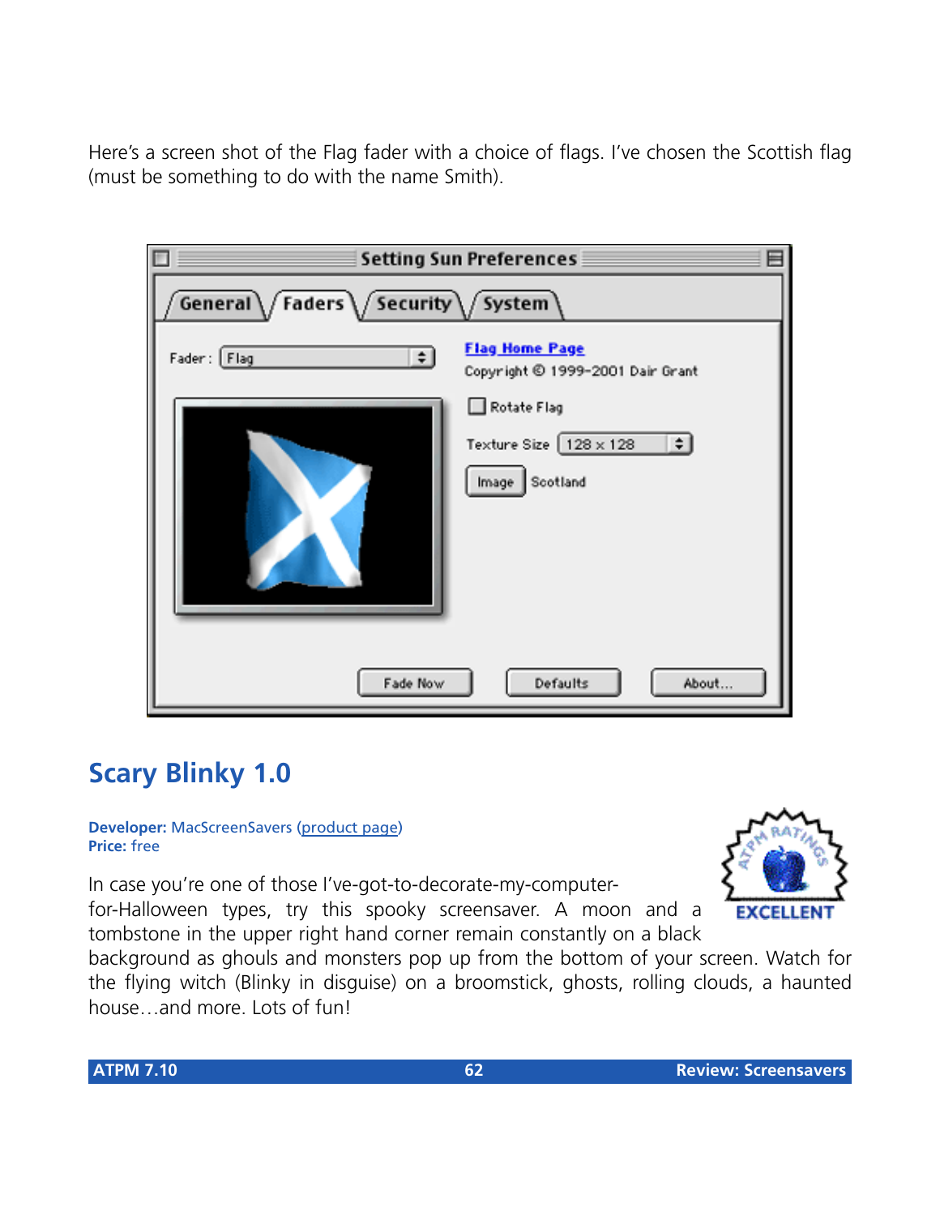Here's a screen shot of the Flag fader with a choice of flags. I've chosen the Scottish flag (must be something to do with the name Smith).

## Scary Blinky 1.0

**Developer:** MacScreenSavers (product page)
**Price:** free

In case you're one of those I've-got-to-decorate-my-computer-for-Halloween types, try this spooky screensaver. A moon and a tombstone in the upper right hand corner remain constantly on a black background as ghouls and monsters pop up from the bottom of your screen. Watch for the flying witch (Blinky in disguise) on a broomstick, ghosts, rolling clouds, a haunted house…and more. Lots of fun!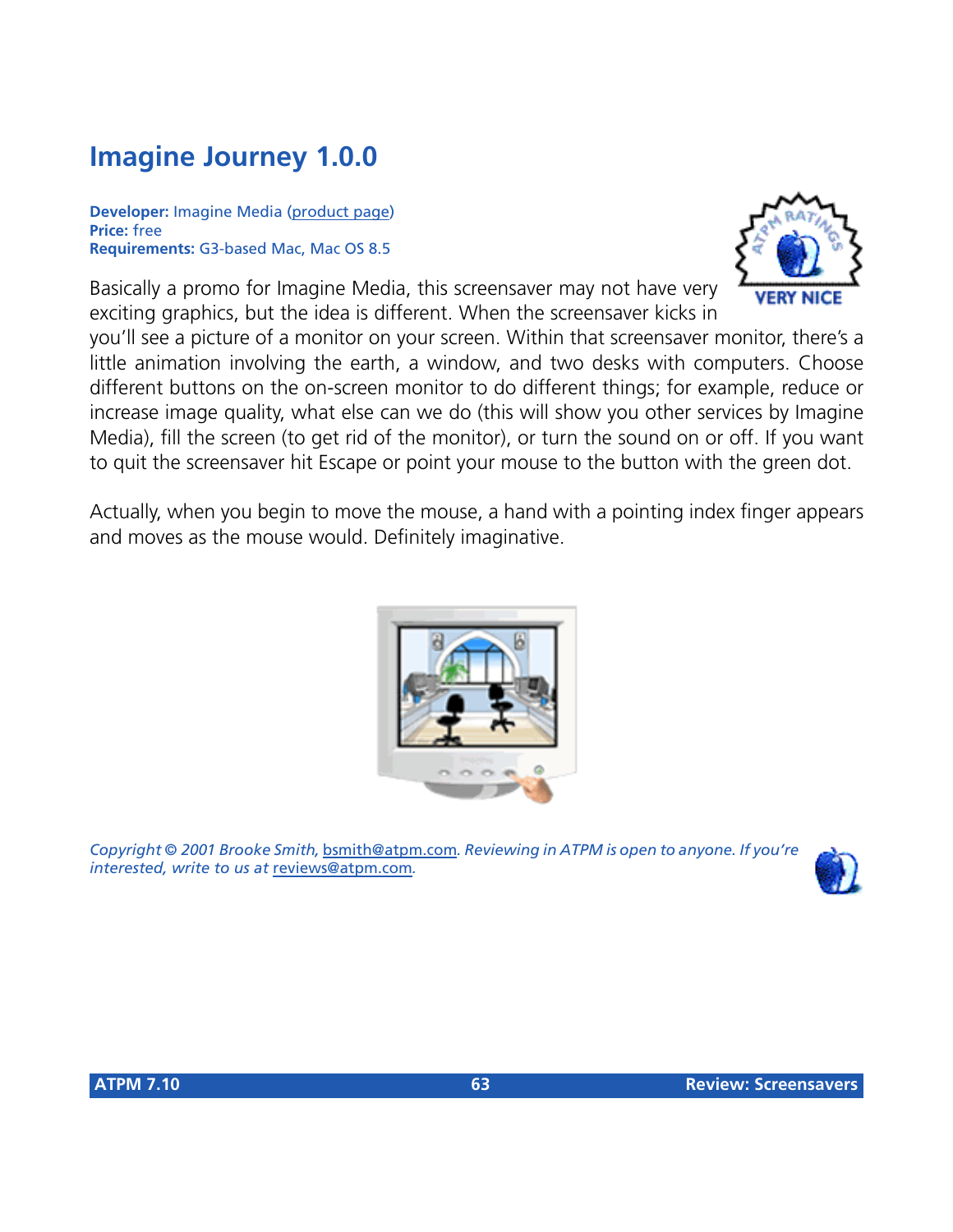## Imagine Journey 1.0.0

**Developer:** Imagine Media (product page)
**Price:** free
**Requirements:** G3-based Mac, Mac OS 8.5

VERY NICE

Basically a promo for Imagine Media, this screensaver may not have very exciting graphics, but the idea is different. When the screensaver kicks in you'll see a picture of a monitor on your screen. Within that screensaver monitor, there's a little animation involving the earth, a window, and two desks with computers. Choose different buttons on the on-screen monitor to do different things; for example, reduce or increase image quality, what else can we do (this will show you other services by Imagine Media), fill the screen (to get rid of the monitor), or turn the sound on or off. If you want to quit the screensaver hit Escape or point your mouse to the button with the green dot.

Actually, when you begin to move the mouse, a hand with a pointing index finger appears and moves as the mouse would. Definitely imaginative.

*Copyright © 2001 Brooke Smith, bsmith@atpm.com. Reviewing in ATPM is open to anyone. If you're interested, write to us at reviews@atpm.com.*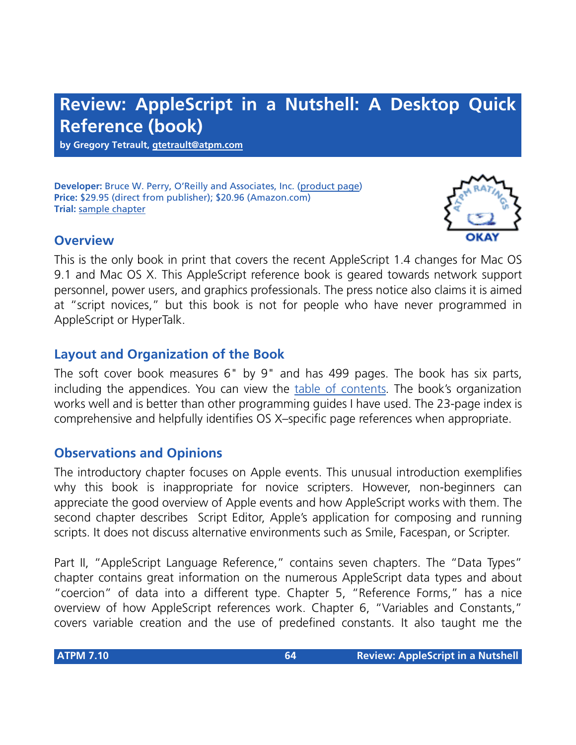# Review: AppleScript in a Nutshell: A Desktop Quick Reference (book)

**by Gregory Tetrault, gtetrault@atpm.com**

**Developer:** Bruce W. Perry, O'Reilly and Associates, Inc. (product page)
**Price:** $29.95 (direct from publisher); $20.96 (Amazon.com)
**Trial:** sample chapter

ATPM RATINGS: OKAY

## Overview

This is the only book in print that covers the recent AppleScript 1.4 changes for Mac OS 9.1 and Mac OS X. This AppleScript reference book is geared towards network support personnel, power users, and graphics professionals. The press notice also claims it is aimed at "script novices," but this book is not for people who have never programmed in AppleScript or HyperTalk.

## Layout and Organization of the Book

The soft cover book measures 6" by 9" and has 499 pages. The book has six parts, including the appendices. You can view the table of contents. The book's organization works well and is better than other programming guides I have used. The 23-page index is comprehensive and helpfully identifies OS X–specific page references when appropriate.

## Observations and Opinions

The introductory chapter focuses on Apple events. This unusual introduction exemplifies why this book is inappropriate for novice scripters. However, non-beginners can appreciate the good overview of Apple events and how AppleScript works with them. The second chapter describes Script Editor, Apple's application for composing and running scripts. It does not discuss alternative environments such as Smile, Facespan, or Scripter.

Part II, "AppleScript Language Reference," contains seven chapters. The "Data Types" chapter contains great information on the numerous AppleScript data types and about "coercion" of data into a different type. Chapter 5, "Reference Forms," has a nice overview of how AppleScript references work. Chapter 6, "Variables and Constants," covers variable creation and the use of predefined constants. It also taught me the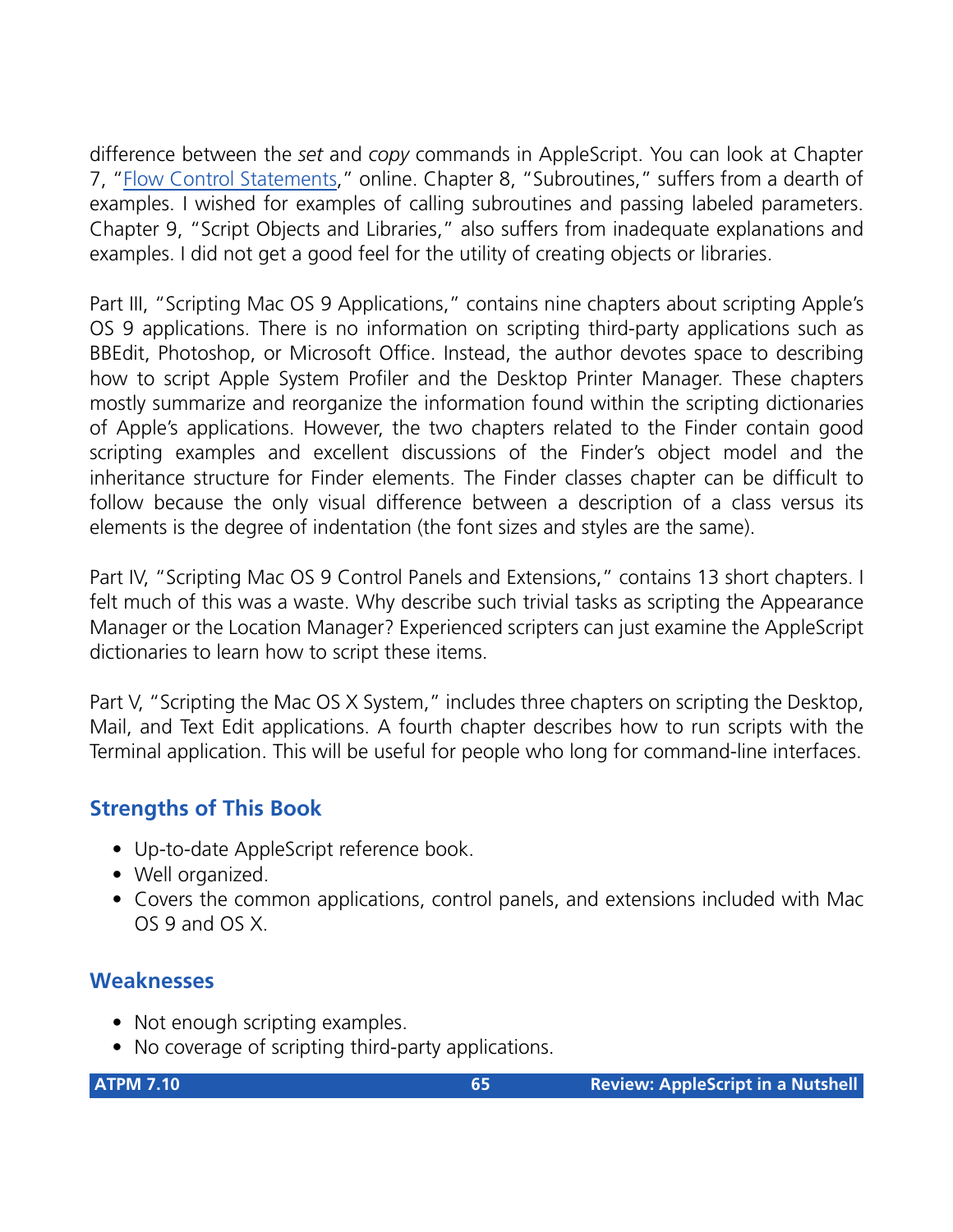difference between the *set* and *copy* commands in AppleScript. You can look at Chapter 7, "Flow Control Statements," online. Chapter 8, "Subroutines," suffers from a dearth of examples. I wished for examples of calling subroutines and passing labeled parameters. Chapter 9, "Script Objects and Libraries," also suffers from inadequate explanations and examples. I did not get a good feel for the utility of creating objects or libraries.

Part III, "Scripting Mac OS 9 Applications," contains nine chapters about scripting Apple's OS 9 applications. There is no information on scripting third-party applications such as BBEdit, Photoshop, or Microsoft Office. Instead, the author devotes space to describing how to script Apple System Profiler and the Desktop Printer Manager. These chapters mostly summarize and reorganize the information found within the scripting dictionaries of Apple's applications. However, the two chapters related to the Finder contain good scripting examples and excellent discussions of the Finder's object model and the inheritance structure for Finder elements. The Finder classes chapter can be difficult to follow because the only visual difference between a description of a class versus its elements is the degree of indentation (the font sizes and styles are the same).

Part IV, "Scripting Mac OS 9 Control Panels and Extensions," contains 13 short chapters. I felt much of this was a waste. Why describe such trivial tasks as scripting the Appearance Manager or the Location Manager? Experienced scripters can just examine the AppleScript dictionaries to learn how to script these items.

Part V, "Scripting the Mac OS X System," includes three chapters on scripting the Desktop, Mail, and Text Edit applications. A fourth chapter describes how to run scripts with the Terminal application. This will be useful for people who long for command-line interfaces.

### Strengths of This Book

- Up-to-date AppleScript reference book.
- Well organized.
- Covers the common applications, control panels, and extensions included with Mac OS 9 and OS X.

### Weaknesses

- Not enough scripting examples.
- No coverage of scripting third-party applications.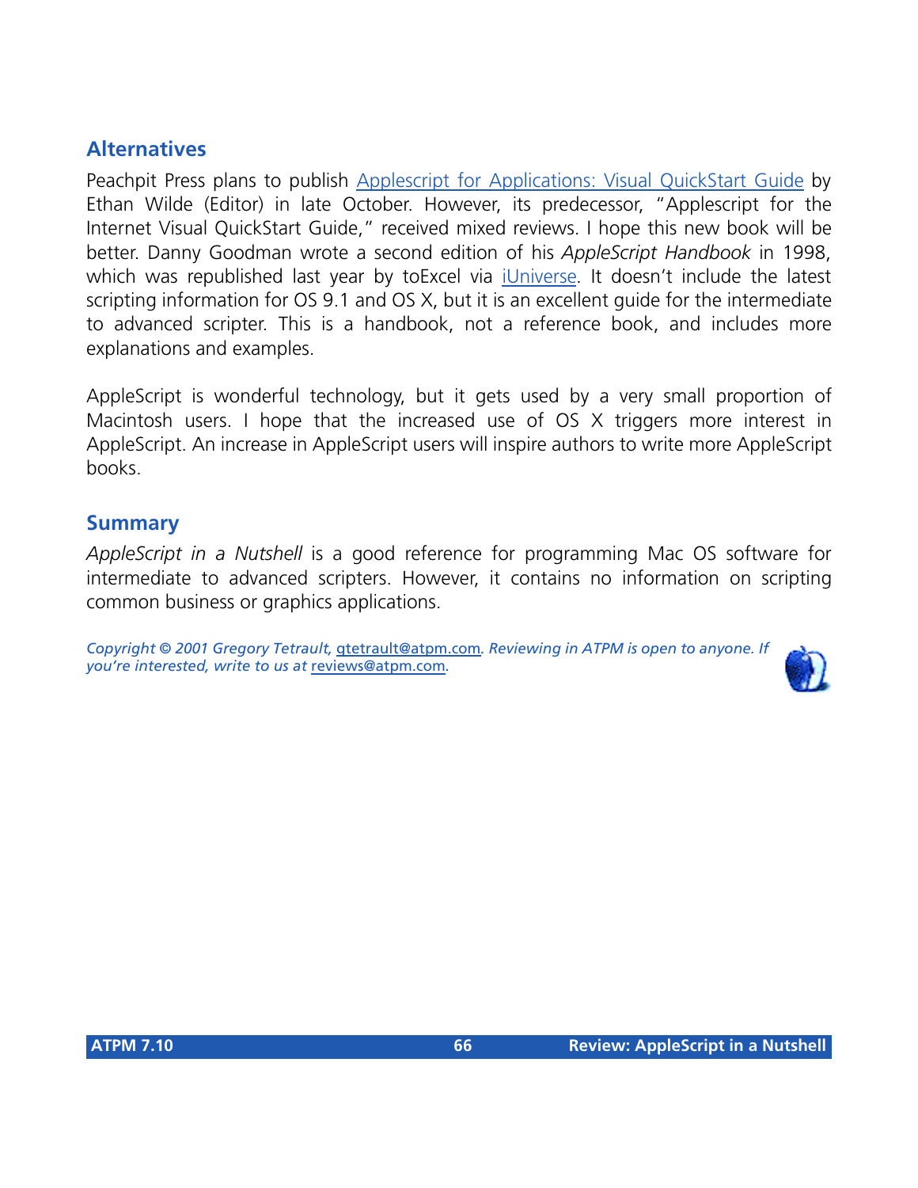## Alternatives

Peachpit Press plans to publish [Applescript for Applications: Visual QuickStart Guide] by Ethan Wilde (Editor) in late October. However, its predecessor, "Applescript for the Internet Visual QuickStart Guide," received mixed reviews. I hope this new book will be better. Danny Goodman wrote a second edition of his *AppleScript Handbook* in 1998, which was republished last year by toExcel via [iUniverse]. It doesn't include the latest scripting information for OS 9.1 and OS X, but it is an excellent guide for the intermediate to advanced scripter. This is a handbook, not a reference book, and includes more explanations and examples.

AppleScript is wonderful technology, but it gets used by a very small proportion of Macintosh users. I hope that the increased use of OS X triggers more interest in AppleScript. An increase in AppleScript users will inspire authors to write more AppleScript books.

## Summary

*AppleScript in a Nutshell* is a good reference for programming Mac OS software for intermediate to advanced scripters. However, it contains no information on scripting common business or graphics applications.

*Copyright © 2001 Gregory Tetrault, gtetrault@atpm.com. Reviewing in ATPM is open to anyone. If you're interested, write to us at reviews@atpm.com.*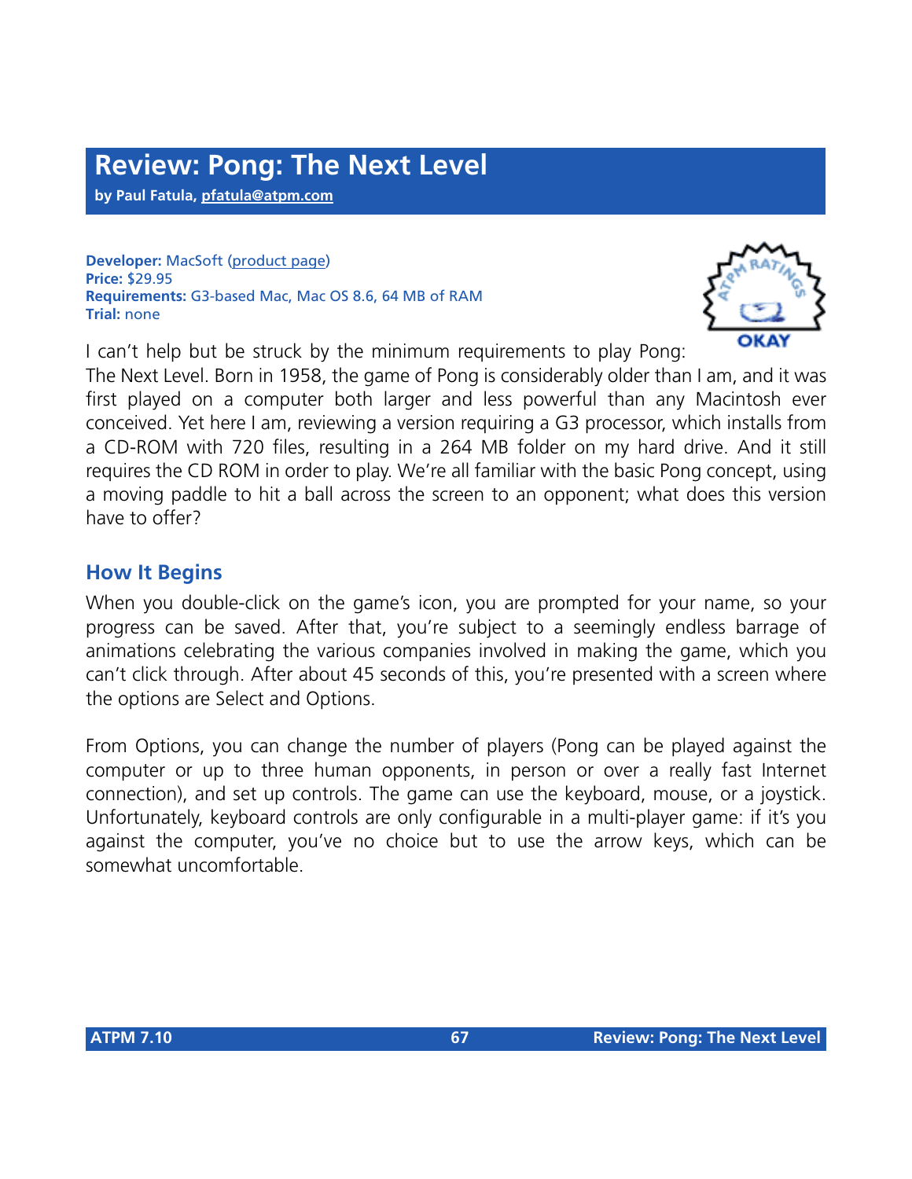# Review: Pong: The Next Level

**by Paul Fatula, pfatula@atpm.com**

**Developer:** MacSoft (product page)
**Price:** $29.95
**Requirements:** G3-based Mac, Mac OS 8.6, 64 MB of RAM
**Trial:** none

OKAY

I can't help but be struck by the minimum requirements to play Pong: The Next Level. Born in 1958, the game of Pong is considerably older than I am, and it was first played on a computer both larger and less powerful than any Macintosh ever conceived. Yet here I am, reviewing a version requiring a G3 processor, which installs from a CD-ROM with 720 files, resulting in a 264 MB folder on my hard drive. And it still requires the CD ROM in order to play. We're all familiar with the basic Pong concept, using a moving paddle to hit a ball across the screen to an opponent; what does this version have to offer?

## How It Begins

When you double-click on the game's icon, you are prompted for your name, so your progress can be saved. After that, you're subject to a seemingly endless barrage of animations celebrating the various companies involved in making the game, which you can't click through. After about 45 seconds of this, you're presented with a screen where the options are Select and Options.

From Options, you can change the number of players (Pong can be played against the computer or up to three human opponents, in person or over a really fast Internet connection), and set up controls. The game can use the keyboard, mouse, or a joystick. Unfortunately, keyboard controls are only configurable in a multi-player game: if it's you against the computer, you've no choice but to use the arrow keys, which can be somewhat uncomfortable.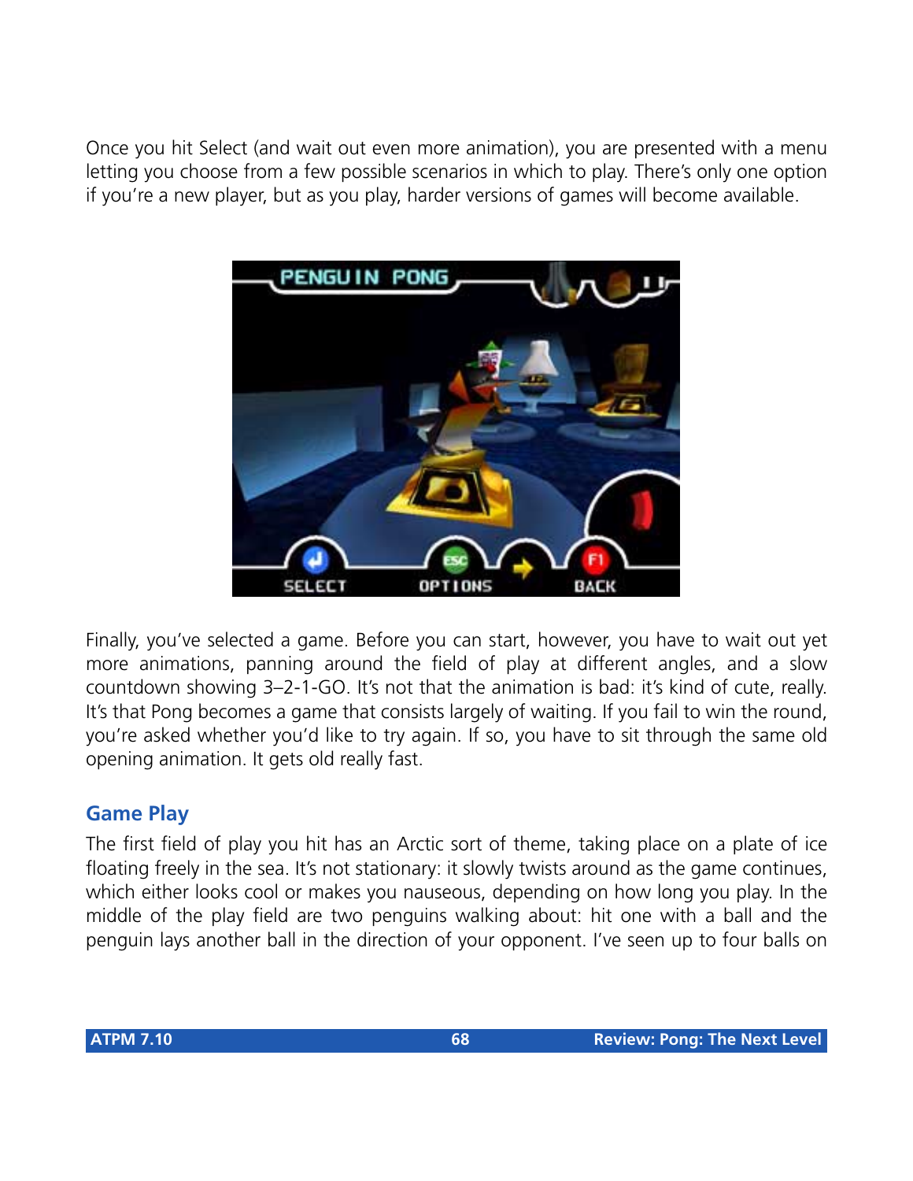Once you hit Select (and wait out even more animation), you are presented with a menu letting you choose from a few possible scenarios in which to play. There's only one option if you're a new player, but as you play, harder versions of games will become available.

Finally, you've selected a game. Before you can start, however, you have to wait out yet more animations, panning around the field of play at different angles, and a slow countdown showing 3–2-1-GO. It's not that the animation is bad: it's kind of cute, really. It's that Pong becomes a game that consists largely of waiting. If you fail to win the round, you're asked whether you'd like to try again. If so, you have to sit through the same old opening animation. It gets old really fast.

## Game Play

The first field of play you hit has an Arctic sort of theme, taking place on a plate of ice floating freely in the sea. It's not stationary: it slowly twists around as the game continues, which either looks cool or makes you nauseous, depending on how long you play. In the middle of the play field are two penguins walking about: hit one with a ball and the penguin lays another ball in the direction of your opponent. I've seen up to four balls on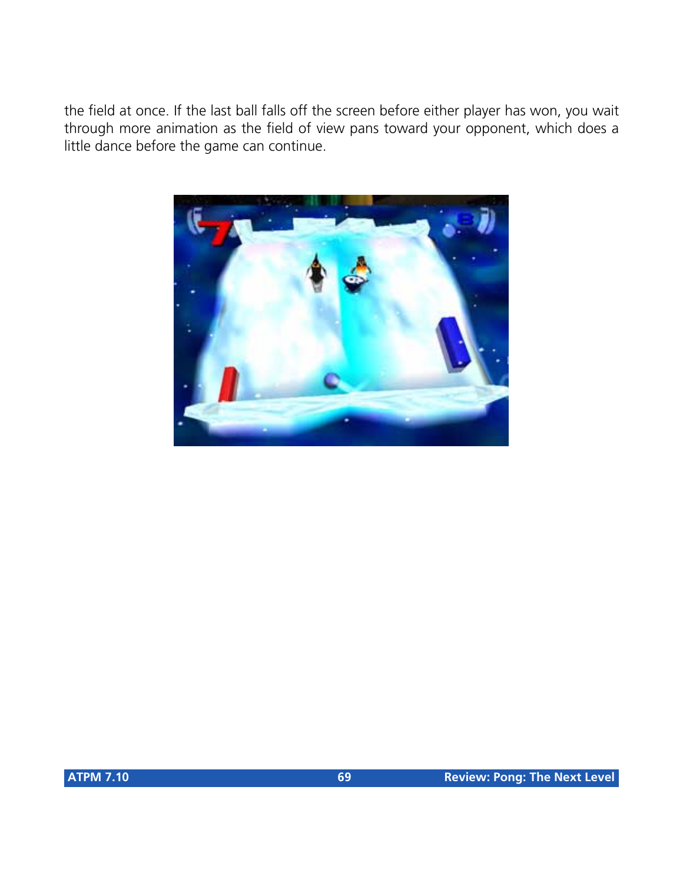the field at once. If the last ball falls off the screen before either player has won, you wait through more animation as the field of view pans toward your opponent, which does a little dance before the game can continue.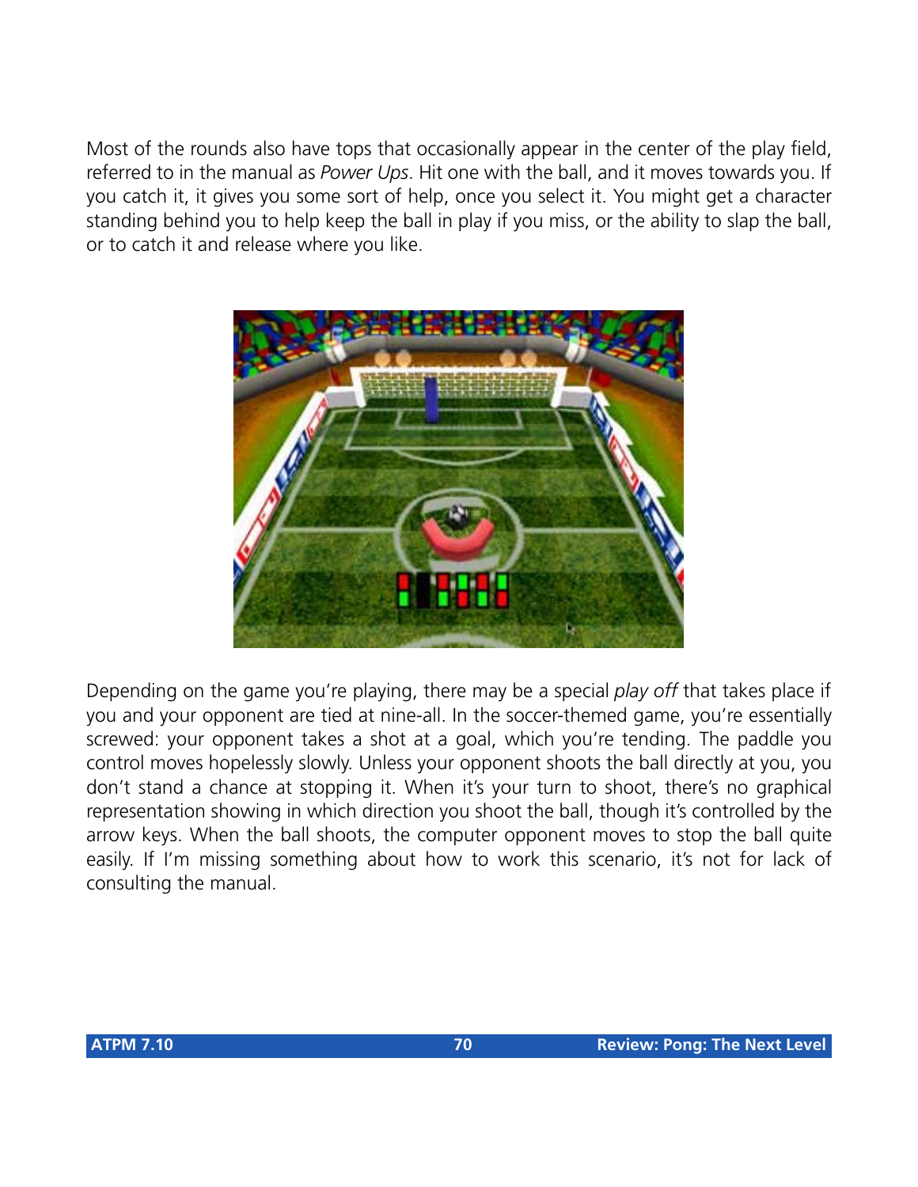Most of the rounds also have tops that occasionally appear in the center of the play field, referred to in the manual as *Power Ups*. Hit one with the ball, and it moves towards you. If you catch it, it gives you some sort of help, once you select it. You might get a character standing behind you to help keep the ball in play if you miss, or the ability to slap the ball, or to catch it and release where you like.

Depending on the game you're playing, there may be a special *play off* that takes place if you and your opponent are tied at nine-all. In the soccer-themed game, you're essentially screwed: your opponent takes a shot at a goal, which you're tending. The paddle you control moves hopelessly slowly. Unless your opponent shoots the ball directly at you, you don't stand a chance at stopping it. When it's your turn to shoot, there's no graphical representation showing in which direction you shoot the ball, though it's controlled by the arrow keys. When the ball shoots, the computer opponent moves to stop the ball quite easily. If I'm missing something about how to work this scenario, it's not for lack of consulting the manual.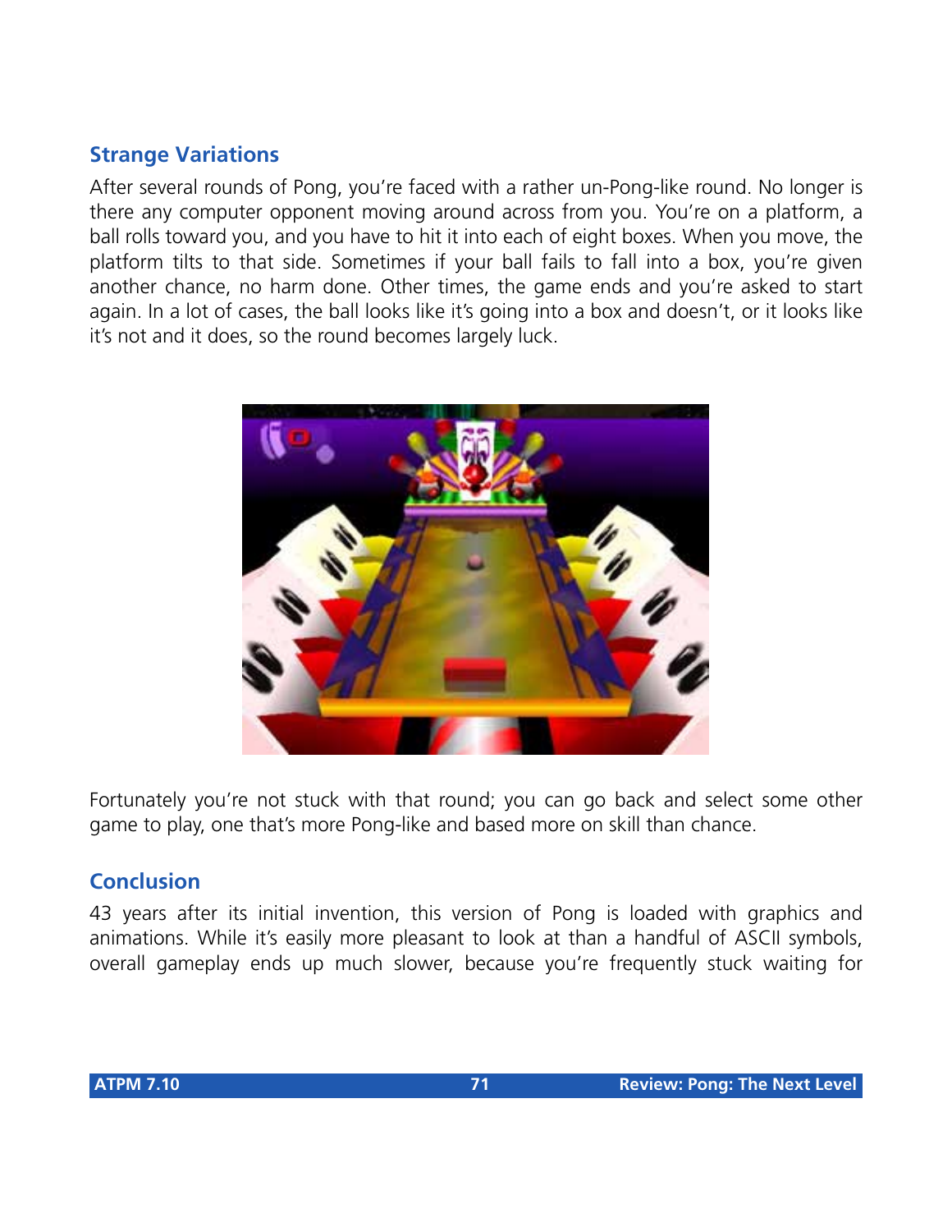## Strange Variations

After several rounds of Pong, you're faced with a rather un-Pong-like round. No longer is there any computer opponent moving around across from you. You're on a platform, a ball rolls toward you, and you have to hit it into each of eight boxes. When you move, the platform tilts to that side. Sometimes if your ball fails to fall into a box, you're given another chance, no harm done. Other times, the game ends and you're asked to start again. In a lot of cases, the ball looks like it's going into a box and doesn't, or it looks like it's not and it does, so the round becomes largely luck.

Fortunately you're not stuck with that round; you can go back and select some other game to play, one that's more Pong-like and based more on skill than chance.

## Conclusion

43 years after its initial invention, this version of Pong is loaded with graphics and animations. While it's easily more pleasant to look at than a handful of ASCII symbols, overall gameplay ends up much slower, because you're frequently stuck waiting for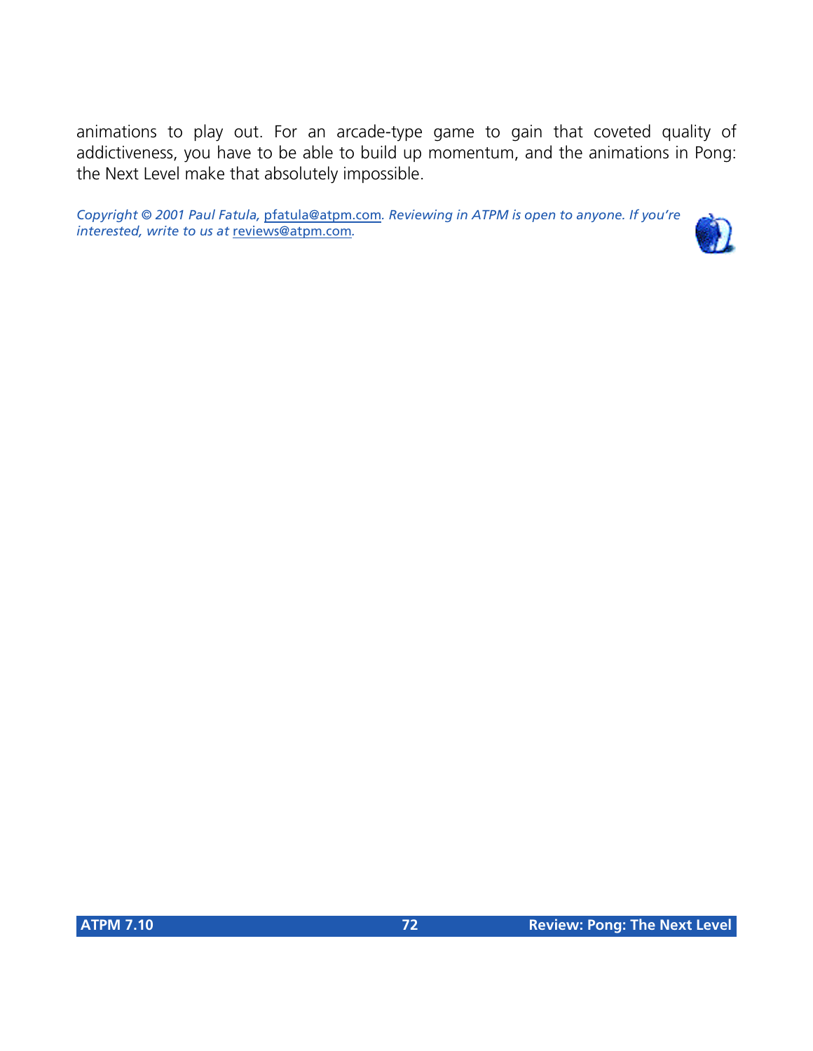animations to play out. For an arcade-type game to gain that coveted quality of addictiveness, you have to be able to build up momentum, and the animations in Pong: the Next Level make that absolutely impossible.

*Copyright © 2001 Paul Fatula, pfatula@atpm.com. Reviewing in ATPM is open to anyone. If you're interested, write to us at reviews@atpm.com.*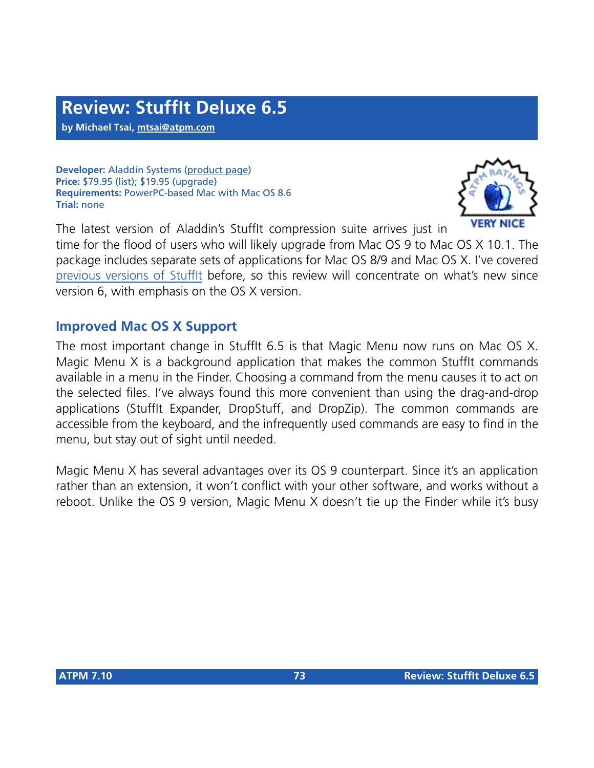# Review: StuffIt Deluxe 6.5

**by Michael Tsai, mtsai@atpm.com**

**Developer:** Aladdin Systems (product page)
**Price:** $79.95 (list); $19.95 (upgrade)
**Requirements:** PowerPC-based Mac with Mac OS 8.6
**Trial:** none

VERY NICE

The latest version of Aladdin's StuffIt compression suite arrives just in time for the flood of users who will likely upgrade from Mac OS 9 to Mac OS X 10.1. The package includes separate sets of applications for Mac OS 8/9 and Mac OS X. I've covered previous versions of StuffIt before, so this review will concentrate on what's new since version 6, with emphasis on the OS X version.

## Improved Mac OS X Support

The most important change in StuffIt 6.5 is that Magic Menu now runs on Mac OS X. Magic Menu X is a background application that makes the common StuffIt commands available in a menu in the Finder. Choosing a command from the menu causes it to act on the selected files. I've always found this more convenient than using the drag-and-drop applications (StuffIt Expander, DropStuff, and DropZip). The common commands are accessible from the keyboard, and the infrequently used commands are easy to find in the menu, but stay out of sight until needed.

Magic Menu X has several advantages over its OS 9 counterpart. Since it's an application rather than an extension, it won't conflict with your other software, and works without a reboot. Unlike the OS 9 version, Magic Menu X doesn't tie up the Finder while it's busy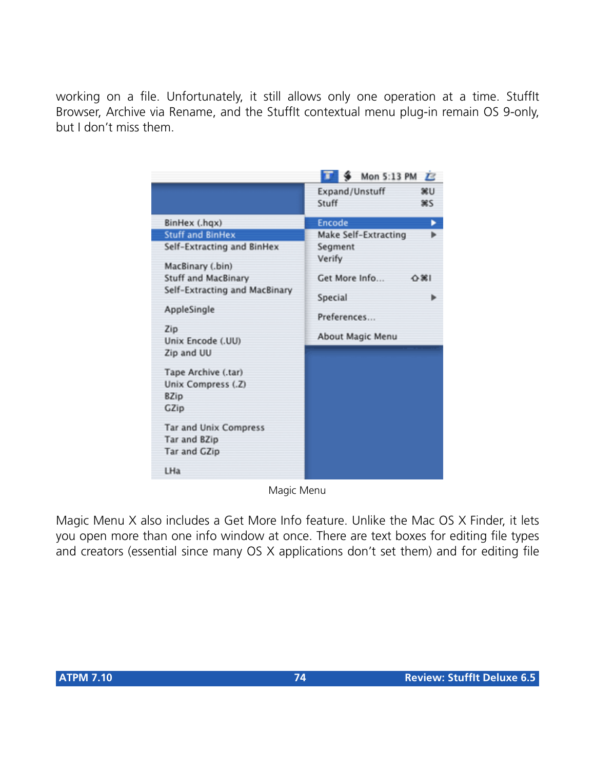working on a file. Unfortunately, it still allows only one operation at a time. StuffIt Browser, Archive via Rename, and the StuffIt contextual menu plug-in remain OS 9-only, but I don't miss them.

Magic Menu

Magic Menu X also includes a Get More Info feature. Unlike the Mac OS X Finder, it lets you open more than one info window at once. There are text boxes for editing file types and creators (essential since many OS X applications don't set them) and for editing file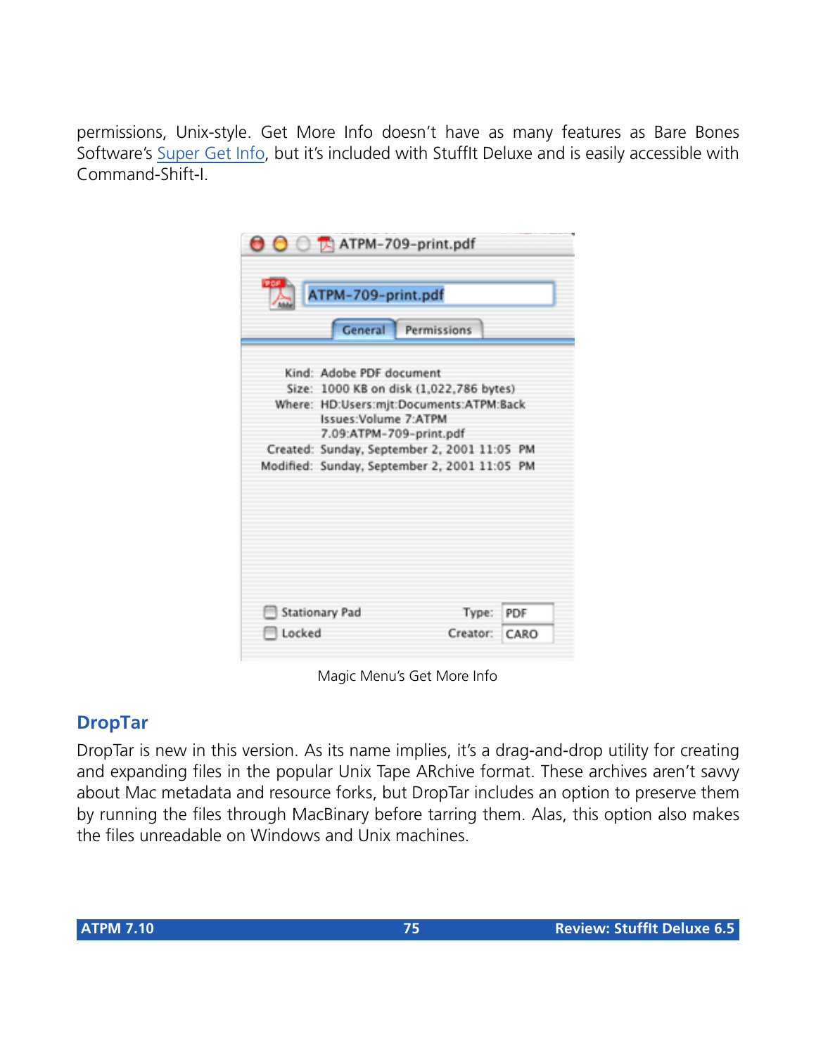permissions, Unix-style. Get More Info doesn't have as many features as Bare Bones Software's [Super Get Info](), but it's included with StuffIt Deluxe and is easily accessible with Command-Shift-I.

Magic Menu's Get More Info

## DropTar

DropTar is new in this version. As its name implies, it's a drag-and-drop utility for creating and expanding files in the popular Unix Tape ARchive format. These archives aren't savvy about Mac metadata and resource forks, but DropTar includes an option to preserve them by running the files through MacBinary before tarring them. Alas, this option also makes the files unreadable on Windows and Unix machines.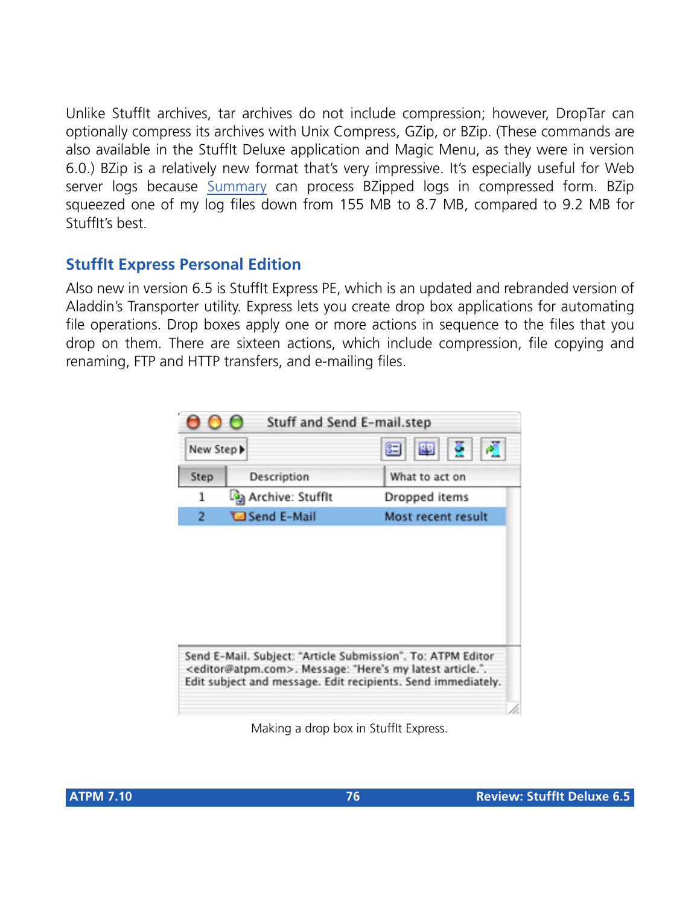Unlike StuffIt archives, tar archives do not include compression; however, DropTar can optionally compress its archives with Unix Compress, GZip, or BZip. (These commands are also available in the StuffIt Deluxe application and Magic Menu, as they were in version 6.0.) BZip is a relatively new format that's very impressive. It's especially useful for Web server logs because Summary can process BZipped logs in compressed form. BZip squeezed one of my log files down from 155 MB to 8.7 MB, compared to 9.2 MB for StuffIt's best.

## StuffIt Express Personal Edition

Also new in version 6.5 is StuffIt Express PE, which is an updated and rebranded version of Aladdin's Transporter utility. Express lets you create drop box applications for automating file operations. Drop boxes apply one or more actions in sequence to the files that you drop on them. There are sixteen actions, which include compression, file copying and renaming, FTP and HTTP transfers, and e-mailing files.

Making a drop box in StuffIt Express.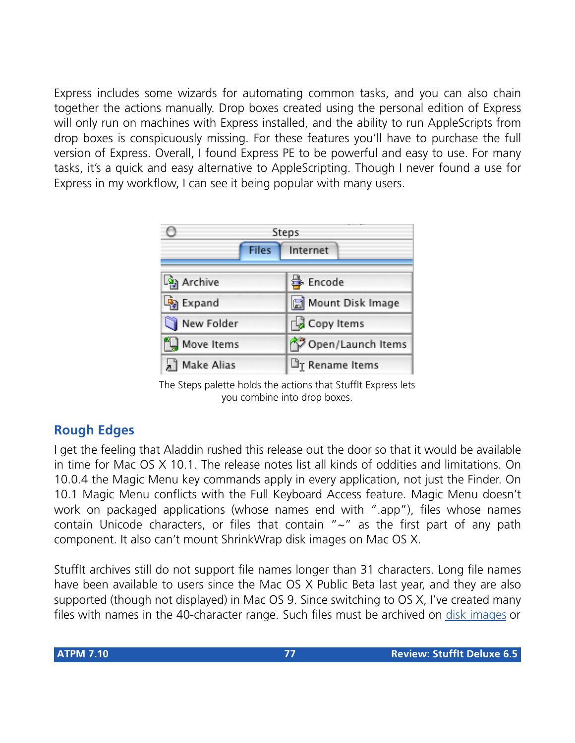Express includes some wizards for automating common tasks, and you can also chain together the actions manually. Drop boxes created using the personal edition of Express will only run on machines with Express installed, and the ability to run AppleScripts from drop boxes is conspicuously missing. For these features you'll have to purchase the full version of Express. Overall, I found Express PE to be powerful and easy to use. For many tasks, it's a quick and easy alternative to AppleScripting. Though I never found a use for Express in my workflow, I can see it being popular with many users.

The Steps palette holds the actions that StuffIt Express lets you combine into drop boxes.

## Rough Edges

I get the feeling that Aladdin rushed this release out the door so that it would be available in time for Mac OS X 10.1. The release notes list all kinds of oddities and limitations. On 10.0.4 the Magic Menu key commands apply in every application, not just the Finder. On 10.1 Magic Menu conflicts with the Full Keyboard Access feature. Magic Menu doesn't work on packaged applications (whose names end with ".app"), files whose names contain Unicode characters, or files that contain "~" as the first part of any path component. It also can't mount ShrinkWrap disk images on Mac OS X.

StuffIt archives still do not support file names longer than 31 characters. Long file names have been available to users since the Mac OS X Public Beta last year, and they are also supported (though not displayed) in Mac OS 9. Since switching to OS X, I've created many files with names in the 40-character range. Such files must be archived on disk images or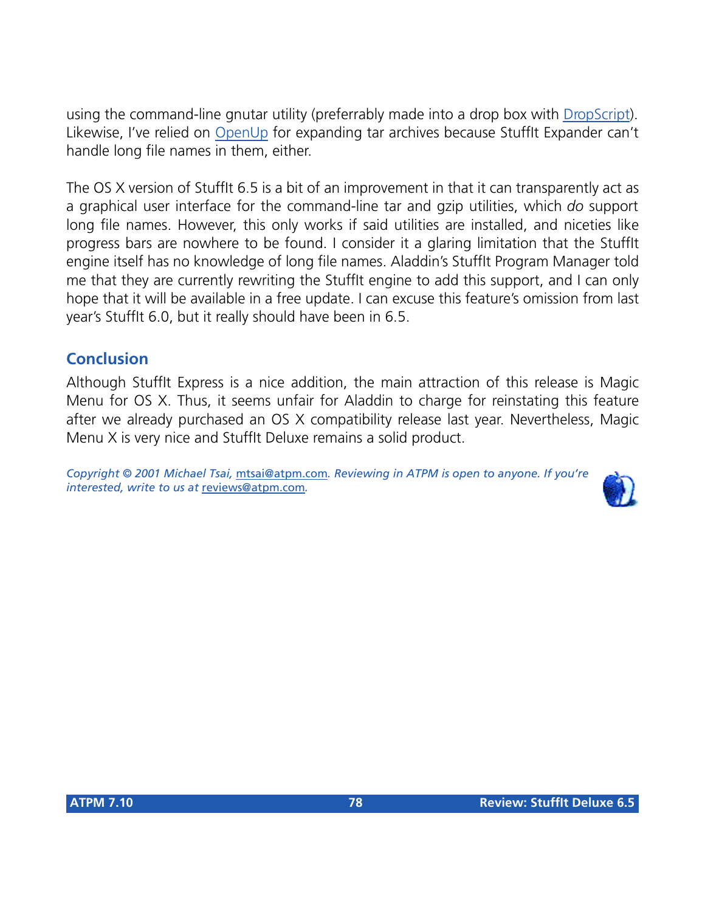using the command-line gnutar utility (preferrably made into a drop box with [DropScript](http://)). Likewise, I've relied on [OpenUp](http://) for expanding tar archives because StuffIt Expander can't handle long file names in them, either.

The OS X version of StuffIt 6.5 is a bit of an improvement in that it can transparently act as a graphical user interface for the command-line tar and gzip utilities, which *do* support long file names. However, this only works if said utilities are installed, and niceties like progress bars are nowhere to be found. I consider it a glaring limitation that the StuffIt engine itself has no knowledge of long file names. Aladdin's StuffIt Program Manager told me that they are currently rewriting the StuffIt engine to add this support, and I can only hope that it will be available in a free update. I can excuse this feature's omission from last year's StuffIt 6.0, but it really should have been in 6.5.

## Conclusion

Although StuffIt Express is a nice addition, the main attraction of this release is Magic Menu for OS X. Thus, it seems unfair for Aladdin to charge for reinstating this feature after we already purchased an OS X compatibility release last year. Nevertheless, Magic Menu X is very nice and StuffIt Deluxe remains a solid product.

*Copyright © 2001 Michael Tsai, mtsai@atpm.com. Reviewing in ATPM is open to anyone. If you're interested, write to us at reviews@atpm.com.*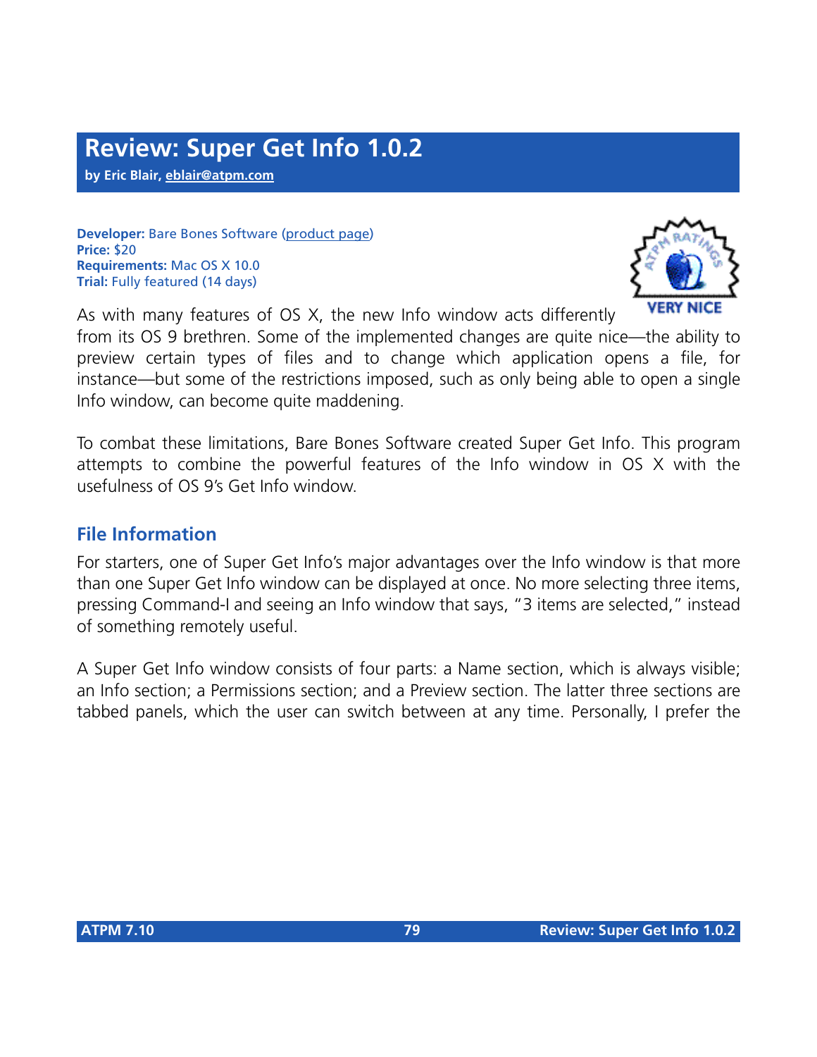# Review: Super Get Info 1.0.2

**by Eric Blair, eblair@atpm.com**

**Developer:** Bare Bones Software (product page)
**Price:** $20
**Requirements:** Mac OS X 10.0
**Trial:** Fully featured (14 days)

As with many features of OS X, the new Info window acts differently from its OS 9 brethren. Some of the implemented changes are quite nice—the ability to preview certain types of files and to change which application opens a file, for instance—but some of the restrictions imposed, such as only being able to open a single Info window, can become quite maddening.

To combat these limitations, Bare Bones Software created Super Get Info. This program attempts to combine the powerful features of the Info window in OS X with the usefulness of OS 9's Get Info window.

## File Information

For starters, one of Super Get Info's major advantages over the Info window is that more than one Super Get Info window can be displayed at once. No more selecting three items, pressing Command-I and seeing an Info window that says, "3 items are selected," instead of something remotely useful.

A Super Get Info window consists of four parts: a Name section, which is always visible; an Info section; a Permissions section; and a Preview section. The latter three sections are tabbed panels, which the user can switch between at any time. Personally, I prefer the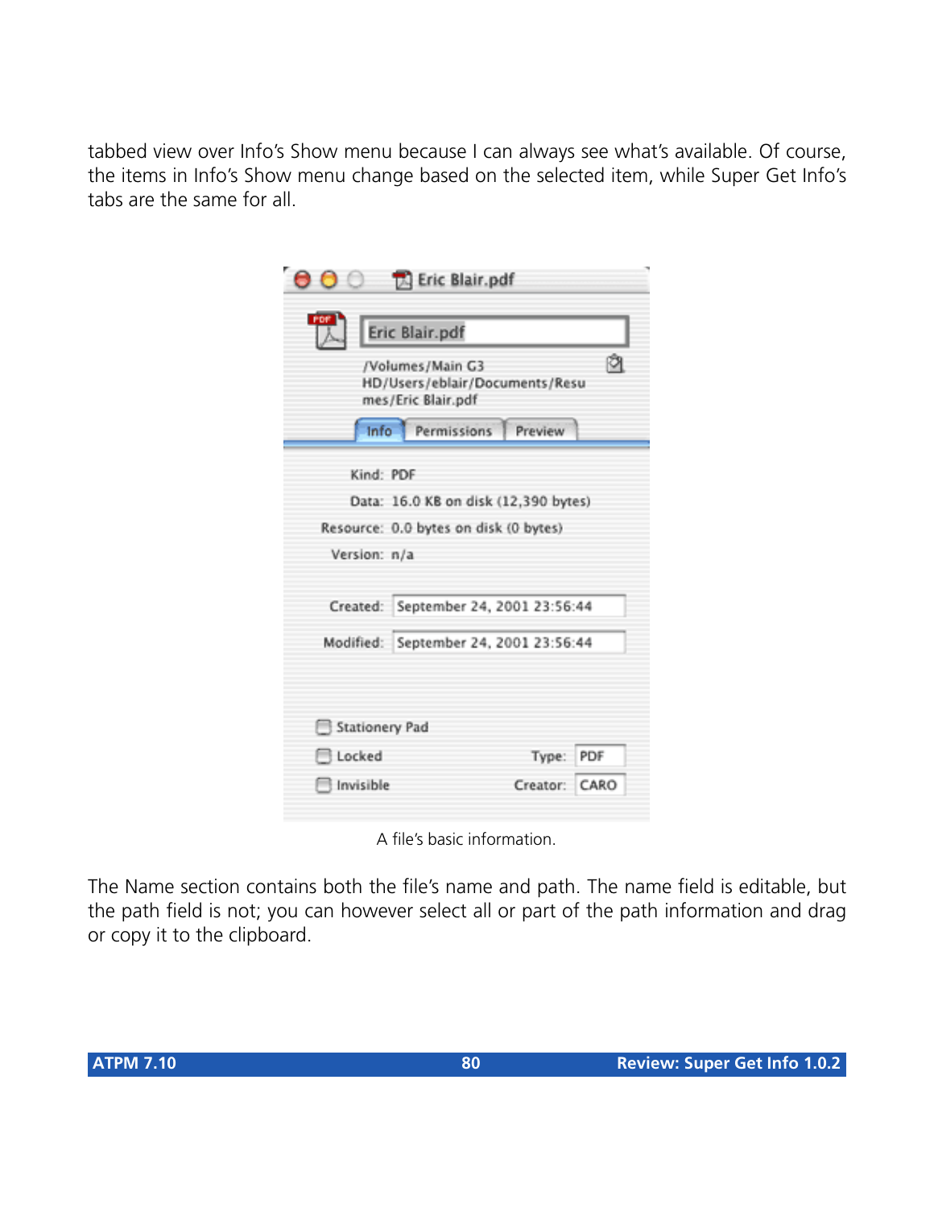tabbed view over Info's Show menu because I can always see what's available. Of course, the items in Info's Show menu change based on the selected item, while Super Get Info's tabs are the same for all.

A file's basic information.

The Name section contains both the file's name and path. The name field is editable, but the path field is not; you can however select all or part of the path information and drag or copy it to the clipboard.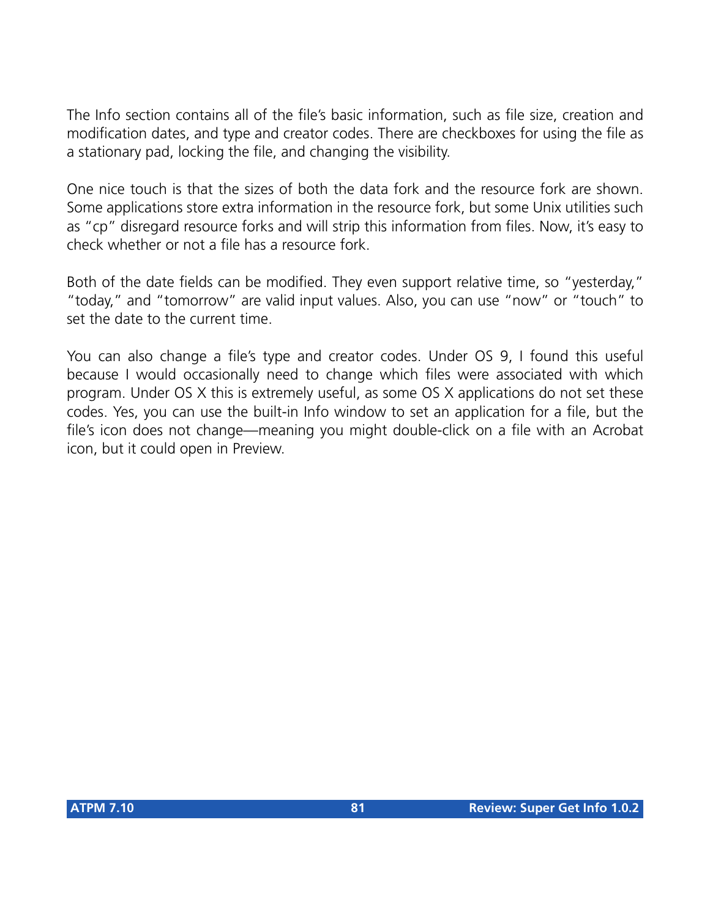The Info section contains all of the file's basic information, such as file size, creation and modification dates, and type and creator codes. There are checkboxes for using the file as a stationary pad, locking the file, and changing the visibility.

One nice touch is that the sizes of both the data fork and the resource fork are shown. Some applications store extra information in the resource fork, but some Unix utilities such as "cp" disregard resource forks and will strip this information from files. Now, it's easy to check whether or not a file has a resource fork.

Both of the date fields can be modified. They even support relative time, so "yesterday," "today," and "tomorrow" are valid input values. Also, you can use "now" or "touch" to set the date to the current time.

You can also change a file's type and creator codes. Under OS 9, I found this useful because I would occasionally need to change which files were associated with which program. Under OS X this is extremely useful, as some OS X applications do not set these codes. Yes, you can use the built-in Info window to set an application for a file, but the file's icon does not change—meaning you might double-click on a file with an Acrobat icon, but it could open in Preview.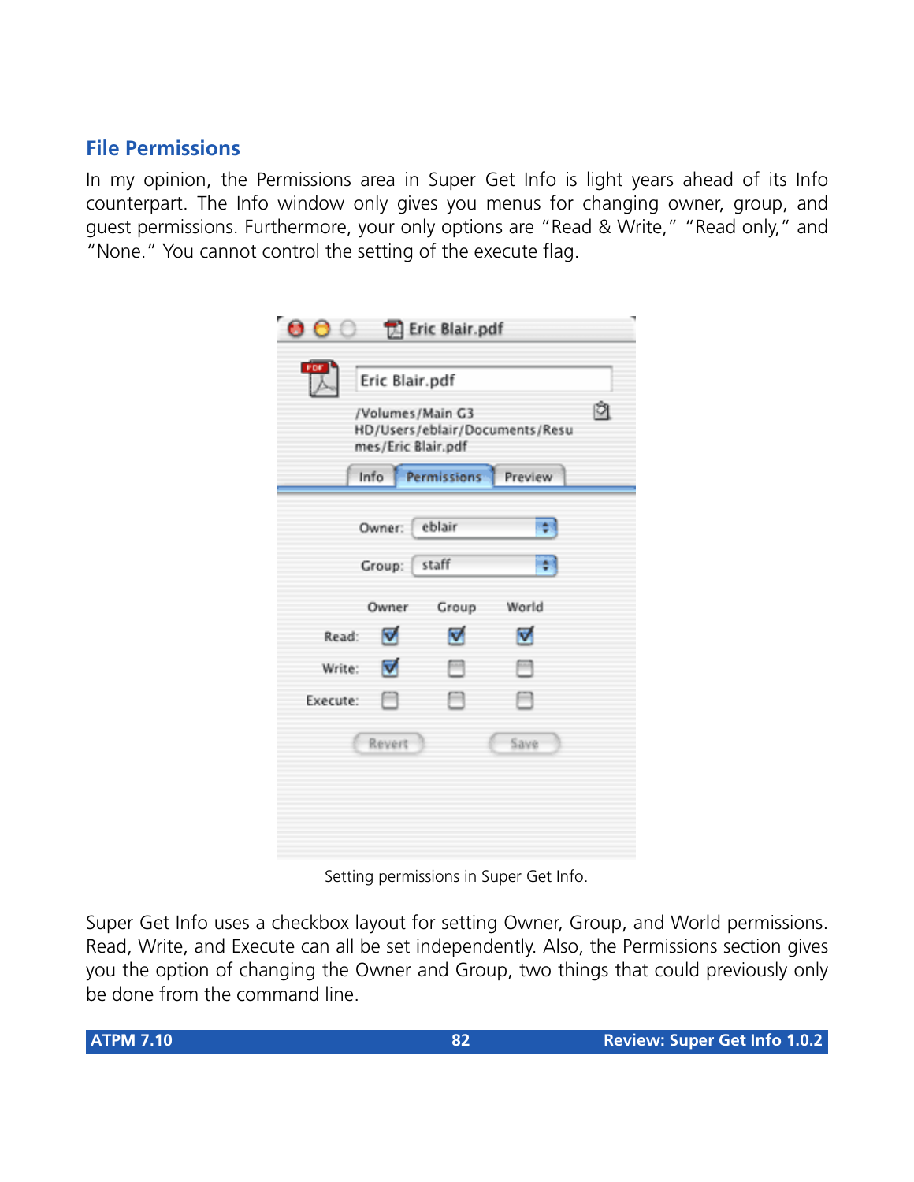## File Permissions

In my opinion, the Permissions area in Super Get Info is light years ahead of its Info counterpart. The Info window only gives you menus for changing owner, group, and guest permissions. Furthermore, your only options are "Read & Write," "Read only," and "None." You cannot control the setting of the execute flag.

Setting permissions in Super Get Info.

Super Get Info uses a checkbox layout for setting Owner, Group, and World permissions. Read, Write, and Execute can all be set independently. Also, the Permissions section gives you the option of changing the Owner and Group, two things that could previously only be done from the command line.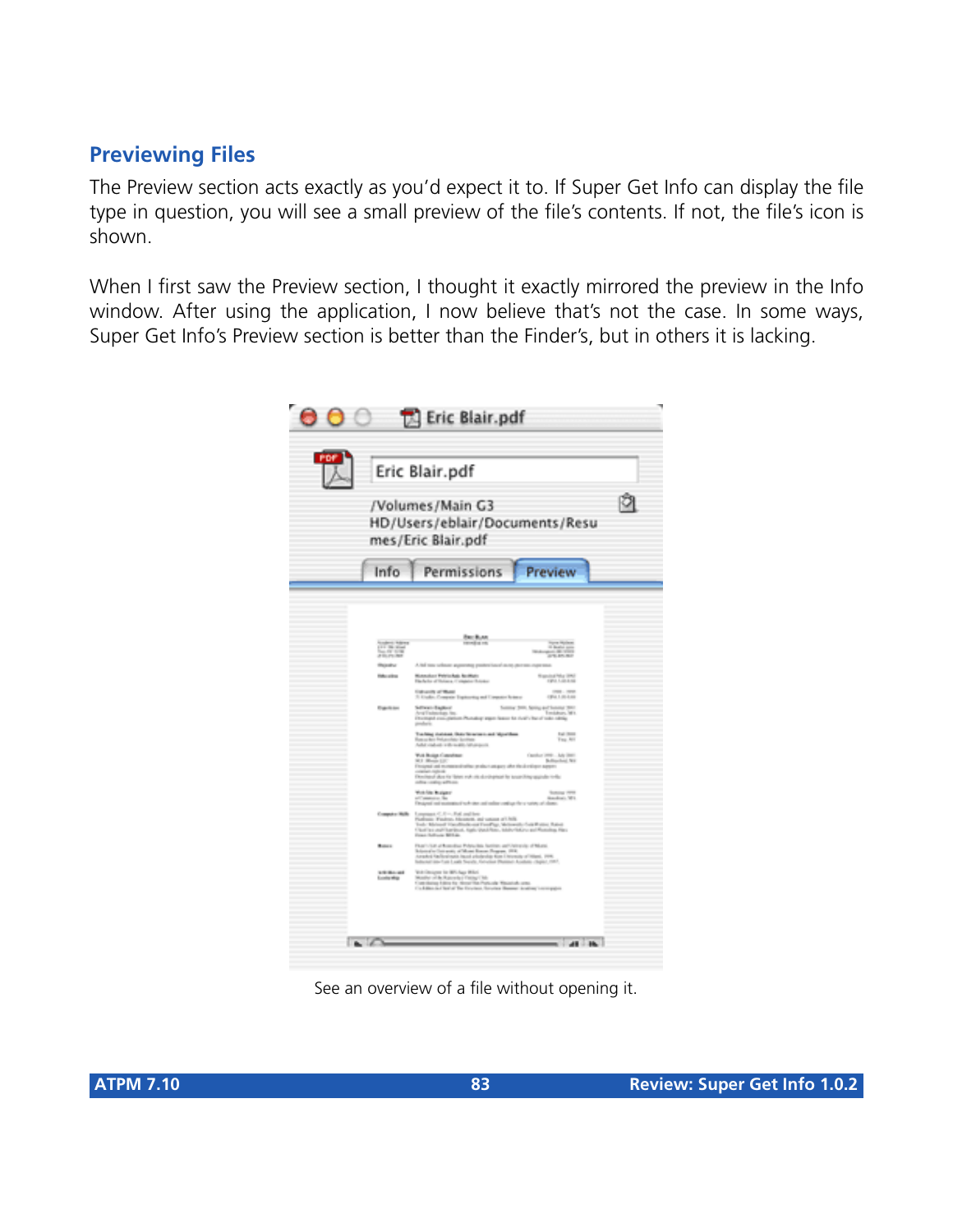## Previewing Files

The Preview section acts exactly as you'd expect it to. If Super Get Info can display the file type in question, you will see a small preview of the file's contents. If not, the file's icon is shown.

When I first saw the Preview section, I thought it exactly mirrored the preview in the Info window. After using the application, I now believe that's not the case. In some ways, Super Get Info's Preview section is better than the Finder's, but in others it is lacking.

See an overview of a file without opening it.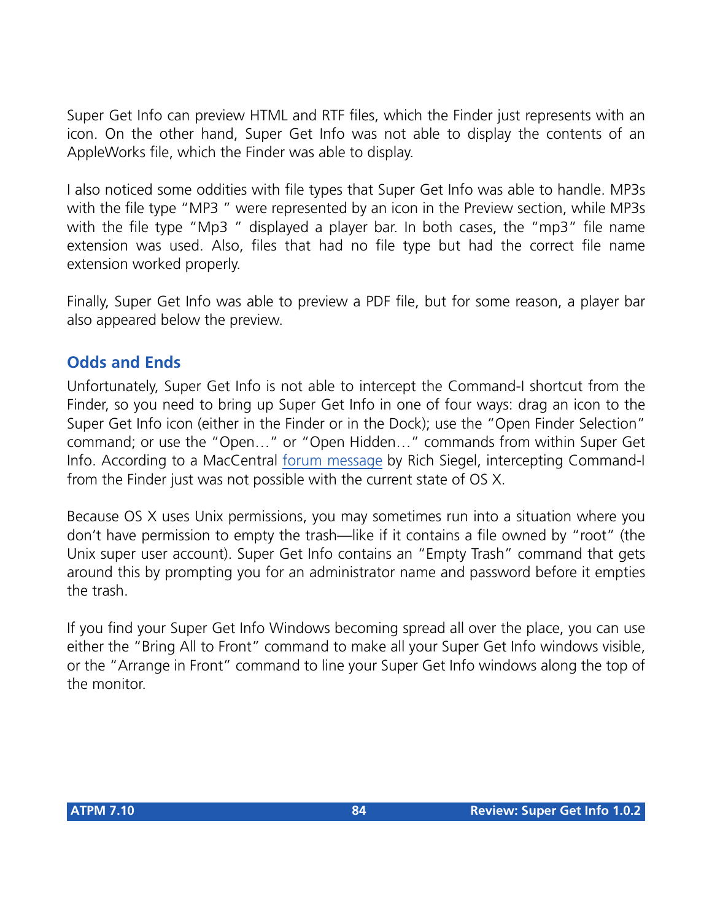Super Get Info can preview HTML and RTF files, which the Finder just represents with an icon. On the other hand, Super Get Info was not able to display the contents of an AppleWorks file, which the Finder was able to display.

I also noticed some oddities with file types that Super Get Info was able to handle. MP3s with the file type "MP3 " were represented by an icon in the Preview section, while MP3s with the file type "Mp3 " displayed a player bar. In both cases, the "mp3" file name extension was used. Also, files that had no file type but had the correct file name extension worked properly.

Finally, Super Get Info was able to preview a PDF file, but for some reason, a player bar also appeared below the preview.

### Odds and Ends

Unfortunately, Super Get Info is not able to intercept the Command-I shortcut from the Finder, so you need to bring up Super Get Info in one of four ways: drag an icon to the Super Get Info icon (either in the Finder or in the Dock); use the "Open Finder Selection" command; or use the "Open…" or "Open Hidden…" commands from within Super Get Info. According to a MacCentral forum message by Rich Siegel, intercepting Command-I from the Finder just was not possible with the current state of OS X.

Because OS X uses Unix permissions, you may sometimes run into a situation where you don't have permission to empty the trash—like if it contains a file owned by "root" (the Unix super user account). Super Get Info contains an "Empty Trash" command that gets around this by prompting you for an administrator name and password before it empties the trash.

If you find your Super Get Info Windows becoming spread all over the place, you can use either the "Bring All to Front" command to make all your Super Get Info windows visible, or the "Arrange in Front" command to line your Super Get Info windows along the top of the monitor.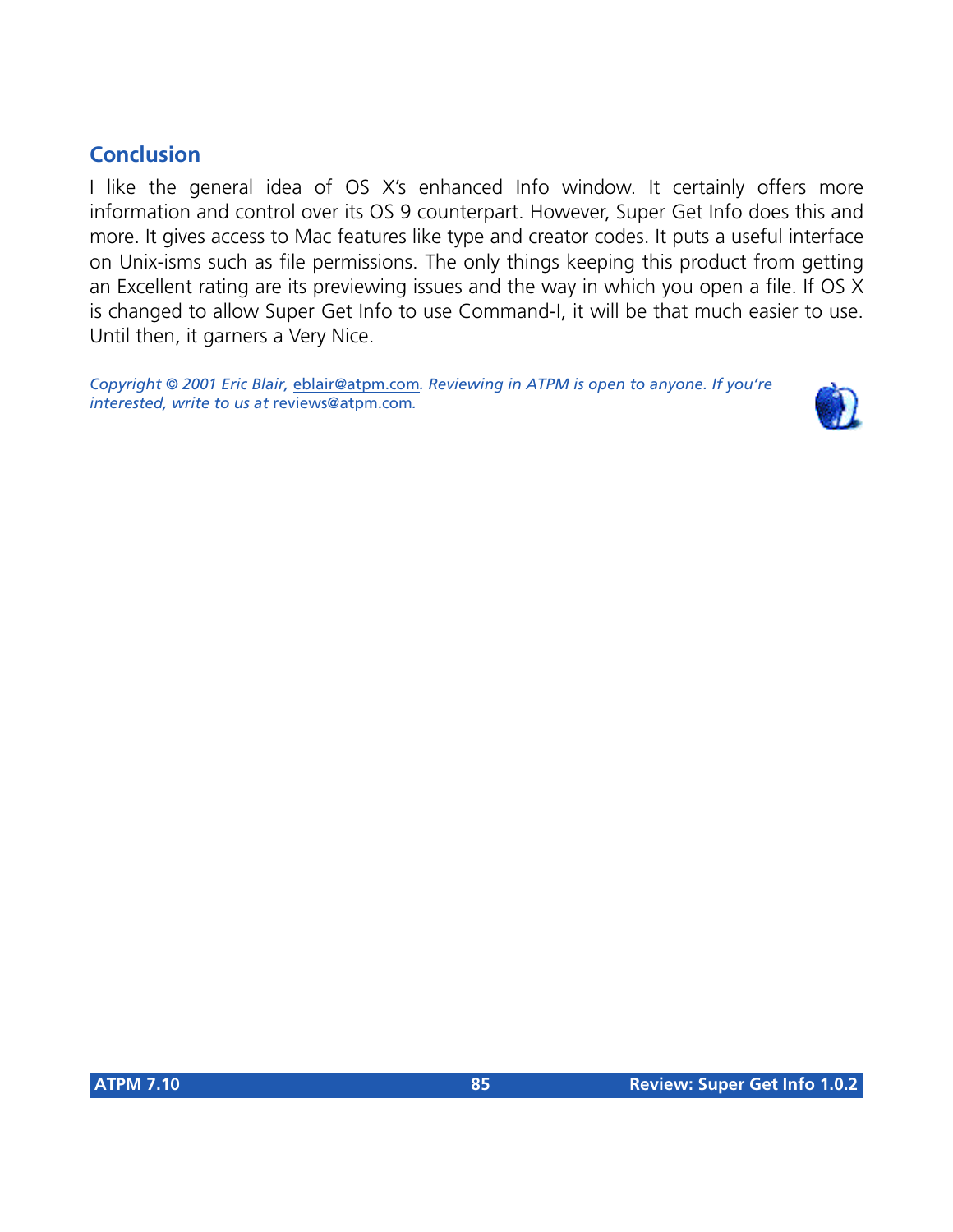## Conclusion

I like the general idea of OS X's enhanced Info window. It certainly offers more information and control over its OS 9 counterpart. However, Super Get Info does this and more. It gives access to Mac features like type and creator codes. It puts a useful interface on Unix-isms such as file permissions. The only things keeping this product from getting an Excellent rating are its previewing issues and the way in which you open a file. If OS X is changed to allow Super Get Info to use Command-I, it will be that much easier to use. Until then, it garners a Very Nice.

*Copyright © 2001 Eric Blair, eblair@atpm.com. Reviewing in ATPM is open to anyone. If you're interested, write to us at reviews@atpm.com.*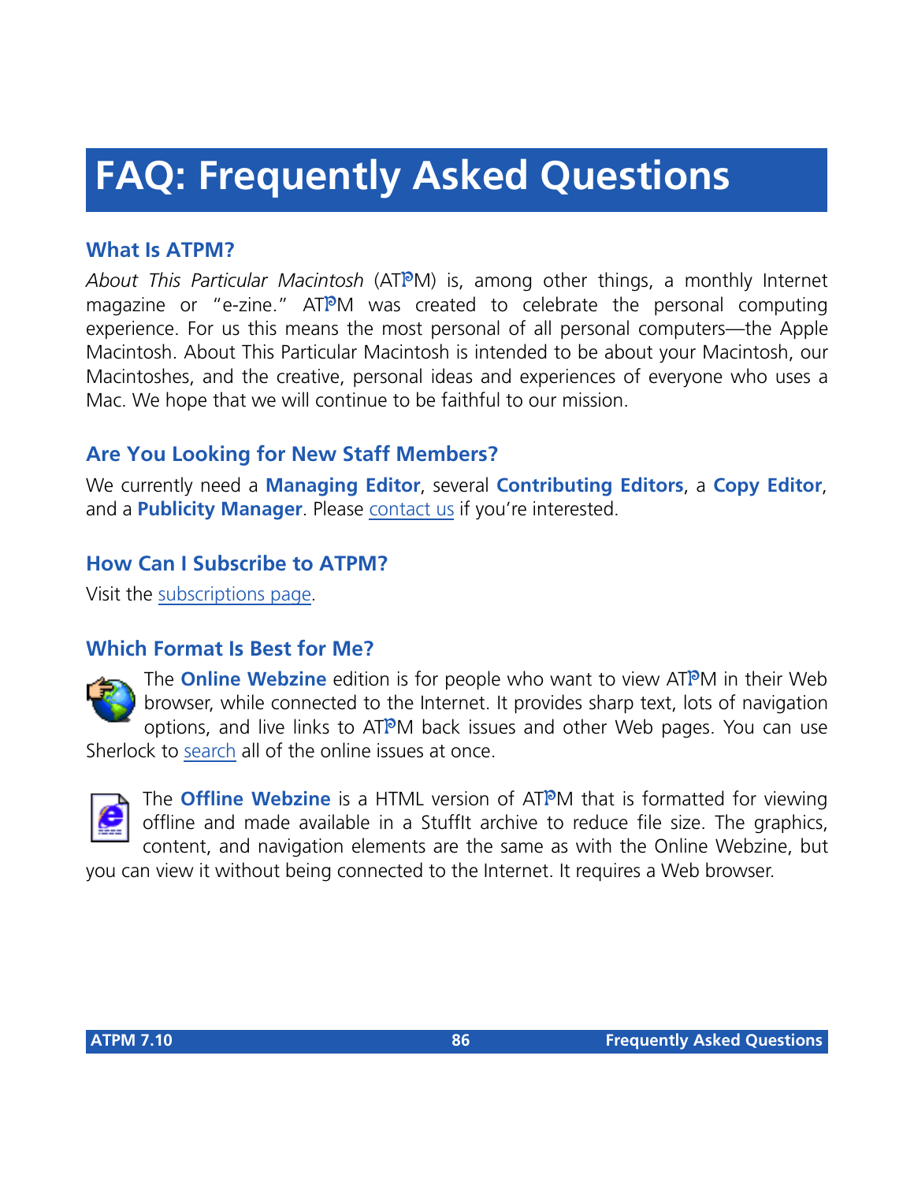# FAQ: Frequently Asked Questions

## What Is ATPM?

*About This Particular Macintosh* (ATPM) is, among other things, a monthly Internet magazine or "e-zine." ATPM was created to celebrate the personal computing experience. For us this means the most personal of all personal computers—the Apple Macintosh. About This Particular Macintosh is intended to be about your Macintosh, our Macintoshes, and the creative, personal ideas and experiences of everyone who uses a Mac. We hope that we will continue to be faithful to our mission.

## Are You Looking for New Staff Members?

We currently need a **Managing Editor**, several **Contributing Editors**, a **Copy Editor**, and a **Publicity Manager**. Please contact us if you're interested.

## How Can I Subscribe to ATPM?

Visit the subscriptions page.

## Which Format Is Best for Me?

The **Online Webzine** edition is for people who want to view ATPM in their Web browser, while connected to the Internet. It provides sharp text, lots of navigation options, and live links to ATPM back issues and other Web pages. You can use Sherlock to search all of the online issues at once.

The **Offline Webzine** is a HTML version of ATPM that is formatted for viewing offline and made available in a StuffIt archive to reduce file size. The graphics, content, and navigation elements are the same as with the Online Webzine, but you can view it without being connected to the Internet. It requires a Web browser.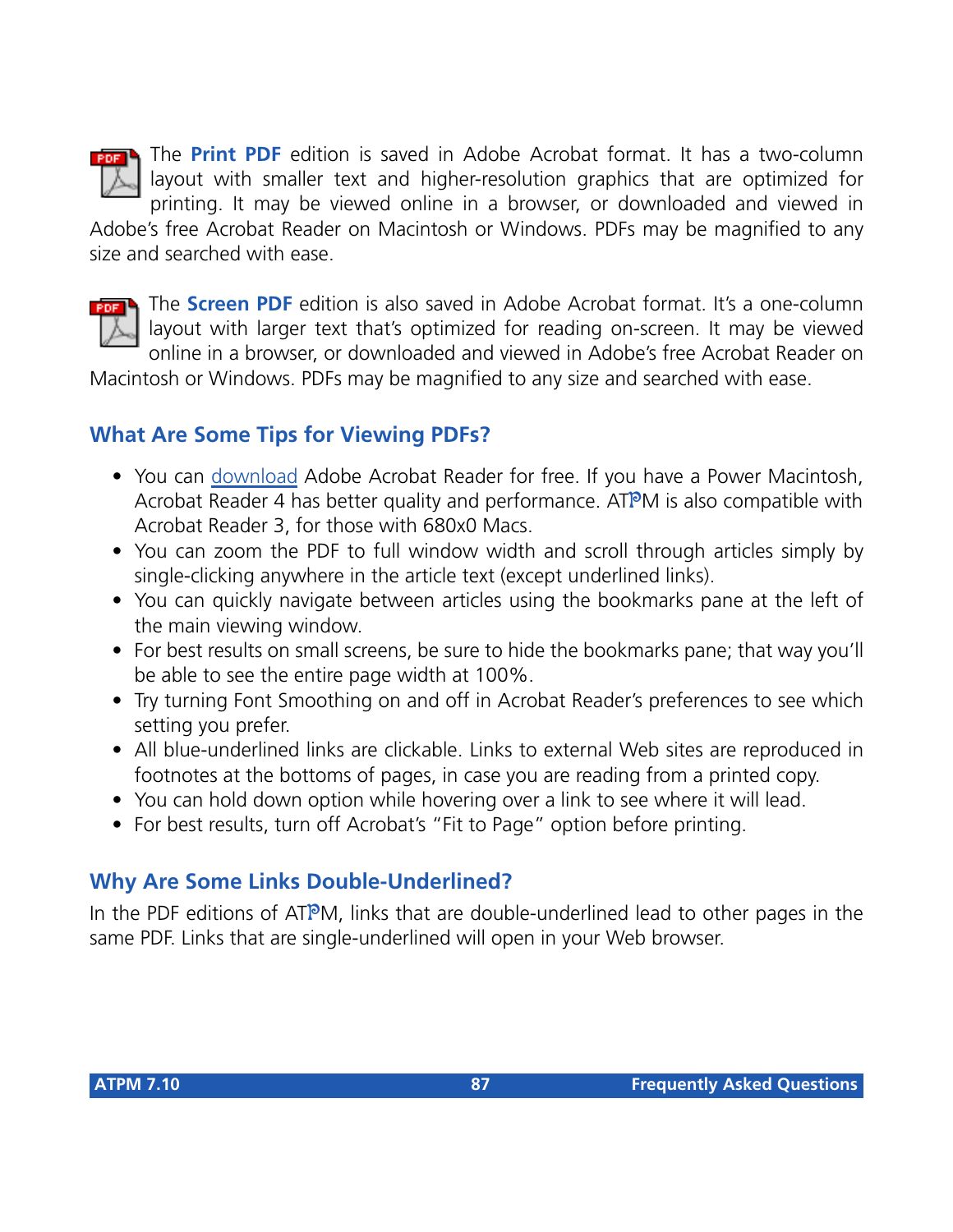The **Print PDF** edition is saved in Adobe Acrobat format. It has a two-column layout with smaller text and higher-resolution graphics that are optimized for printing. It may be viewed online in a browser, or downloaded and viewed in Adobe's free Acrobat Reader on Macintosh or Windows. PDFs may be magnified to any size and searched with ease.

The **Screen PDF** edition is also saved in Adobe Acrobat format. It's a one-column layout with larger text that's optimized for reading on-screen. It may be viewed online in a browser, or downloaded and viewed in Adobe's free Acrobat Reader on Macintosh or Windows. PDFs may be magnified to any size and searched with ease.

## What Are Some Tips for Viewing PDFs?

- You can download Adobe Acrobat Reader for free. If you have a Power Macintosh, Acrobat Reader 4 has better quality and performance. ATPM is also compatible with Acrobat Reader 3, for those with 680x0 Macs.
- You can zoom the PDF to full window width and scroll through articles simply by single-clicking anywhere in the article text (except underlined links).
- You can quickly navigate between articles using the bookmarks pane at the left of the main viewing window.
- For best results on small screens, be sure to hide the bookmarks pane; that way you'll be able to see the entire page width at 100%.
- Try turning Font Smoothing on and off in Acrobat Reader's preferences to see which setting you prefer.
- All blue-underlined links are clickable. Links to external Web sites are reproduced in footnotes at the bottoms of pages, in case you are reading from a printed copy.
- You can hold down option while hovering over a link to see where it will lead.
- For best results, turn off Acrobat's "Fit to Page" option before printing.

## Why Are Some Links Double-Underlined?

In the PDF editions of ATPM, links that are double-underlined lead to other pages in the same PDF. Links that are single-underlined will open in your Web browser.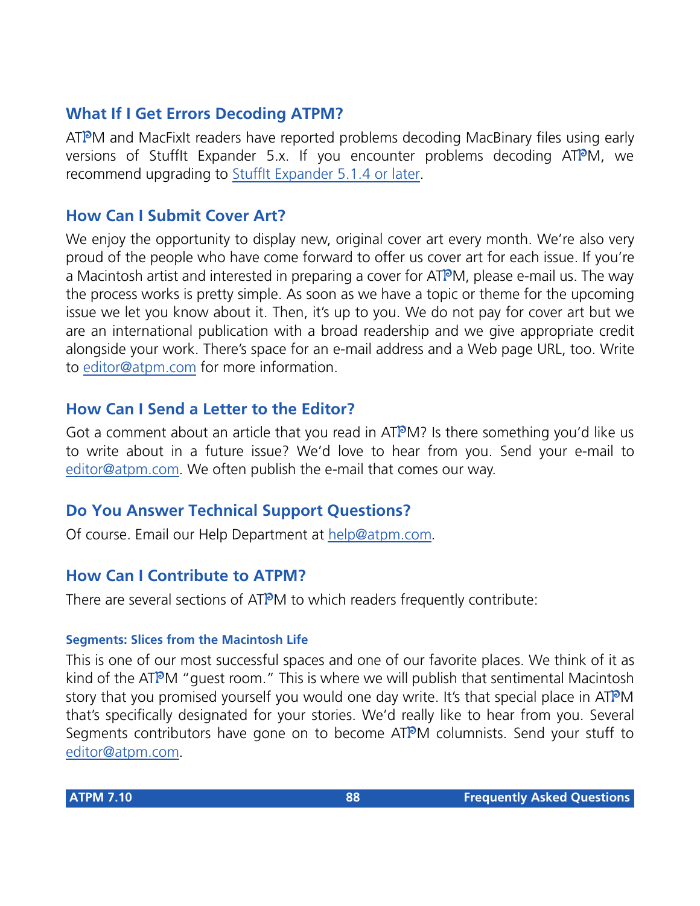## What If I Get Errors Decoding ATPM?

ATPM and MacFixIt readers have reported problems decoding MacBinary files using early versions of StuffIt Expander 5.x. If you encounter problems decoding ATPM, we recommend upgrading to StuffIt Expander 5.1.4 or later.

## How Can I Submit Cover Art?

We enjoy the opportunity to display new, original cover art every month. We're also very proud of the people who have come forward to offer us cover art for each issue. If you're a Macintosh artist and interested in preparing a cover for ATPM, please e-mail us. The way the process works is pretty simple. As soon as we have a topic or theme for the upcoming issue we let you know about it. Then, it's up to you. We do not pay for cover art but we are an international publication with a broad readership and we give appropriate credit alongside your work. There's space for an e-mail address and a Web page URL, too. Write to editor@atpm.com for more information.

## How Can I Send a Letter to the Editor?

Got a comment about an article that you read in ATPM? Is there something you'd like us to write about in a future issue? We'd love to hear from you. Send your e-mail to editor@atpm.com. We often publish the e-mail that comes our way.

## Do You Answer Technical Support Questions?

Of course. Email our Help Department at help@atpm.com.

## How Can I Contribute to ATPM?

There are several sections of ATPM to which readers frequently contribute:

### Segments: Slices from the Macintosh Life

This is one of our most successful spaces and one of our favorite places. We think of it as kind of the ATPM "guest room." This is where we will publish that sentimental Macintosh story that you promised yourself you would one day write. It's that special place in ATPM that's specifically designated for your stories. We'd really like to hear from you. Several Segments contributors have gone on to become ATPM columnists. Send your stuff to editor@atpm.com.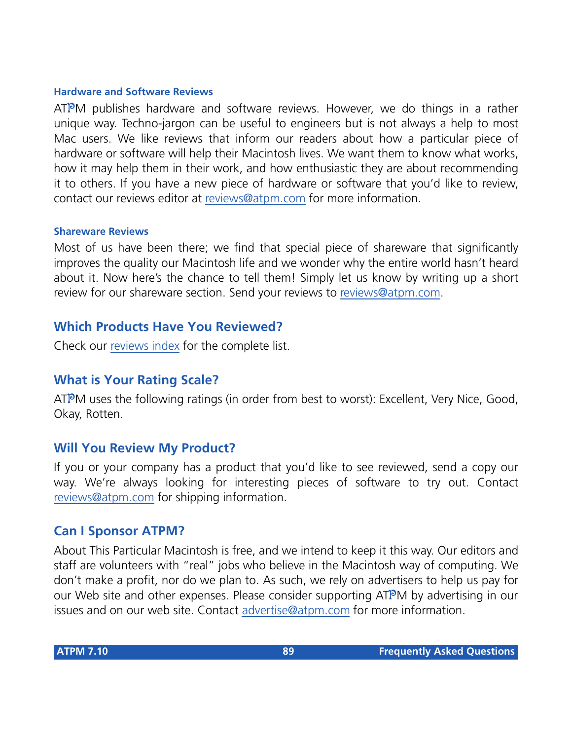#### Hardware and Software Reviews

ATPM publishes hardware and software reviews. However, we do things in a rather unique way. Techno-jargon can be useful to engineers but is not always a help to most Mac users. We like reviews that inform our readers about how a particular piece of hardware or software will help their Macintosh lives. We want them to know what works, how it may help them in their work, and how enthusiastic they are about recommending it to others. If you have a new piece of hardware or software that you'd like to review, contact our reviews editor at reviews@atpm.com for more information.

#### Shareware Reviews

Most of us have been there; we find that special piece of shareware that significantly improves the quality our Macintosh life and we wonder why the entire world hasn't heard about it. Now here's the chance to tell them! Simply let us know by writing up a short review for our shareware section. Send your reviews to reviews@atpm.com.

### Which Products Have You Reviewed?

Check our reviews index for the complete list.

### What is Your Rating Scale?

ATPM uses the following ratings (in order from best to worst): Excellent, Very Nice, Good, Okay, Rotten.

### Will You Review My Product?

If you or your company has a product that you'd like to see reviewed, send a copy our way. We're always looking for interesting pieces of software to try out. Contact reviews@atpm.com for shipping information.

### Can I Sponsor ATPM?

About This Particular Macintosh is free, and we intend to keep it this way. Our editors and staff are volunteers with "real" jobs who believe in the Macintosh way of computing. We don't make a profit, nor do we plan to. As such, we rely on advertisers to help us pay for our Web site and other expenses. Please consider supporting ATPM by advertising in our issues and on our web site. Contact advertise@atpm.com for more information.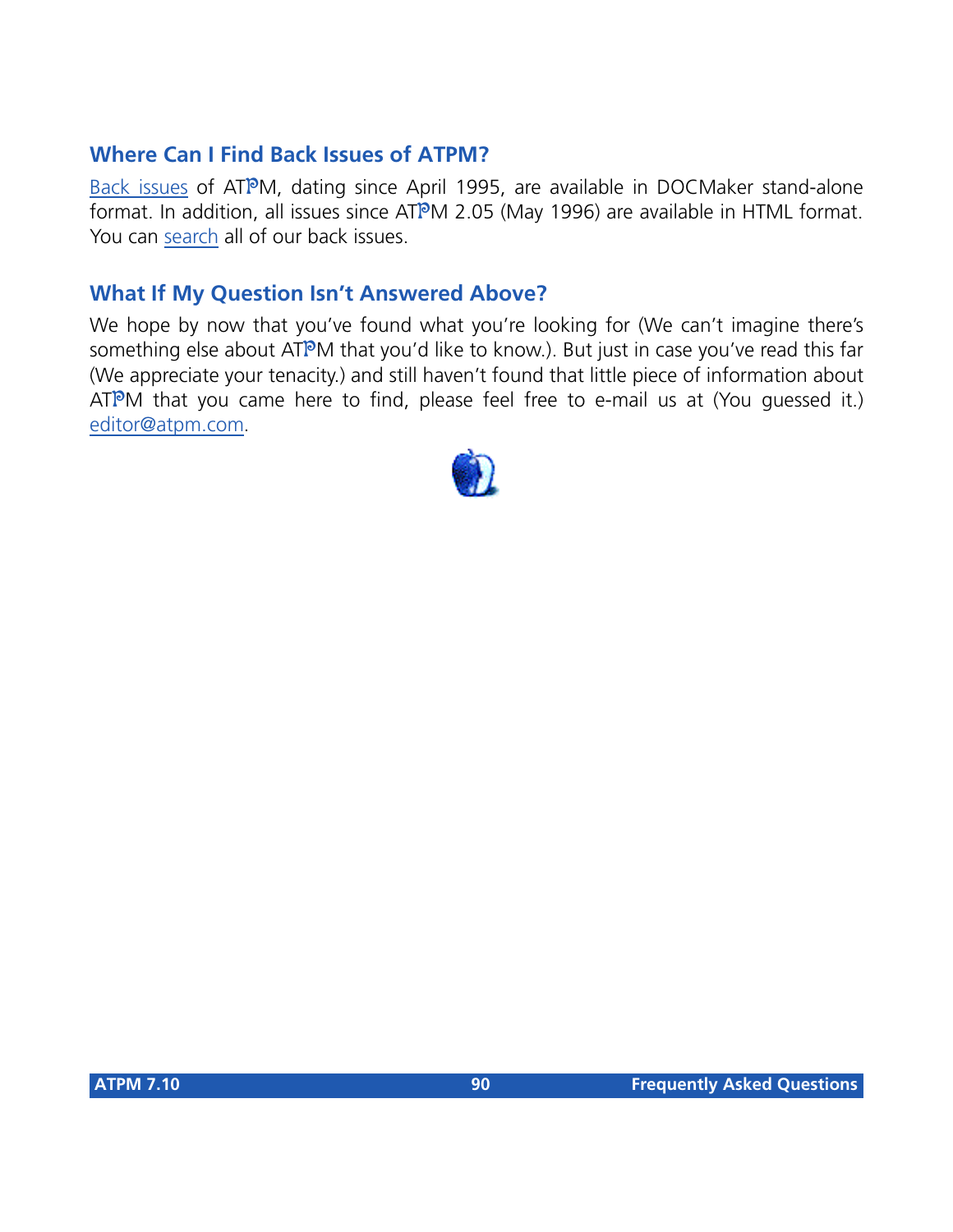### Where Can I Find Back Issues of ATPM?

Back issues of ATPM, dating since April 1995, are available in DOCMaker stand-alone format. In addition, all issues since ATPM 2.05 (May 1996) are available in HTML format. You can search all of our back issues.

### What If My Question Isn't Answered Above?

We hope by now that you've found what you're looking for (We can't imagine there's something else about ATPM that you'd like to know.). But just in case you've read this far (We appreciate your tenacity.) and still haven't found that little piece of information about ATPM that you came here to find, please feel free to e-mail us at (You guessed it.) editor@atpm.com.